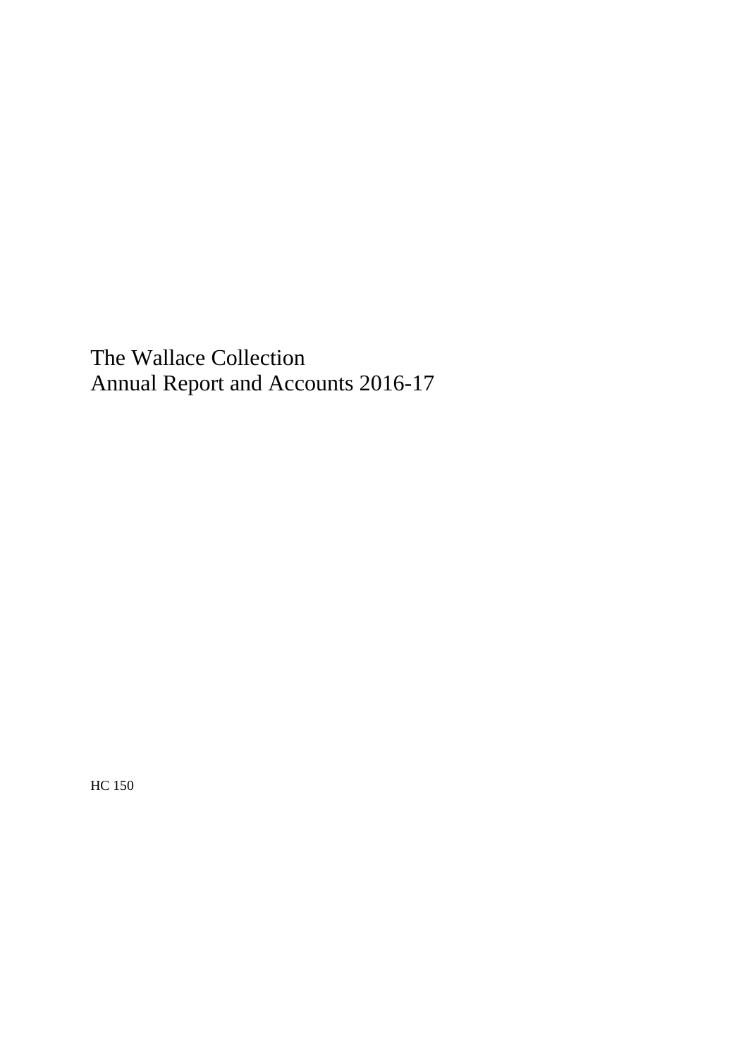# The Wallace Collection
# Annual Report and Accounts 2016-17

HC 150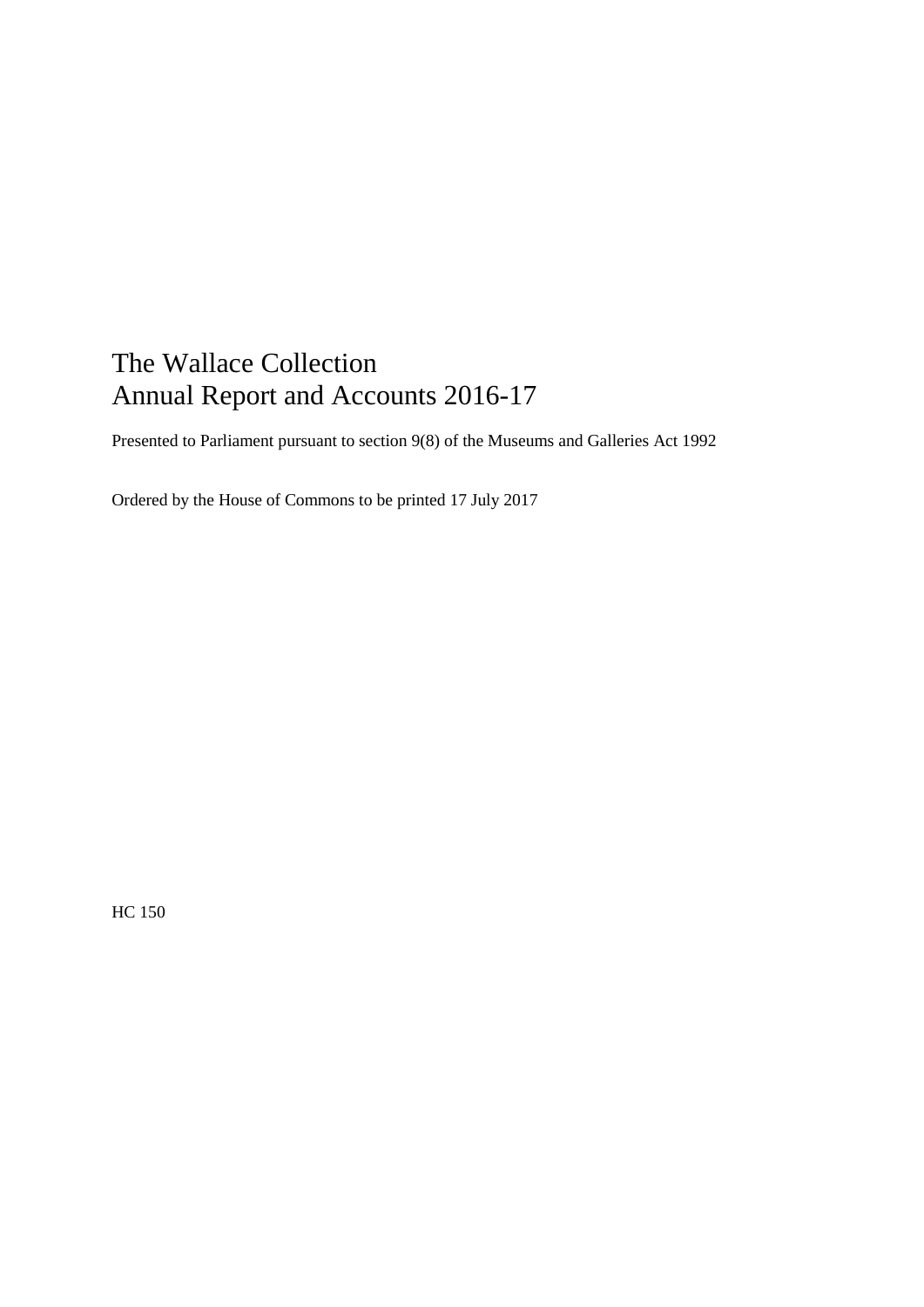# The Wallace Collection
# Annual Report and Accounts 2016-17

Presented to Parliament pursuant to section 9(8) of the Museums and Galleries Act 1992

Ordered by the House of Commons to be printed 17 July 2017

HC 150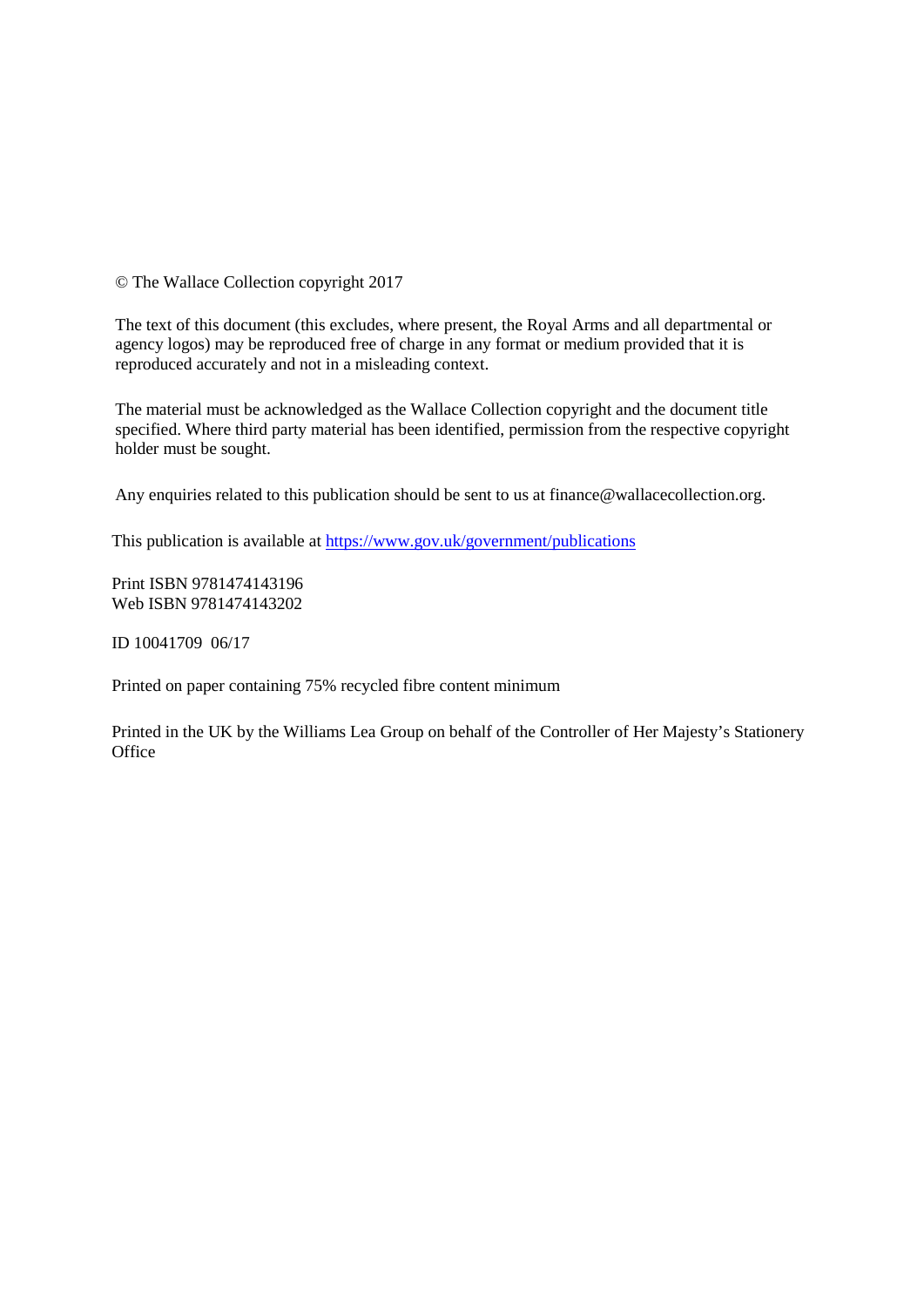© The Wallace Collection copyright 2017

The text of this document (this excludes, where present, the Royal Arms and all departmental or agency logos) may be reproduced free of charge in any format or medium provided that it is reproduced accurately and not in a misleading context.

The material must be acknowledged as the Wallace Collection copyright and the document title specified. Where third party material has been identified, permission from the respective copyright holder must be sought.

Any enquiries related to this publication should be sent to us at finance@wallacecollection.org.

This publication is available at https://www.gov.uk/government/publications

Print ISBN 9781474143196
Web ISBN 9781474143202

ID 10041709 06/17

Printed on paper containing 75% recycled fibre content minimum

Printed in the UK by the Williams Lea Group on behalf of the Controller of Her Majesty's Stationery Office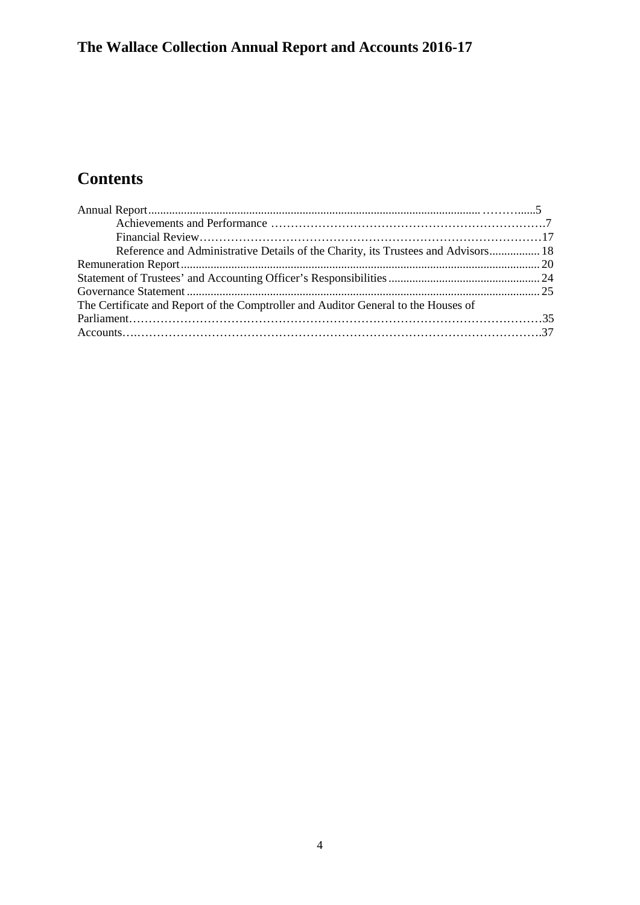# The Wallace Collection Annual Report and Accounts 2016-17

## Contents

Annual Report ........................................................................ 5
- Achievements and Performance ........................................................ 7
- Financial Review .................................................................... 17
- Reference and Administrative Details of the Charity, its Trustees and Advisors ..... 18

Remuneration Report ................................................................... 20

Statement of Trustees' and Accounting Officer's Responsibilities ...................... 24

Governance Statement .................................................................. 25

The Certificate and Report of the Comptroller and Auditor General to the Houses of Parliament ... 35

Accounts .............................................................................. 37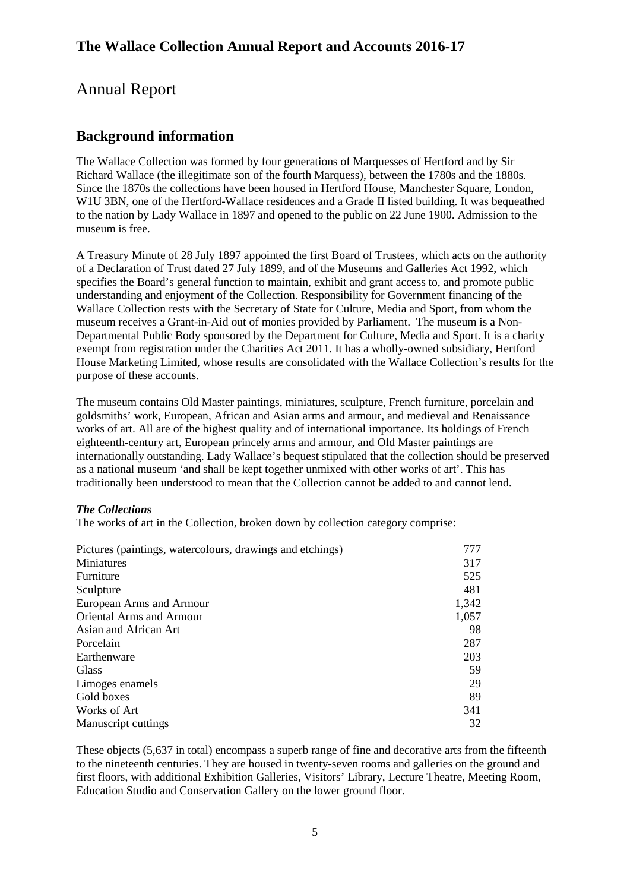# The Wallace Collection Annual Report and Accounts 2016-17

# Annual Report

## Background information

The Wallace Collection was formed by four generations of Marquesses of Hertford and by Sir Richard Wallace (the illegitimate son of the fourth Marquess), between the 1780s and the 1880s. Since the 1870s the collections have been housed in Hertford House, Manchester Square, London, W1U 3BN, one of the Hertford-Wallace residences and a Grade II listed building. It was bequeathed to the nation by Lady Wallace in 1897 and opened to the public on 22 June 1900. Admission to the museum is free.

A Treasury Minute of 28 July 1897 appointed the first Board of Trustees, which acts on the authority of a Declaration of Trust dated 27 July 1899, and of the Museums and Galleries Act 1992, which specifies the Board's general function to maintain, exhibit and grant access to, and promote public understanding and enjoyment of the Collection. Responsibility for Government financing of the Wallace Collection rests with the Secretary of State for Culture, Media and Sport, from whom the museum receives a Grant-in-Aid out of monies provided by Parliament. The museum is a Non-Departmental Public Body sponsored by the Department for Culture, Media and Sport. It is a charity exempt from registration under the Charities Act 2011. It has a wholly-owned subsidiary, Hertford House Marketing Limited, whose results are consolidated with the Wallace Collection's results for the purpose of these accounts.

The museum contains Old Master paintings, miniatures, sculpture, French furniture, porcelain and goldsmiths' work, European, African and Asian arms and armour, and medieval and Renaissance works of art. All are of the highest quality and of international importance. Its holdings of French eighteenth-century art, European princely arms and armour, and Old Master paintings are internationally outstanding. Lady Wallace's bequest stipulated that the collection should be preserved as a national museum 'and shall be kept together unmixed with other works of art'. This has traditionally been understood to mean that the Collection cannot be added to and cannot lend.

***The Collections***

The works of art in the Collection, broken down by collection category comprise:

| Category | Number |
|---|---|
| Pictures (paintings, watercolours, drawings and etchings) | 777 |
| Miniatures | 317 |
| Furniture | 525 |
| Sculpture | 481 |
| European Arms and Armour | 1,342 |
| Oriental Arms and Armour | 1,057 |
| Asian and African Art | 98 |
| Porcelain | 287 |
| Earthenware | 203 |
| Glass | 59 |
| Limoges enamels | 29 |
| Gold boxes | 89 |
| Works of Art | 341 |
| Manuscript cuttings | 32 |

These objects (5,637 in total) encompass a superb range of fine and decorative arts from the fifteenth to the nineteenth centuries. They are housed in twenty-seven rooms and galleries on the ground and first floors, with additional Exhibition Galleries, Visitors' Library, Lecture Theatre, Meeting Room, Education Studio and Conservation Gallery on the lower ground floor.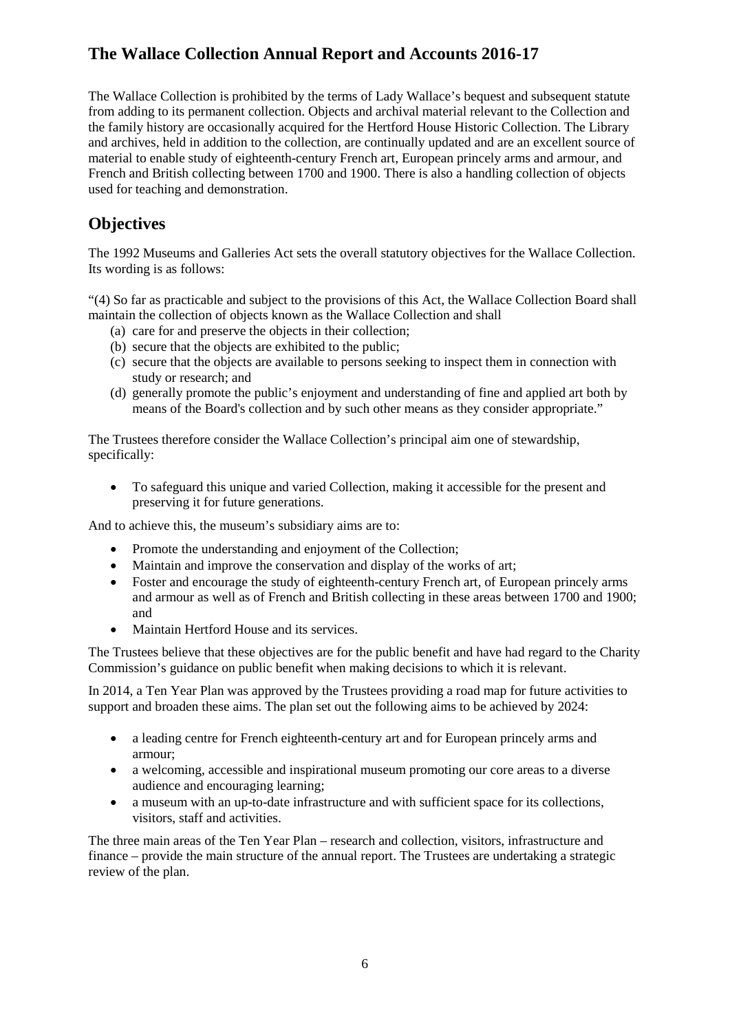# The Wallace Collection Annual Report and Accounts 2016-17

The Wallace Collection is prohibited by the terms of Lady Wallace's bequest and subsequent statute from adding to its permanent collection. Objects and archival material relevant to the Collection and the family history are occasionally acquired for the Hertford House Historic Collection. The Library and archives, held in addition to the collection, are continually updated and are an excellent source of material to enable study of eighteenth-century French art, European princely arms and armour, and French and British collecting between 1700 and 1900. There is also a handling collection of objects used for teaching and demonstration.

## Objectives

The 1992 Museums and Galleries Act sets the overall statutory objectives for the Wallace Collection. Its wording is as follows:

"(4) So far as practicable and subject to the provisions of this Act, the Wallace Collection Board shall maintain the collection of objects known as the Wallace Collection and shall

(a) care for and preserve the objects in their collection;
(b) secure that the objects are exhibited to the public;
(c) secure that the objects are available to persons seeking to inspect them in connection with study or research; and
(d) generally promote the public's enjoyment and understanding of fine and applied art both by means of the Board's collection and by such other means as they consider appropriate."

The Trustees therefore consider the Wallace Collection's principal aim one of stewardship, specifically:

- To safeguard this unique and varied Collection, making it accessible for the present and preserving it for future generations.

And to achieve this, the museum's subsidiary aims are to:

- Promote the understanding and enjoyment of the Collection;
- Maintain and improve the conservation and display of the works of art;
- Foster and encourage the study of eighteenth-century French art, of European princely arms and armour as well as of French and British collecting in these areas between 1700 and 1900; and
- Maintain Hertford House and its services.

The Trustees believe that these objectives are for the public benefit and have had regard to the Charity Commission's guidance on public benefit when making decisions to which it is relevant.

In 2014, a Ten Year Plan was approved by the Trustees providing a road map for future activities to support and broaden these aims. The plan set out the following aims to be achieved by 2024:

- a leading centre for French eighteenth-century art and for European princely arms and armour;
- a welcoming, accessible and inspirational museum promoting our core areas to a diverse audience and encouraging learning;
- a museum with an up-to-date infrastructure and with sufficient space for its collections, visitors, staff and activities.

The three main areas of the Ten Year Plan – research and collection, visitors, infrastructure and finance – provide the main structure of the annual report. The Trustees are undertaking a strategic review of the plan.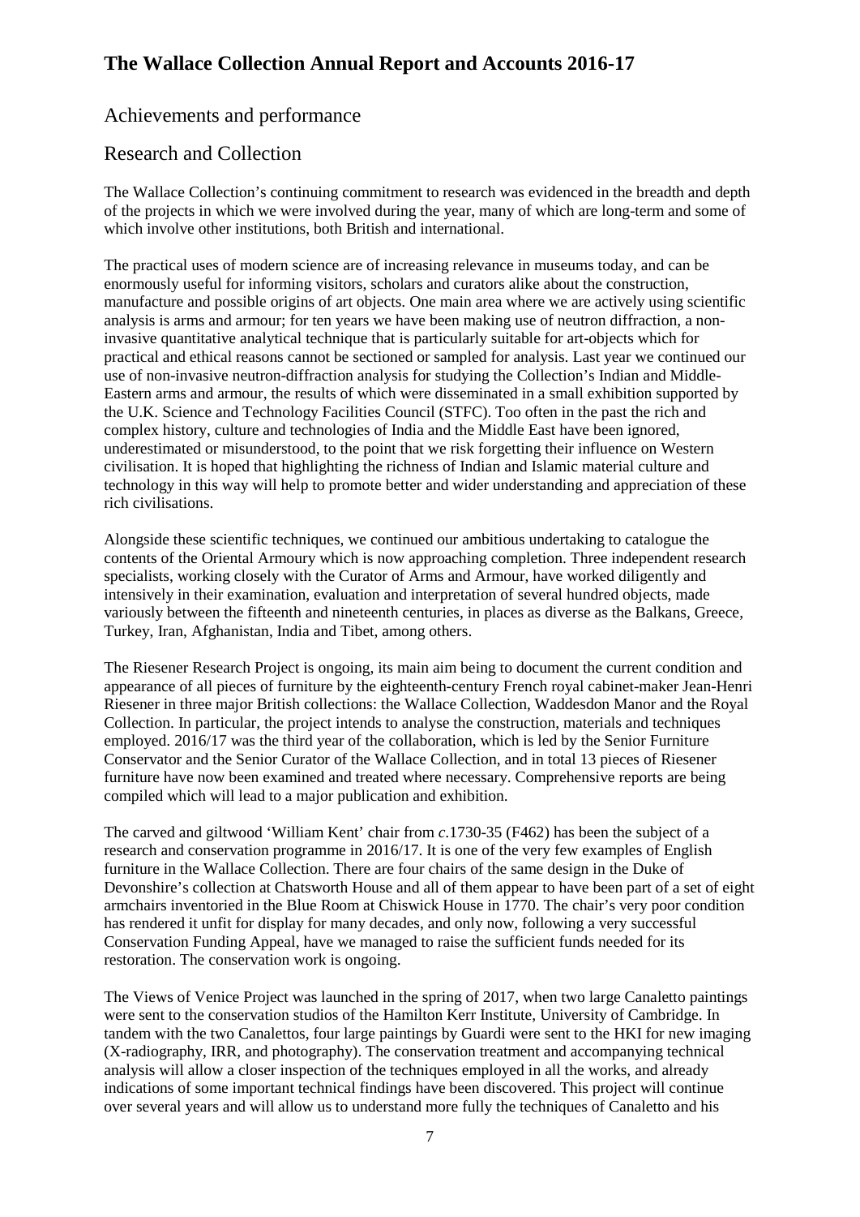## Achievements and performance

## Research and Collection

The Wallace Collection's continuing commitment to research was evidenced in the breadth and depth of the projects in which we were involved during the year, many of which are long-term and some of which involve other institutions, both British and international.

The practical uses of modern science are of increasing relevance in museums today, and can be enormously useful for informing visitors, scholars and curators alike about the construction, manufacture and possible origins of art objects. One main area where we are actively using scientific analysis is arms and armour; for ten years we have been making use of neutron diffraction, a non-invasive quantitative analytical technique that is particularly suitable for art-objects which for practical and ethical reasons cannot be sectioned or sampled for analysis. Last year we continued our use of non-invasive neutron-diffraction analysis for studying the Collection's Indian and Middle-Eastern arms and armour, the results of which were disseminated in a small exhibition supported by the U.K. Science and Technology Facilities Council (STFC). Too often in the past the rich and complex history, culture and technologies of India and the Middle East have been ignored, underestimated or misunderstood, to the point that we risk forgetting their influence on Western civilisation. It is hoped that highlighting the richness of Indian and Islamic material culture and technology in this way will help to promote better and wider understanding and appreciation of these rich civilisations.

Alongside these scientific techniques, we continued our ambitious undertaking to catalogue the contents of the Oriental Armoury which is now approaching completion. Three independent research specialists, working closely with the Curator of Arms and Armour, have worked diligently and intensively in their examination, evaluation and interpretation of several hundred objects, made variously between the fifteenth and nineteenth centuries, in places as diverse as the Balkans, Greece, Turkey, Iran, Afghanistan, India and Tibet, among others.

The Riesener Research Project is ongoing, its main aim being to document the current condition and appearance of all pieces of furniture by the eighteenth-century French royal cabinet-maker Jean-Henri Riesener in three major British collections: the Wallace Collection, Waddesdon Manor and the Royal Collection. In particular, the project intends to analyse the construction, materials and techniques employed. 2016/17 was the third year of the collaboration, which is led by the Senior Furniture Conservator and the Senior Curator of the Wallace Collection, and in total 13 pieces of Riesener furniture have now been examined and treated where necessary. Comprehensive reports are being compiled which will lead to a major publication and exhibition.

The carved and giltwood 'William Kent' chair from *c*.1730-35 (F462) has been the subject of a research and conservation programme in 2016/17. It is one of the very few examples of English furniture in the Wallace Collection. There are four chairs of the same design in the Duke of Devonshire's collection at Chatsworth House and all of them appear to have been part of a set of eight armchairs inventoried in the Blue Room at Chiswick House in 1770. The chair's very poor condition has rendered it unfit for display for many decades, and only now, following a very successful Conservation Funding Appeal, have we managed to raise the sufficient funds needed for its restoration. The conservation work is ongoing.

The Views of Venice Project was launched in the spring of 2017, when two large Canaletto paintings were sent to the conservation studios of the Hamilton Kerr Institute, University of Cambridge. In tandem with the two Canalettos, four large paintings by Guardi were sent to the HKI for new imaging (X-radiography, IRR, and photography). The conservation treatment and accompanying technical analysis will allow a closer inspection of the techniques employed in all the works, and already indications of some important technical findings have been discovered. This project will continue over several years and will allow us to understand more fully the techniques of Canaletto and his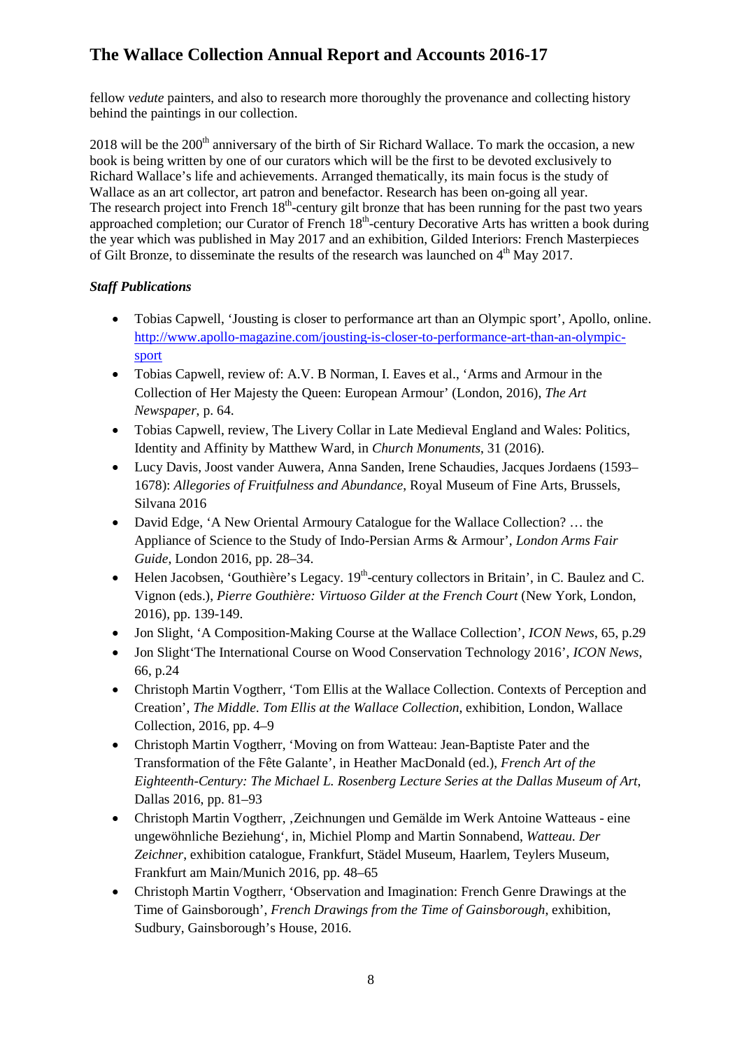fellow *vedute* painters, and also to research more thoroughly the provenance and collecting history behind the paintings in our collection.

2018 will be the 200th anniversary of the birth of Sir Richard Wallace. To mark the occasion, a new book is being written by one of our curators which will be the first to be devoted exclusively to Richard Wallace's life and achievements. Arranged thematically, its main focus is the study of Wallace as an art collector, art patron and benefactor. Research has been on-going all year. The research project into French 18th-century gilt bronze that has been running for the past two years approached completion; our Curator of French 18th-century Decorative Arts has written a book during the year which was published in May 2017 and an exhibition, Gilded Interiors: French Masterpieces of Gilt Bronze, to disseminate the results of the research was launched on 4th May 2017.

***Staff Publications***

- Tobias Capwell, 'Jousting is closer to performance art than an Olympic sport', Apollo, online. http://www.apollo-magazine.com/jousting-is-closer-to-performance-art-than-an-olympic-sport
- Tobias Capwell, review of: A.V. B Norman, I. Eaves et al., 'Arms and Armour in the Collection of Her Majesty the Queen: European Armour' (London, 2016), *The Art Newspaper*, p. 64.
- Tobias Capwell, review, The Livery Collar in Late Medieval England and Wales: Politics, Identity and Affinity by Matthew Ward, in *Church Monuments*, 31 (2016).
- Lucy Davis, Joost vander Auwera, Anna Sanden, Irene Schaudies, Jacques Jordaens (1593–1678): *Allegories of Fruitfulness and Abundance*, Royal Museum of Fine Arts, Brussels, Silvana 2016
- David Edge, 'A New Oriental Armoury Catalogue for the Wallace Collection? … the Appliance of Science to the Study of Indo-Persian Arms & Armour', *London Arms Fair Guide*, London 2016, pp. 28–34.
- Helen Jacobsen, 'Gouthière's Legacy. 19th-century collectors in Britain', in C. Baulez and C. Vignon (eds.), *Pierre Gouthière: Virtuoso Gilder at the French Court* (New York, London, 2016), pp. 139-149.
- Jon Slight, 'A Composition-Making Course at the Wallace Collection', *ICON News*, 65, p.29
- Jon Slight'The International Course on Wood Conservation Technology 2016', *ICON News*, 66, p.24
- Christoph Martin Vogtherr, 'Tom Ellis at the Wallace Collection. Contexts of Perception and Creation', *The Middle. Tom Ellis at the Wallace Collection*, exhibition, London, Wallace Collection, 2016, pp. 4–9
- Christoph Martin Vogtherr, 'Moving on from Watteau: Jean-Baptiste Pater and the Transformation of the Fête Galante', in Heather MacDonald (ed.), *French Art of the Eighteenth-Century: The Michael L. Rosenberg Lecture Series at the Dallas Museum of Art*, Dallas 2016, pp. 81–93
- Christoph Martin Vogtherr, ‚Zeichnungen und Gemälde im Werk Antoine Watteaus - eine ungewöhnliche Beziehung', in, Michiel Plomp and Martin Sonnabend, *Watteau. Der Zeichner*, exhibition catalogue, Frankfurt, Städel Museum, Haarlem, Teylers Museum, Frankfurt am Main/Munich 2016, pp. 48–65
- Christoph Martin Vogtherr, 'Observation and Imagination: French Genre Drawings at the Time of Gainsborough', *French Drawings from the Time of Gainsborough*, exhibition, Sudbury, Gainsborough's House, 2016.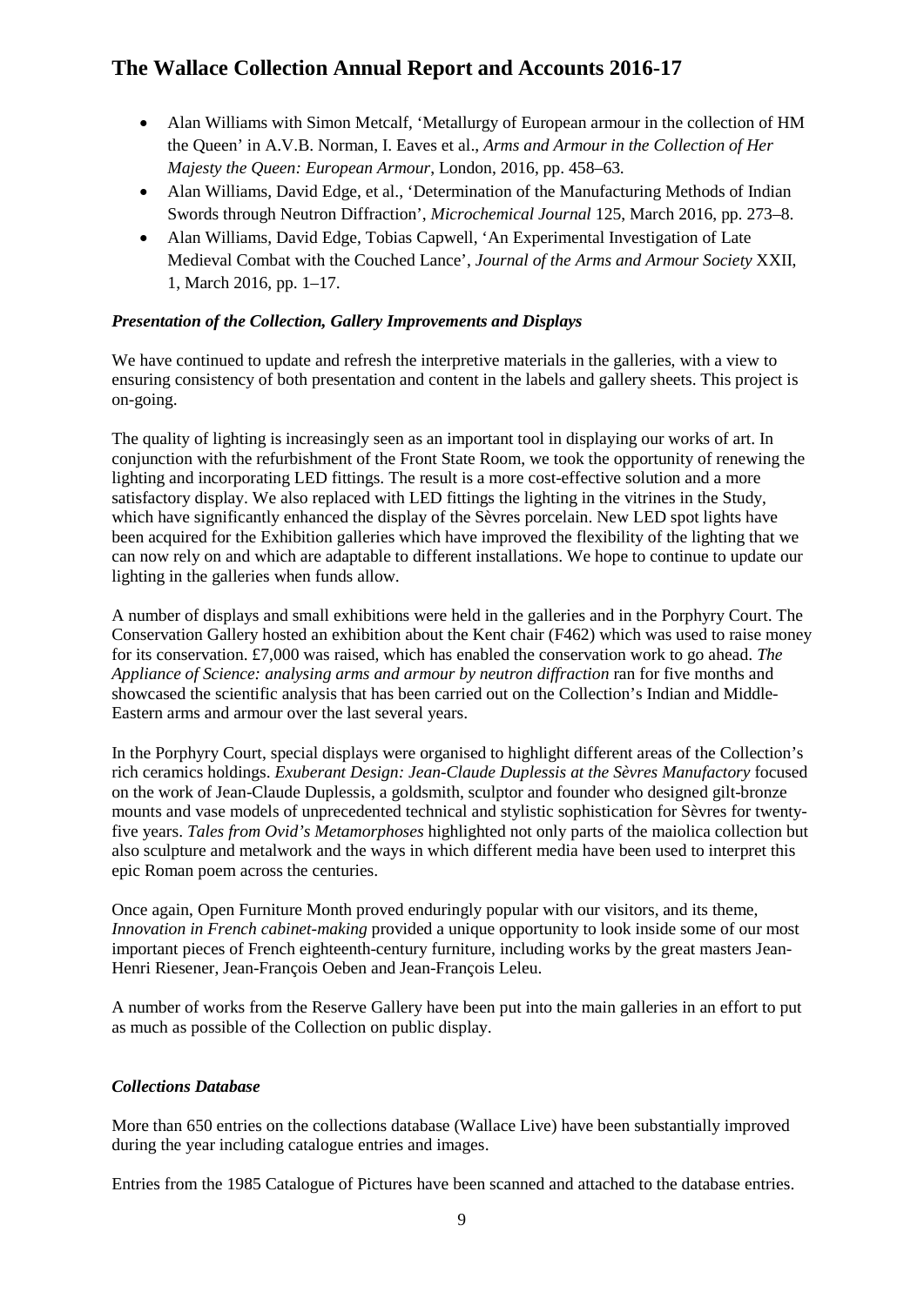- Alan Williams with Simon Metcalf, 'Metallurgy of European armour in the collection of HM the Queen' in A.V.B. Norman, I. Eaves et al., *Arms and Armour in the Collection of Her Majesty the Queen: European Armour*, London, 2016, pp. 458–63.
- Alan Williams, David Edge, et al., 'Determination of the Manufacturing Methods of Indian Swords through Neutron Diffraction', *Microchemical Journal* 125, March 2016, pp. 273–8.
- Alan Williams, David Edge, Tobias Capwell, 'An Experimental Investigation of Late Medieval Combat with the Couched Lance', *Journal of the Arms and Armour Society* XXII, 1, March 2016, pp. 1–17.

### *Presentation of the Collection, Gallery Improvements and Displays*

We have continued to update and refresh the interpretive materials in the galleries, with a view to ensuring consistency of both presentation and content in the labels and gallery sheets. This project is on-going.

The quality of lighting is increasingly seen as an important tool in displaying our works of art. In conjunction with the refurbishment of the Front State Room, we took the opportunity of renewing the lighting and incorporating LED fittings. The result is a more cost-effective solution and a more satisfactory display. We also replaced with LED fittings the lighting in the vitrines in the Study, which have significantly enhanced the display of the Sèvres porcelain. New LED spot lights have been acquired for the Exhibition galleries which have improved the flexibility of the lighting that we can now rely on and which are adaptable to different installations. We hope to continue to update our lighting in the galleries when funds allow.

A number of displays and small exhibitions were held in the galleries and in the Porphyry Court. The Conservation Gallery hosted an exhibition about the Kent chair (F462) which was used to raise money for its conservation. £7,000 was raised, which has enabled the conservation work to go ahead. *The Appliance of Science: analysing arms and armour by neutron diffraction* ran for five months and showcased the scientific analysis that has been carried out on the Collection's Indian and Middle-Eastern arms and armour over the last several years.

In the Porphyry Court, special displays were organised to highlight different areas of the Collection's rich ceramics holdings. *Exuberant Design: Jean-Claude Duplessis at the Sèvres Manufactory* focused on the work of Jean-Claude Duplessis, a goldsmith, sculptor and founder who designed gilt-bronze mounts and vase models of unprecedented technical and stylistic sophistication for Sèvres for twenty-five years. *Tales from Ovid's Metamorphoses* highlighted not only parts of the maiolica collection but also sculpture and metalwork and the ways in which different media have been used to interpret this epic Roman poem across the centuries.

Once again, Open Furniture Month proved enduringly popular with our visitors, and its theme, *Innovation in French cabinet-making* provided a unique opportunity to look inside some of our most important pieces of French eighteenth-century furniture, including works by the great masters Jean-Henri Riesener, Jean-François Oeben and Jean-François Leleu.

A number of works from the Reserve Gallery have been put into the main galleries in an effort to put as much as possible of the Collection on public display.

### *Collections Database*

More than 650 entries on the collections database (Wallace Live) have been substantially improved during the year including catalogue entries and images.

Entries from the 1985 Catalogue of Pictures have been scanned and attached to the database entries.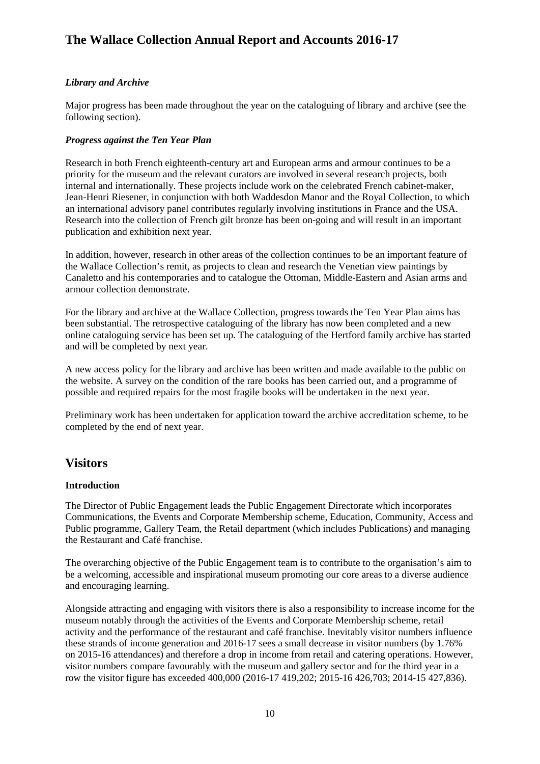### *Library and Archive*

Major progress has been made throughout the year on the cataloguing of library and archive (see the following section).

### *Progress against the Ten Year Plan*

Research in both French eighteenth-century art and European arms and armour continues to be a priority for the museum and the relevant curators are involved in several research projects, both internal and internationally. These projects include work on the celebrated French cabinet-maker, Jean-Henri Riesener, in conjunction with both Waddesdon Manor and the Royal Collection, to which an international advisory panel contributes regularly involving institutions in France and the USA. Research into the collection of French gilt bronze has been on-going and will result in an important publication and exhibition next year.

In addition, however, research in other areas of the collection continues to be an important feature of the Wallace Collection's remit, as projects to clean and research the Venetian view paintings by Canaletto and his contemporaries and to catalogue the Ottoman, Middle-Eastern and Asian arms and armour collection demonstrate.

For the library and archive at the Wallace Collection, progress towards the Ten Year Plan aims has been substantial. The retrospective cataloguing of the library has now been completed and a new online cataloguing service has been set up. The cataloguing of the Hertford family archive has started and will be completed by next year.

A new access policy for the library and archive has been written and made available to the public on the website. A survey on the condition of the rare books has been carried out, and a programme of possible and required repairs for the most fragile books will be undertaken in the next year.

Preliminary work has been undertaken for application toward the archive accreditation scheme, to be completed by the end of next year.

## Visitors

### Introduction

The Director of Public Engagement leads the Public Engagement Directorate which incorporates Communications, the Events and Corporate Membership scheme, Education, Community, Access and Public programme, Gallery Team, the Retail department (which includes Publications) and managing the Restaurant and Café franchise.

The overarching objective of the Public Engagement team is to contribute to the organisation's aim to be a welcoming, accessible and inspirational museum promoting our core areas to a diverse audience and encouraging learning.

Alongside attracting and engaging with visitors there is also a responsibility to increase income for the museum notably through the activities of the Events and Corporate Membership scheme, retail activity and the performance of the restaurant and café franchise. Inevitably visitor numbers influence these strands of income generation and 2016-17 sees a small decrease in visitor numbers (by 1.76% on 2015-16 attendances) and therefore a drop in income from retail and catering operations. However, visitor numbers compare favourably with the museum and gallery sector and for the third year in a row the visitor figure has exceeded 400,000 (2016-17 419,202; 2015-16 426,703; 2014-15 427,836).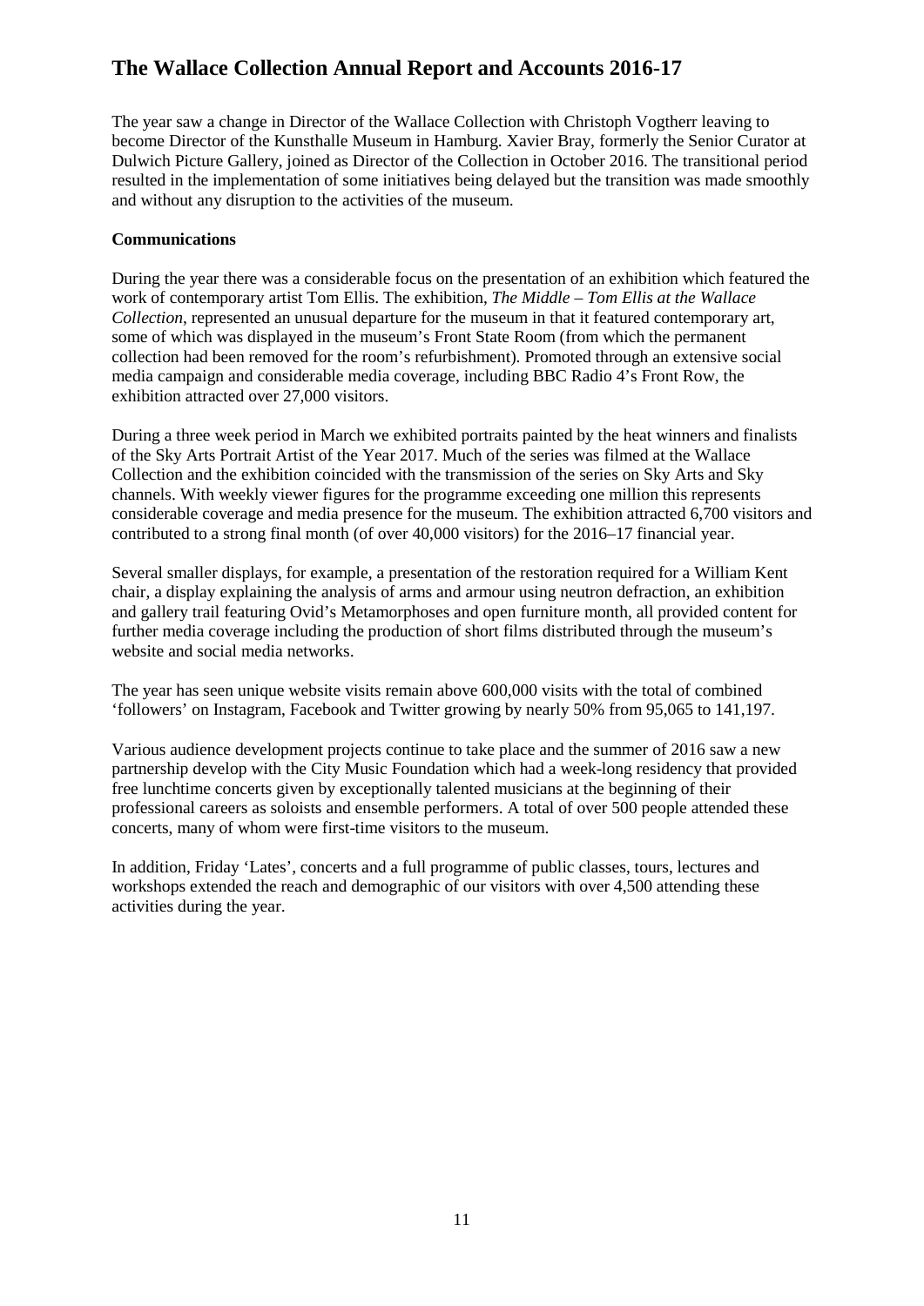The year saw a change in Director of the Wallace Collection with Christoph Vogtherr leaving to become Director of the Kunsthalle Museum in Hamburg. Xavier Bray, formerly the Senior Curator at Dulwich Picture Gallery, joined as Director of the Collection in October 2016. The transitional period resulted in the implementation of some initiatives being delayed but the transition was made smoothly and without any disruption to the activities of the museum.

**Communications**

During the year there was a considerable focus on the presentation of an exhibition which featured the work of contemporary artist Tom Ellis. The exhibition, *The Middle – Tom Ellis at the Wallace Collection*, represented an unusual departure for the museum in that it featured contemporary art, some of which was displayed in the museum's Front State Room (from which the permanent collection had been removed for the room's refurbishment). Promoted through an extensive social media campaign and considerable media coverage, including BBC Radio 4's Front Row, the exhibition attracted over 27,000 visitors.

During a three week period in March we exhibited portraits painted by the heat winners and finalists of the Sky Arts Portrait Artist of the Year 2017. Much of the series was filmed at the Wallace Collection and the exhibition coincided with the transmission of the series on Sky Arts and Sky channels. With weekly viewer figures for the programme exceeding one million this represents considerable coverage and media presence for the museum. The exhibition attracted 6,700 visitors and contributed to a strong final month (of over 40,000 visitors) for the 2016–17 financial year.

Several smaller displays, for example, a presentation of the restoration required for a William Kent chair, a display explaining the analysis of arms and armour using neutron defraction, an exhibition and gallery trail featuring Ovid's Metamorphoses and open furniture month, all provided content for further media coverage including the production of short films distributed through the museum's website and social media networks.

The year has seen unique website visits remain above 600,000 visits with the total of combined 'followers' on Instagram, Facebook and Twitter growing by nearly 50% from 95,065 to 141,197.

Various audience development projects continue to take place and the summer of 2016 saw a new partnership develop with the City Music Foundation which had a week-long residency that provided free lunchtime concerts given by exceptionally talented musicians at the beginning of their professional careers as soloists and ensemble performers. A total of over 500 people attended these concerts, many of whom were first-time visitors to the museum.

In addition, Friday 'Lates', concerts and a full programme of public classes, tours, lectures and workshops extended the reach and demographic of our visitors with over 4,500 attending these activities during the year.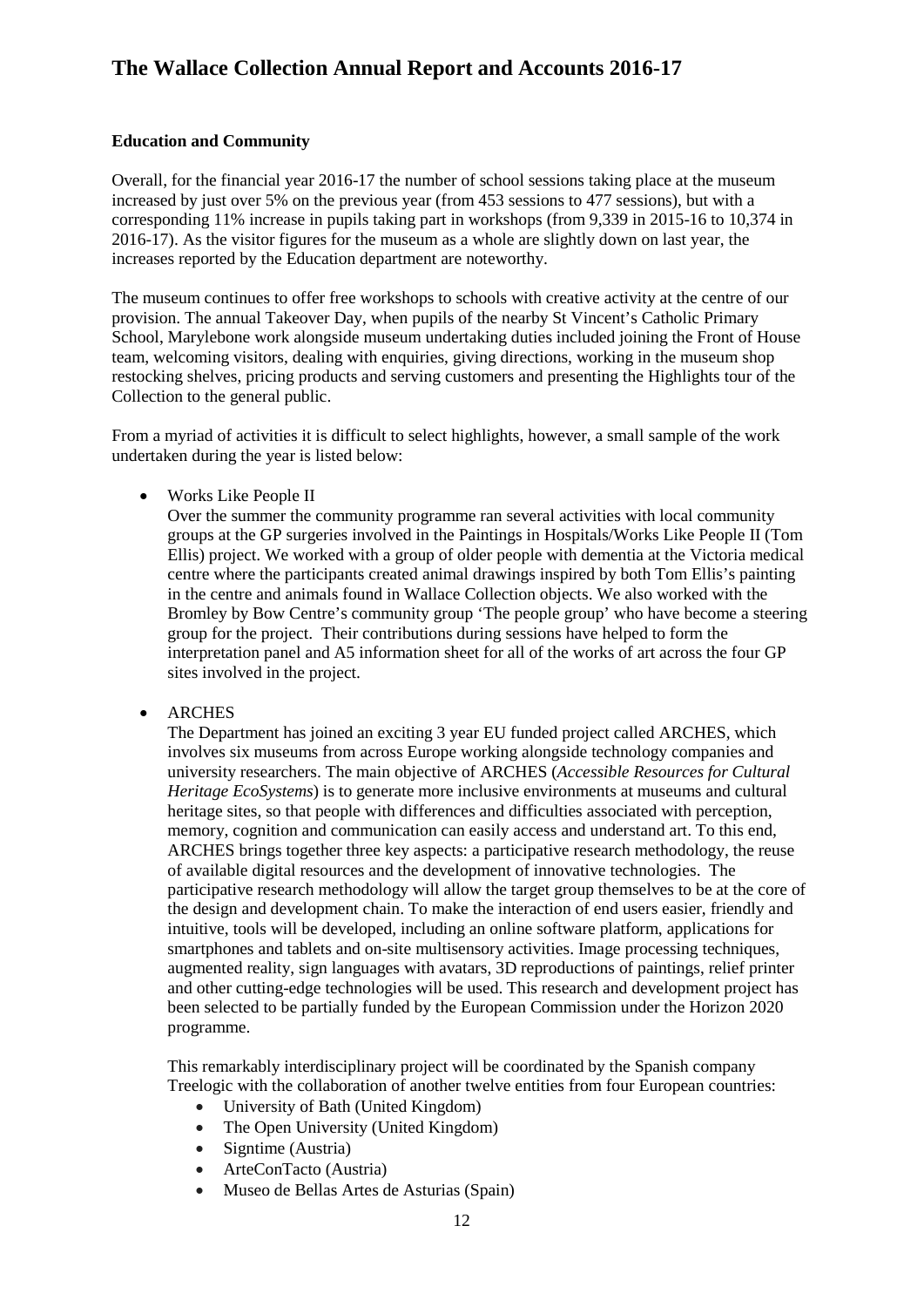**Education and Community**

Overall, for the financial year 2016-17 the number of school sessions taking place at the museum increased by just over 5% on the previous year (from 453 sessions to 477 sessions), but with a corresponding 11% increase in pupils taking part in workshops (from 9,339 in 2015-16 to 10,374 in 2016-17). As the visitor figures for the museum as a whole are slightly down on last year, the increases reported by the Education department are noteworthy.

The museum continues to offer free workshops to schools with creative activity at the centre of our provision. The annual Takeover Day, when pupils of the nearby St Vincent's Catholic Primary School, Marylebone work alongside museum undertaking duties included joining the Front of House team, welcoming visitors, dealing with enquiries, giving directions, working in the museum shop restocking shelves, pricing products and serving customers and presenting the Highlights tour of the Collection to the general public.

From a myriad of activities it is difficult to select highlights, however, a small sample of the work undertaken during the year is listed below:

- Works Like People II

  Over the summer the community programme ran several activities with local community groups at the GP surgeries involved in the Paintings in Hospitals/Works Like People II (Tom Ellis) project. We worked with a group of older people with dementia at the Victoria medical centre where the participants created animal drawings inspired by both Tom Ellis's painting in the centre and animals found in Wallace Collection objects. We also worked with the Bromley by Bow Centre's community group 'The people group' who have become a steering group for the project. Their contributions during sessions have helped to form the interpretation panel and A5 information sheet for all of the works of art across the four GP sites involved in the project.

- ARCHES

  The Department has joined an exciting 3 year EU funded project called ARCHES, which involves six museums from across Europe working alongside technology companies and university researchers. The main objective of ARCHES (*Accessible Resources for Cultural Heritage EcoSystems*) is to generate more inclusive environments at museums and cultural heritage sites, so that people with differences and difficulties associated with perception, memory, cognition and communication can easily access and understand art. To this end, ARCHES brings together three key aspects: a participative research methodology, the reuse of available digital resources and the development of innovative technologies. The participative research methodology will allow the target group themselves to be at the core of the design and development chain. To make the interaction of end users easier, friendly and intuitive, tools will be developed, including an online software platform, applications for smartphones and tablets and on-site multisensory activities. Image processing techniques, augmented reality, sign languages with avatars, 3D reproductions of paintings, relief printer and other cutting-edge technologies will be used. This research and development project has been selected to be partially funded by the European Commission under the Horizon 2020 programme.

  This remarkably interdisciplinary project will be coordinated by the Spanish company Treelogic with the collaboration of another twelve entities from four European countries:

  - University of Bath (United Kingdom)
  - The Open University (United Kingdom)
  - Signtime (Austria)
  - ArteConTacto (Austria)
  - Museo de Bellas Artes de Asturias (Spain)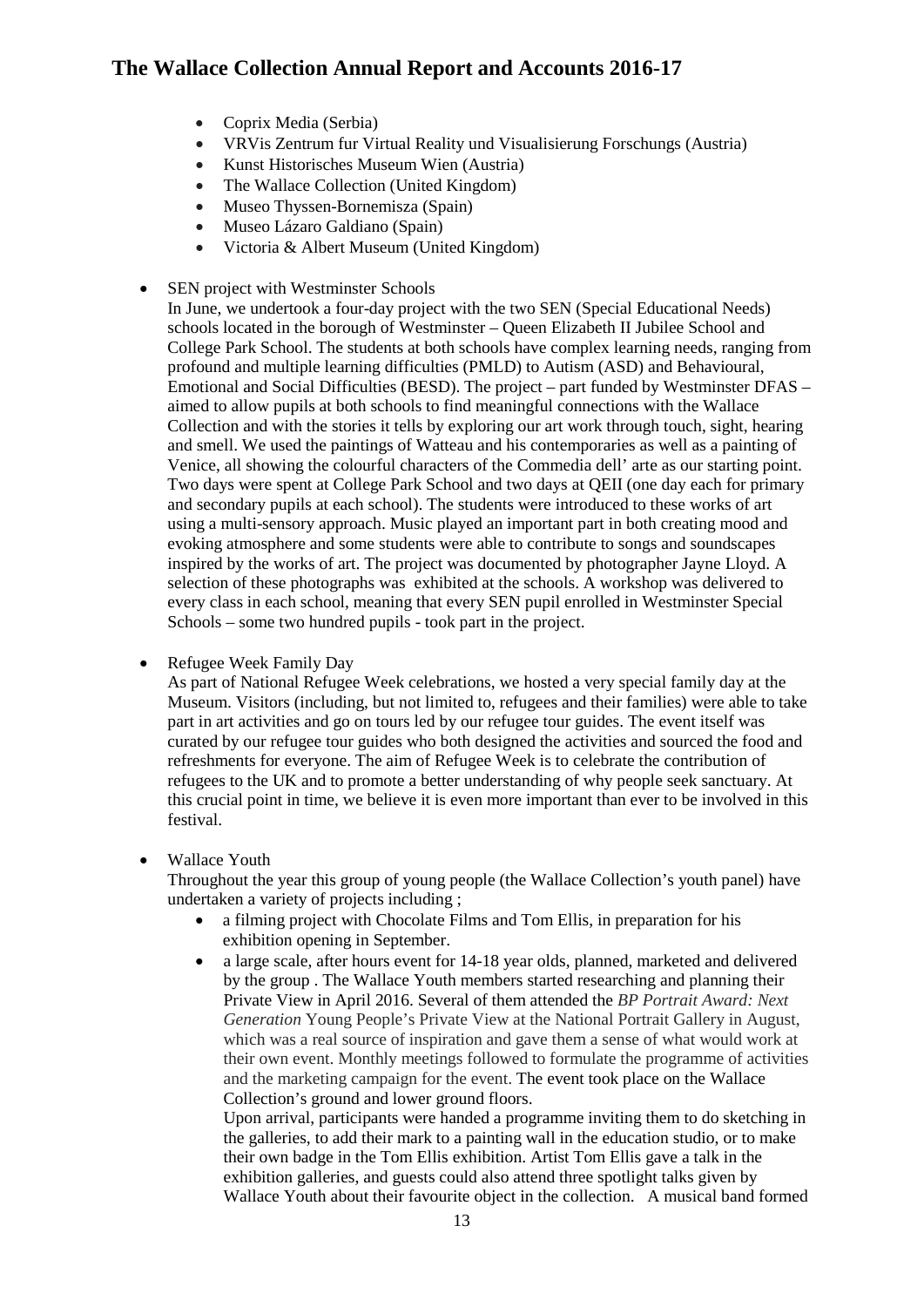- Coprix Media (Serbia)
- VRVis Zentrum fur Virtual Reality und Visualisierung Forschungs (Austria)
- Kunst Historisches Museum Wien (Austria)
- The Wallace Collection (United Kingdom)
- Museo Thyssen-Bornemisza (Spain)
- Museo Lázaro Galdiano (Spain)
- Victoria & Albert Museum (United Kingdom)

- SEN project with Westminster Schools
  In June, we undertook a four-day project with the two SEN (Special Educational Needs) schools located in the borough of Westminster – Queen Elizabeth II Jubilee School and College Park School. The students at both schools have complex learning needs, ranging from profound and multiple learning difficulties (PMLD) to Autism (ASD) and Behavioural, Emotional and Social Difficulties (BESD). The project – part funded by Westminster DFAS – aimed to allow pupils at both schools to find meaningful connections with the Wallace Collection and with the stories it tells by exploring our art work through touch, sight, hearing and smell. We used the paintings of Watteau and his contemporaries as well as a painting of Venice, all showing the colourful characters of the Commedia dell' arte as our starting point. Two days were spent at College Park School and two days at QEII (one day each for primary and secondary pupils at each school). The students were introduced to these works of art using a multi-sensory approach. Music played an important part in both creating mood and evoking atmosphere and some students were able to contribute to songs and soundscapes inspired by the works of art. The project was documented by photographer Jayne Lloyd. A selection of these photographs was exhibited at the schools. A workshop was delivered to every class in each school, meaning that every SEN pupil enrolled in Westminster Special Schools – some two hundred pupils - took part in the project.

- Refugee Week Family Day
  As part of National Refugee Week celebrations, we hosted a very special family day at the Museum. Visitors (including, but not limited to, refugees and their families) were able to take part in art activities and go on tours led by our refugee tour guides. The event itself was curated by our refugee tour guides who both designed the activities and sourced the food and refreshments for everyone. The aim of Refugee Week is to celebrate the contribution of refugees to the UK and to promote a better understanding of why people seek sanctuary. At this crucial point in time, we believe it is even more important than ever to be involved in this festival.

- Wallace Youth
  Throughout the year this group of young people (the Wallace Collection's youth panel) have undertaken a variety of projects including ;
  - a filming project with Chocolate Films and Tom Ellis, in preparation for his exhibition opening in September.
  - a large scale, after hours event for 14-18 year olds, planned, marketed and delivered by the group . The Wallace Youth members started researching and planning their Private View in April 2016. Several of them attended the *BP Portrait Award: Next Generation* Young People's Private View at the National Portrait Gallery in August, which was a real source of inspiration and gave them a sense of what would work at their own event. Monthly meetings followed to formulate the programme of activities and the marketing campaign for the event. The event took place on the Wallace Collection's ground and lower ground floors.
    Upon arrival, participants were handed a programme inviting them to do sketching in the galleries, to add their mark to a painting wall in the education studio, or to make their own badge in the Tom Ellis exhibition. Artist Tom Ellis gave a talk in the exhibition galleries, and guests could also attend three spotlight talks given by Wallace Youth about their favourite object in the collection. A musical band formed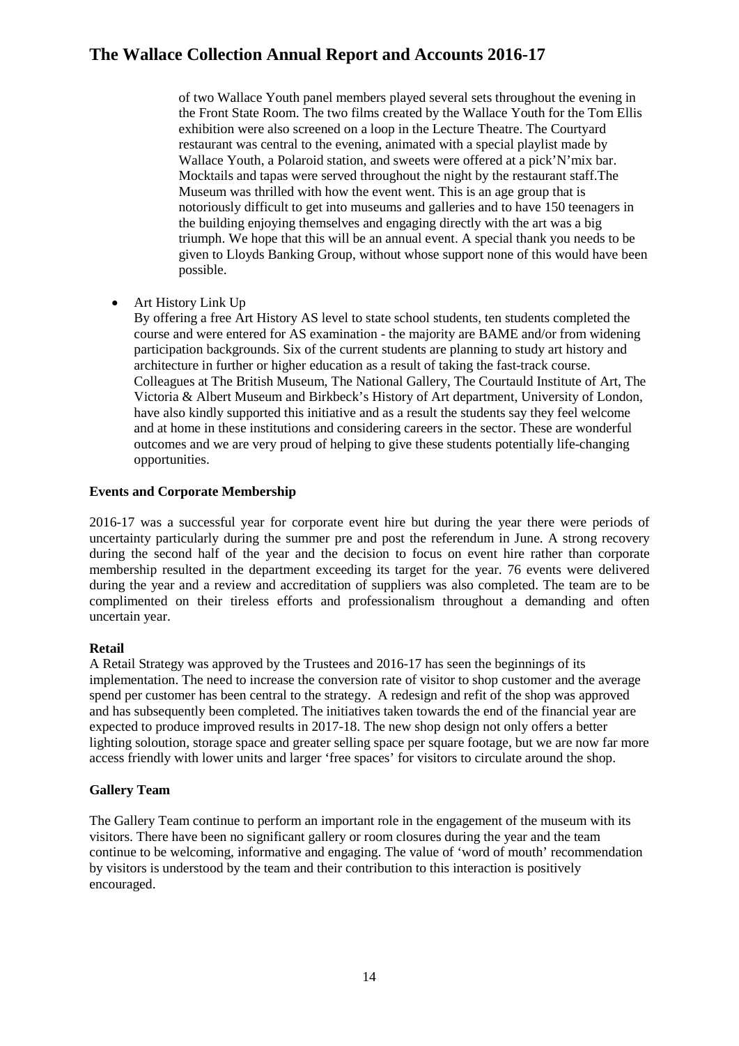of two Wallace Youth panel members played several sets throughout the evening in the Front State Room. The two films created by the Wallace Youth for the Tom Ellis exhibition were also screened on a loop in the Lecture Theatre. The Courtyard restaurant was central to the evening, animated with a special playlist made by Wallace Youth, a Polaroid station, and sweets were offered at a pick'N'mix bar. Mocktails and tapas were served throughout the night by the restaurant staff.The Museum was thrilled with how the event went. This is an age group that is notoriously difficult to get into museums and galleries and to have 150 teenagers in the building enjoying themselves and engaging directly with the art was a big triumph. We hope that this will be an annual event. A special thank you needs to be given to Lloyds Banking Group, without whose support none of this would have been possible.

- Art History Link Up
  By offering a free Art History AS level to state school students, ten students completed the course and were entered for AS examination - the majority are BAME and/or from widening participation backgrounds. Six of the current students are planning to study art history and architecture in further or higher education as a result of taking the fast-track course. Colleagues at The British Museum, The National Gallery, The Courtauld Institute of Art, The Victoria & Albert Museum and Birkbeck's History of Art department, University of London, have also kindly supported this initiative and as a result the students say they feel welcome and at home in these institutions and considering careers in the sector. These are wonderful outcomes and we are very proud of helping to give these students potentially life-changing opportunities.

**Events and Corporate Membership**

2016-17 was a successful year for corporate event hire but during the year there were periods of uncertainty particularly during the summer pre and post the referendum in June. A strong recovery during the second half of the year and the decision to focus on event hire rather than corporate membership resulted in the department exceeding its target for the year. 76 events were delivered during the year and a review and accreditation of suppliers was also completed. The team are to be complimented on their tireless efforts and professionalism throughout a demanding and often uncertain year.

**Retail**

A Retail Strategy was approved by the Trustees and 2016-17 has seen the beginnings of its implementation. The need to increase the conversion rate of visitor to shop customer and the average spend per customer has been central to the strategy. A redesign and refit of the shop was approved and has subsequently been completed. The initiatives taken towards the end of the financial year are expected to produce improved results in 2017-18. The new shop design not only offers a better lighting soloution, storage space and greater selling space per square footage, but we are now far more access friendly with lower units and larger 'free spaces' for visitors to circulate around the shop.

**Gallery Team**

The Gallery Team continue to perform an important role in the engagement of the museum with its visitors. There have been no significant gallery or room closures during the year and the team continue to be welcoming, informative and engaging. The value of 'word of mouth' recommendation by visitors is understood by the team and their contribution to this interaction is positively encouraged.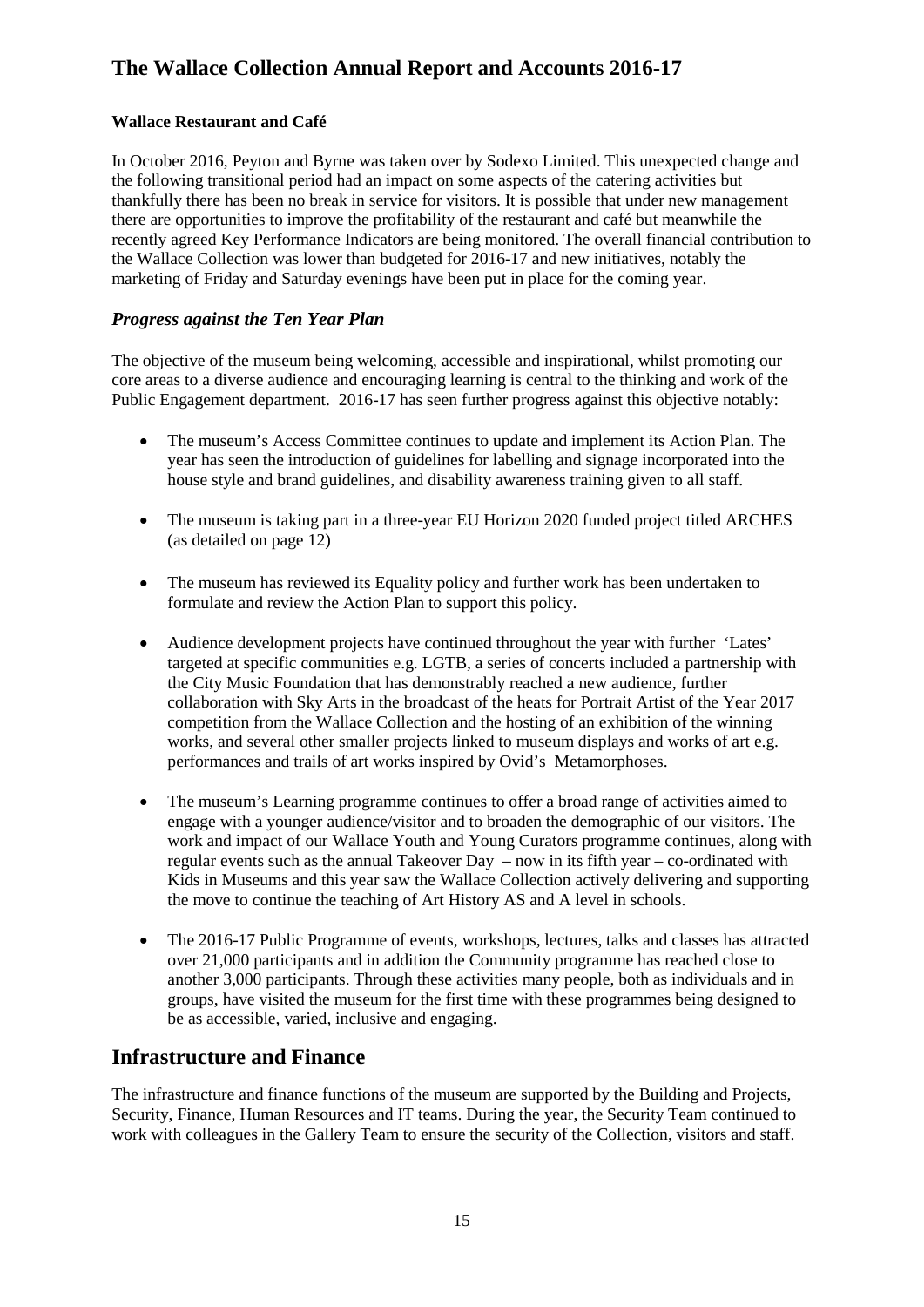**Wallace Restaurant and Café**

In October 2016, Peyton and Byrne was taken over by Sodexo Limited. This unexpected change and the following transitional period had an impact on some aspects of the catering activities but thankfully there has been no break in service for visitors. It is possible that under new management there are opportunities to improve the profitability of the restaurant and café but meanwhile the recently agreed Key Performance Indicators are being monitored. The overall financial contribution to the Wallace Collection was lower than budgeted for 2016-17 and new initiatives, notably the marketing of Friday and Saturday evenings have been put in place for the coming year.

### *Progress against the Ten Year Plan*

The objective of the museum being welcoming, accessible and inspirational, whilst promoting our core areas to a diverse audience and encouraging learning is central to the thinking and work of the Public Engagement department. 2016-17 has seen further progress against this objective notably:

- The museum's Access Committee continues to update and implement its Action Plan. The year has seen the introduction of guidelines for labelling and signage incorporated into the house style and brand guidelines, and disability awareness training given to all staff.

- The museum is taking part in a three-year EU Horizon 2020 funded project titled ARCHES (as detailed on page 12)

- The museum has reviewed its Equality policy and further work has been undertaken to formulate and review the Action Plan to support this policy.

- Audience development projects have continued throughout the year with further 'Lates' targeted at specific communities e.g. LGTB, a series of concerts included a partnership with the City Music Foundation that has demonstrably reached a new audience, further collaboration with Sky Arts in the broadcast of the heats for Portrait Artist of the Year 2017 competition from the Wallace Collection and the hosting of an exhibition of the winning works, and several other smaller projects linked to museum displays and works of art e.g. performances and trails of art works inspired by Ovid's Metamorphoses.

- The museum's Learning programme continues to offer a broad range of activities aimed to engage with a younger audience/visitor and to broaden the demographic of our visitors. The work and impact of our Wallace Youth and Young Curators programme continues, along with regular events such as the annual Takeover Day – now in its fifth year – co-ordinated with Kids in Museums and this year saw the Wallace Collection actively delivering and supporting the move to continue the teaching of Art History AS and A level in schools.

- The 2016-17 Public Programme of events, workshops, lectures, talks and classes has attracted over 21,000 participants and in addition the Community programme has reached close to another 3,000 participants. Through these activities many people, both as individuals and in groups, have visited the museum for the first time with these programmes being designed to be as accessible, varied, inclusive and engaging.

## Infrastructure and Finance

The infrastructure and finance functions of the museum are supported by the Building and Projects, Security, Finance, Human Resources and IT teams. During the year, the Security Team continued to work with colleagues in the Gallery Team to ensure the security of the Collection, visitors and staff.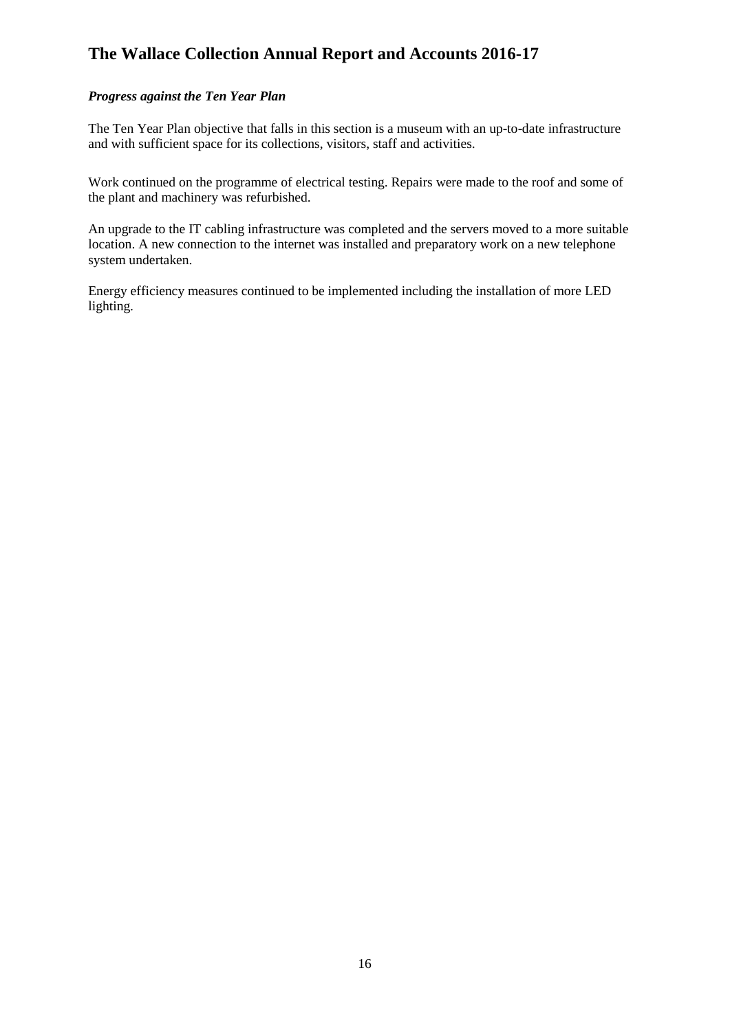*Progress against the Ten Year Plan*

The Ten Year Plan objective that falls in this section is a museum with an up-to-date infrastructure and with sufficient space for its collections, visitors, staff and activities.

Work continued on the programme of electrical testing. Repairs were made to the roof and some of the plant and machinery was refurbished.

An upgrade to the IT cabling infrastructure was completed and the servers moved to a more suitable location. A new connection to the internet was installed and preparatory work on a new telephone system undertaken.

Energy efficiency measures continued to be implemented including the installation of more LED lighting.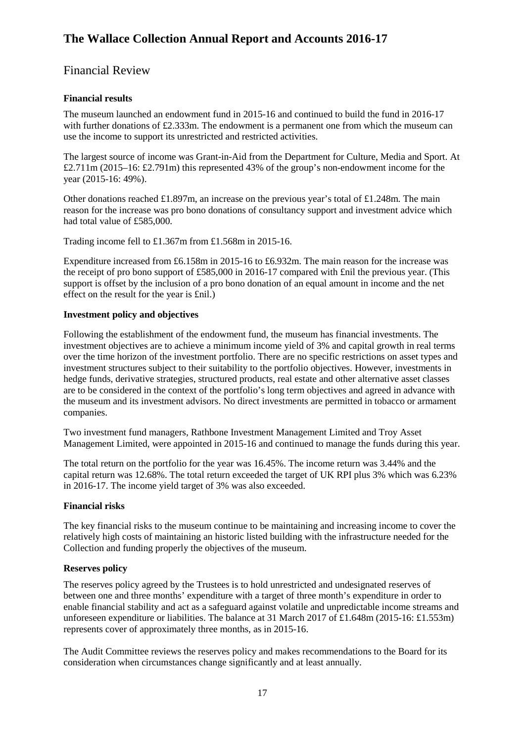# Financial Review

**Financial results**

The museum launched an endowment fund in 2015-16 and continued to build the fund in 2016-17 with further donations of £2.333m. The endowment is a permanent one from which the museum can use the income to support its unrestricted and restricted activities.

The largest source of income was Grant-in-Aid from the Department for Culture, Media and Sport. At £2.711m (2015–16: £2.791m) this represented 43% of the group's non-endowment income for the year (2015-16: 49%).

Other donations reached £1.897m, an increase on the previous year's total of £1.248m. The main reason for the increase was pro bono donations of consultancy support and investment advice which had total value of £585,000.

Trading income fell to £1.367m from £1.568m in 2015-16.

Expenditure increased from £6.158m in 2015-16 to £6.932m. The main reason for the increase was the receipt of pro bono support of £585,000 in 2016-17 compared with £nil the previous year. (This support is offset by the inclusion of a pro bono donation of an equal amount in income and the net effect on the result for the year is £nil.)

**Investment policy and objectives**

Following the establishment of the endowment fund, the museum has financial investments. The investment objectives are to achieve a minimum income yield of 3% and capital growth in real terms over the time horizon of the investment portfolio. There are no specific restrictions on asset types and investment structures subject to their suitability to the portfolio objectives. However, investments in hedge funds, derivative strategies, structured products, real estate and other alternative asset classes are to be considered in the context of the portfolio's long term objectives and agreed in advance with the museum and its investment advisors. No direct investments are permitted in tobacco or armament companies.

Two investment fund managers, Rathbone Investment Management Limited and Troy Asset Management Limited, were appointed in 2015-16 and continued to manage the funds during this year.

The total return on the portfolio for the year was 16.45%. The income return was 3.44% and the capital return was 12.68%. The total return exceeded the target of UK RPI plus 3% which was 6.23% in 2016-17. The income yield target of 3% was also exceeded.

**Financial risks**

The key financial risks to the museum continue to be maintaining and increasing income to cover the relatively high costs of maintaining an historic listed building with the infrastructure needed for the Collection and funding properly the objectives of the museum.

**Reserves policy**

The reserves policy agreed by the Trustees is to hold unrestricted and undesignated reserves of between one and three months' expenditure with a target of three month's expenditure in order to enable financial stability and act as a safeguard against volatile and unpredictable income streams and unforeseen expenditure or liabilities. The balance at 31 March 2017 of £1.648m (2015-16: £1.553m) represents cover of approximately three months, as in 2015-16.

The Audit Committee reviews the reserves policy and makes recommendations to the Board for its consideration when circumstances change significantly and at least annually.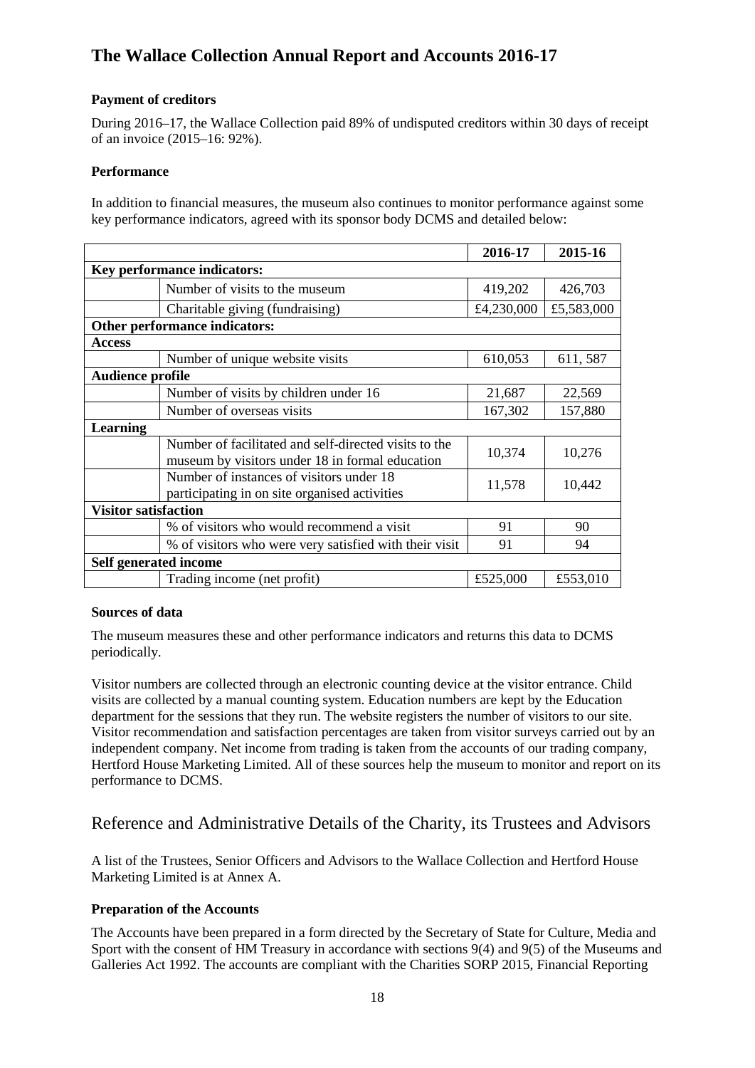## Payment of creditors

During 2016–17, the Wallace Collection paid 89% of undisputed creditors within 30 days of receipt of an invoice (2015–16: 92%).

## Performance

In addition to financial measures, the museum also continues to monitor performance against some key performance indicators, agreed with its sponsor body DCMS and detailed below:

| | | 2016-17 | 2015-16 |
|---|---|---|---|
| **Key performance indicators:** | | | |
| | Number of visits to the museum | 419,202 | 426,703 |
| | Charitable giving (fundraising) | £4,230,000 | £5,583,000 |
| **Other performance indicators:** | | | |
| **Access** | | | |
| | Number of unique website visits | 610,053 | 611, 587 |
| **Audience profile** | | | |
| | Number of visits by children under 16 | 21,687 | 22,569 |
| | Number of overseas visits | 167,302 | 157,880 |
| **Learning** | | | |
| | Number of facilitated and self-directed visits to the museum by visitors under 18 in formal education | 10,374 | 10,276 |
| | Number of instances of visitors under 18 participating in on site organised activities | 11,578 | 10,442 |
| **Visitor satisfaction** | | | |
| | % of visitors who would recommend a visit | 91 | 90 |
| | % of visitors who were very satisfied with their visit | 91 | 94 |
| **Self generated income** | | | |
| | Trading income (net profit) | £525,000 | £553,010 |

## Sources of data

The museum measures these and other performance indicators and returns this data to DCMS periodically.

Visitor numbers are collected through an electronic counting device at the visitor entrance. Child visits are collected by a manual counting system. Education numbers are kept by the Education department for the sessions that they run. The website registers the number of visitors to our site. Visitor recommendation and satisfaction percentages are taken from visitor surveys carried out by an independent company. Net income from trading is taken from the accounts of our trading company, Hertford House Marketing Limited. All of these sources help the museum to monitor and report on its performance to DCMS.

# Reference and Administrative Details of the Charity, its Trustees and Advisors

A list of the Trustees, Senior Officers and Advisors to the Wallace Collection and Hertford House Marketing Limited is at Annex A.

## Preparation of the Accounts

The Accounts have been prepared in a form directed by the Secretary of State for Culture, Media and Sport with the consent of HM Treasury in accordance with sections 9(4) and 9(5) of the Museums and Galleries Act 1992. The accounts are compliant with the Charities SORP 2015, Financial Reporting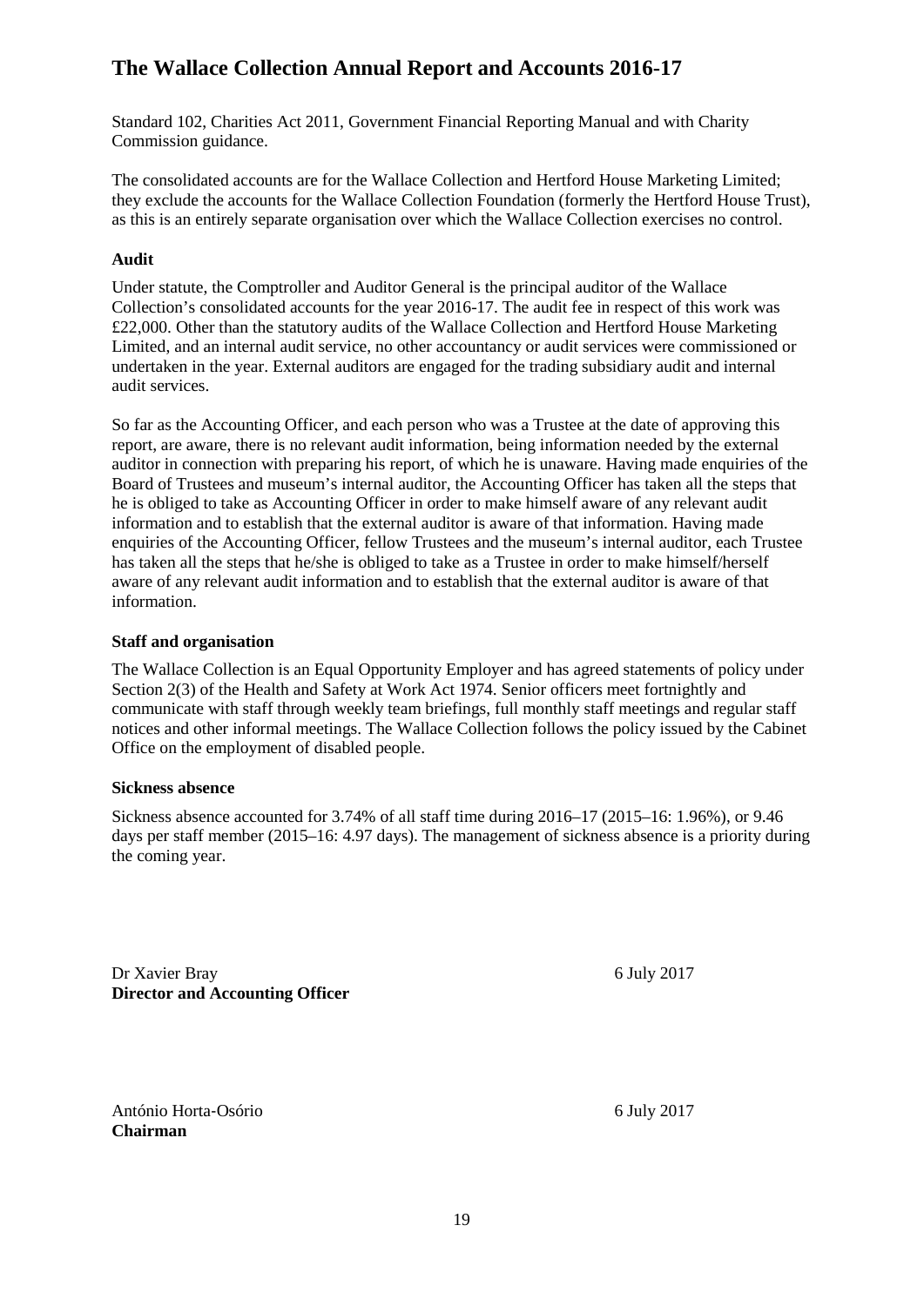Standard 102, Charities Act 2011, Government Financial Reporting Manual and with Charity Commission guidance.

The consolidated accounts are for the Wallace Collection and Hertford House Marketing Limited; they exclude the accounts for the Wallace Collection Foundation (formerly the Hertford House Trust), as this is an entirely separate organisation over which the Wallace Collection exercises no control.

**Audit**

Under statute, the Comptroller and Auditor General is the principal auditor of the Wallace Collection's consolidated accounts for the year 2016-17. The audit fee in respect of this work was £22,000. Other than the statutory audits of the Wallace Collection and Hertford House Marketing Limited, and an internal audit service, no other accountancy or audit services were commissioned or undertaken in the year. External auditors are engaged for the trading subsidiary audit and internal audit services.

So far as the Accounting Officer, and each person who was a Trustee at the date of approving this report, are aware, there is no relevant audit information, being information needed by the external auditor in connection with preparing his report, of which he is unaware. Having made enquiries of the Board of Trustees and museum's internal auditor, the Accounting Officer has taken all the steps that he is obliged to take as Accounting Officer in order to make himself aware of any relevant audit information and to establish that the external auditor is aware of that information. Having made enquiries of the Accounting Officer, fellow Trustees and the museum's internal auditor, each Trustee has taken all the steps that he/she is obliged to take as a Trustee in order to make himself/herself aware of any relevant audit information and to establish that the external auditor is aware of that information.

**Staff and organisation**

The Wallace Collection is an Equal Opportunity Employer and has agreed statements of policy under Section 2(3) of the Health and Safety at Work Act 1974. Senior officers meet fortnightly and communicate with staff through weekly team briefings, full monthly staff meetings and regular staff notices and other informal meetings. The Wallace Collection follows the policy issued by the Cabinet Office on the employment of disabled people.

**Sickness absence**

Sickness absence accounted for 3.74% of all staff time during 2016–17 (2015–16: 1.96%), or 9.46 days per staff member (2015–16: 4.97 days). The management of sickness absence is a priority during the coming year.

Dr Xavier Bray 6 July 2017
**Director and Accounting Officer**

António Horta-Osório 6 July 2017
**Chairman**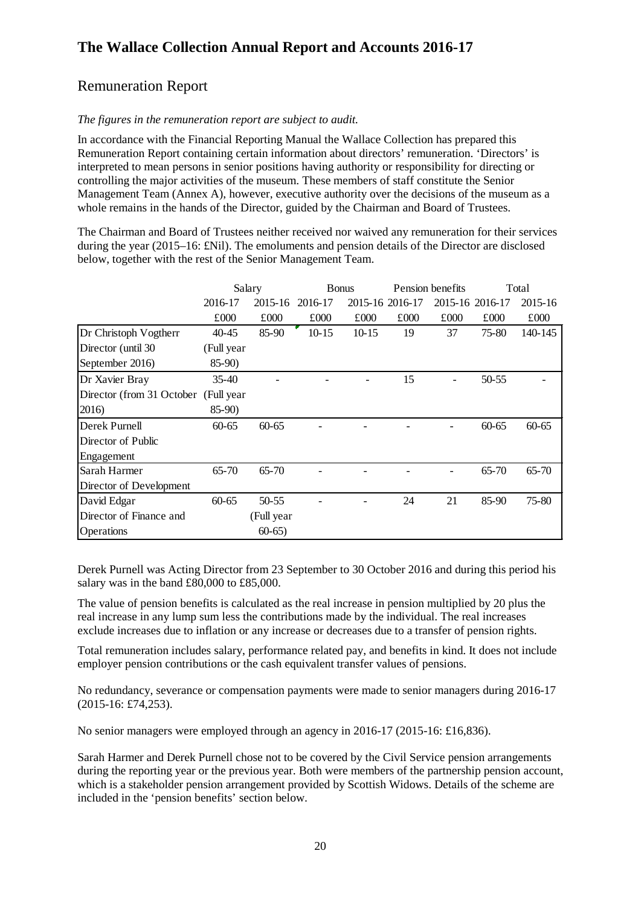# The Wallace Collection Annual Report and Accounts 2016-17

## Remuneration Report

*The figures in the remuneration report are subject to audit.*

In accordance with the Financial Reporting Manual the Wallace Collection has prepared this Remuneration Report containing certain information about directors' remuneration. 'Directors' is interpreted to mean persons in senior positions having authority or responsibility for directing or controlling the major activities of the museum. These members of staff constitute the Senior Management Team (Annex A), however, executive authority over the decisions of the museum as a whole remains in the hands of the Director, guided by the Chairman and Board of Trustees.

The Chairman and Board of Trustees neither received nor waived any remuneration for their services during the year (2015–16: £Nil). The emoluments and pension details of the Director are disclosed below, together with the rest of the Senior Management Team.

| | Salary | | Bonus | | Pension benefits | | Total | |
|---|---|---|---|---|---|---|---|---|
| | 2016-17 | 2015-16 | 2016-17 | 2015-16 | 2016-17 | 2015-16 | 2016-17 | 2015-16 |
| | £000 | £000 | £000 | £000 | £000 | £000 | £000 | £000 |
| Dr Christoph Vogtherr Director (until 30 September 2016) | 40-45 (Full year 85-90) | 85-90 | 10-15 | 10-15 | 19 | 37 | 75-80 | 140-145 |
| Dr Xavier Bray Director (from 31 October 2016) | 35-40 (Full year 85-90) | - | - | - | 15 | - | 50-55 | - |
| Derek Purnell Director of Public Engagement | 60-65 | 60-65 | - | - | - | - | 60-65 | 60-65 |
| Sarah Harmer Director of Development | 65-70 | 65-70 | - | - | - | - | 65-70 | 65-70 |
| David Edgar Director of Finance and Operations | 60-65 | 50-55 (Full year 60-65) | - | - | 24 | 21 | 85-90 | 75-80 |

Derek Purnell was Acting Director from 23 September to 30 October 2016 and during this period his salary was in the band £80,000 to £85,000.

The value of pension benefits is calculated as the real increase in pension multiplied by 20 plus the real increase in any lump sum less the contributions made by the individual. The real increases exclude increases due to inflation or any increase or decreases due to a transfer of pension rights.

Total remuneration includes salary, performance related pay, and benefits in kind. It does not include employer pension contributions or the cash equivalent transfer values of pensions.

No redundancy, severance or compensation payments were made to senior managers during 2016-17 (2015-16: £74,253).

No senior managers were employed through an agency in 2016-17 (2015-16: £16,836).

Sarah Harmer and Derek Purnell chose not to be covered by the Civil Service pension arrangements during the reporting year or the previous year. Both were members of the partnership pension account, which is a stakeholder pension arrangement provided by Scottish Widows. Details of the scheme are included in the 'pension benefits' section below.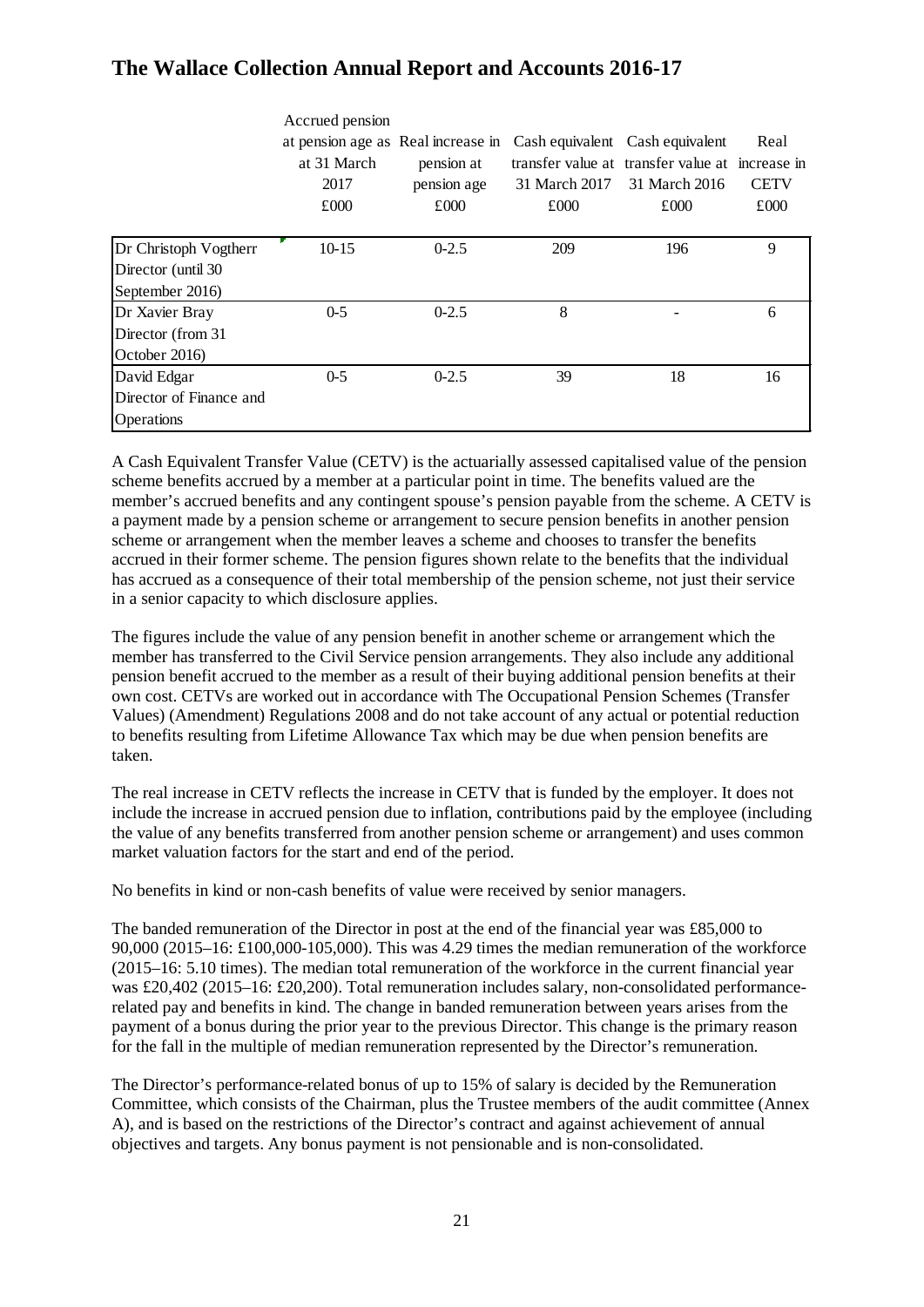|  | Accrued pension at pension age as at 31 March 2017 £000 | Real increase in pension at pension age £000 | Cash equivalent transfer value at 31 March 2017 £000 | Cash equivalent transfer value at 31 March 2016 £000 | Real increase in CETV £000 |
|---|---|---|---|---|---|
| Dr Christoph Vogtherr Director (until 30 September 2016) | 10-15 | 0-2.5 | 209 | 196 | 9 |
| Dr Xavier Bray Director (from 31 October 2016) | 0-5 | 0-2.5 | 8 | - | 6 |
| David Edgar Director of Finance and Operations | 0-5 | 0-2.5 | 39 | 18 | 16 |

A Cash Equivalent Transfer Value (CETV) is the actuarially assessed capitalised value of the pension scheme benefits accrued by a member at a particular point in time. The benefits valued are the member's accrued benefits and any contingent spouse's pension payable from the scheme. A CETV is a payment made by a pension scheme or arrangement to secure pension benefits in another pension scheme or arrangement when the member leaves a scheme and chooses to transfer the benefits accrued in their former scheme. The pension figures shown relate to the benefits that the individual has accrued as a consequence of their total membership of the pension scheme, not just their service in a senior capacity to which disclosure applies.

The figures include the value of any pension benefit in another scheme or arrangement which the member has transferred to the Civil Service pension arrangements. They also include any additional pension benefit accrued to the member as a result of their buying additional pension benefits at their own cost. CETVs are worked out in accordance with The Occupational Pension Schemes (Transfer Values) (Amendment) Regulations 2008 and do not take account of any actual or potential reduction to benefits resulting from Lifetime Allowance Tax which may be due when pension benefits are taken.

The real increase in CETV reflects the increase in CETV that is funded by the employer. It does not include the increase in accrued pension due to inflation, contributions paid by the employee (including the value of any benefits transferred from another pension scheme or arrangement) and uses common market valuation factors for the start and end of the period.

No benefits in kind or non-cash benefits of value were received by senior managers.

The banded remuneration of the Director in post at the end of the financial year was £85,000 to 90,000 (2015–16: £100,000-105,000). This was 4.29 times the median remuneration of the workforce (2015–16: 5.10 times). The median total remuneration of the workforce in the current financial year was £20,402 (2015–16: £20,200). Total remuneration includes salary, non-consolidated performance-related pay and benefits in kind. The change in banded remuneration between years arises from the payment of a bonus during the prior year to the previous Director. This change is the primary reason for the fall in the multiple of median remuneration represented by the Director's remuneration.

The Director's performance-related bonus of up to 15% of salary is decided by the Remuneration Committee, which consists of the Chairman, plus the Trustee members of the audit committee (Annex A), and is based on the restrictions of the Director's contract and against achievement of annual objectives and targets. Any bonus payment is not pensionable and is non-consolidated.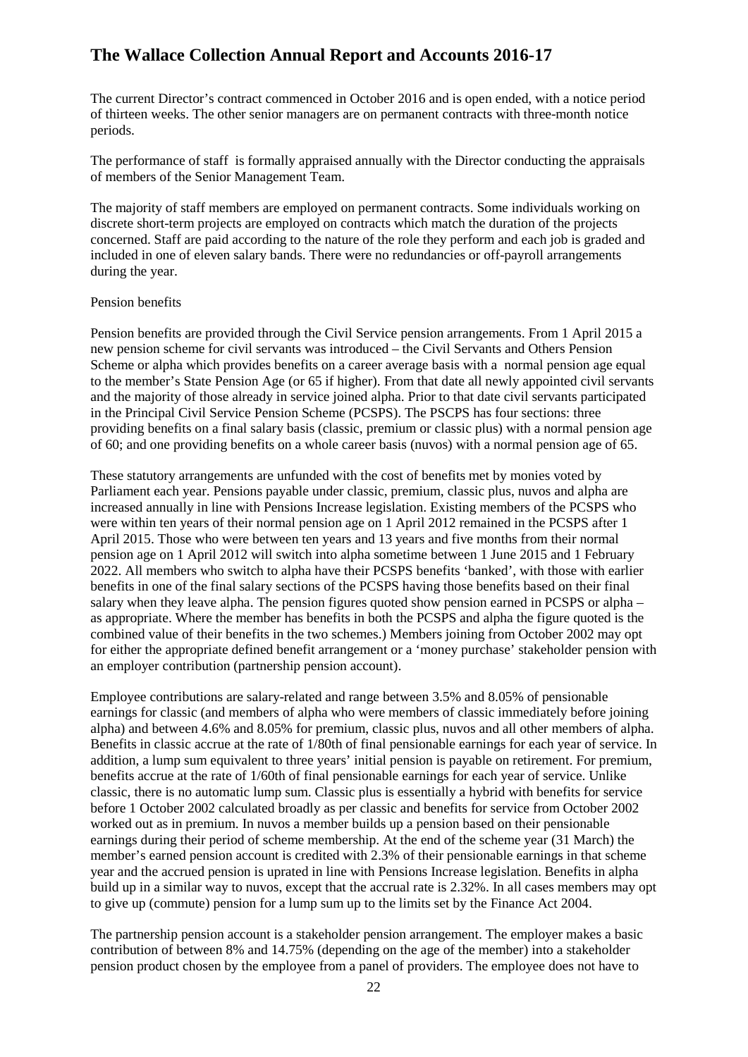The current Director's contract commenced in October 2016 and is open ended, with a notice period of thirteen weeks. The other senior managers are on permanent contracts with three-month notice periods.

The performance of staff is formally appraised annually with the Director conducting the appraisals of members of the Senior Management Team.

The majority of staff members are employed on permanent contracts. Some individuals working on discrete short-term projects are employed on contracts which match the duration of the projects concerned. Staff are paid according to the nature of the role they perform and each job is graded and included in one of eleven salary bands. There were no redundancies or off-payroll arrangements during the year.

Pension benefits

Pension benefits are provided through the Civil Service pension arrangements. From 1 April 2015 a new pension scheme for civil servants was introduced – the Civil Servants and Others Pension Scheme or alpha which provides benefits on a career average basis with a normal pension age equal to the member's State Pension Age (or 65 if higher). From that date all newly appointed civil servants and the majority of those already in service joined alpha. Prior to that date civil servants participated in the Principal Civil Service Pension Scheme (PCSPS). The PSCPS has four sections: three providing benefits on a final salary basis (classic, premium or classic plus) with a normal pension age of 60; and one providing benefits on a whole career basis (nuvos) with a normal pension age of 65.

These statutory arrangements are unfunded with the cost of benefits met by monies voted by Parliament each year. Pensions payable under classic, premium, classic plus, nuvos and alpha are increased annually in line with Pensions Increase legislation. Existing members of the PCSPS who were within ten years of their normal pension age on 1 April 2012 remained in the PCSPS after 1 April 2015. Those who were between ten years and 13 years and five months from their normal pension age on 1 April 2012 will switch into alpha sometime between 1 June 2015 and 1 February 2022. All members who switch to alpha have their PCSPS benefits 'banked', with those with earlier benefits in one of the final salary sections of the PCSPS having those benefits based on their final salary when they leave alpha. The pension figures quoted show pension earned in PCSPS or alpha – as appropriate. Where the member has benefits in both the PCSPS and alpha the figure quoted is the combined value of their benefits in the two schemes.) Members joining from October 2002 may opt for either the appropriate defined benefit arrangement or a 'money purchase' stakeholder pension with an employer contribution (partnership pension account).

Employee contributions are salary-related and range between 3.5% and 8.05% of pensionable earnings for classic (and members of alpha who were members of classic immediately before joining alpha) and between 4.6% and 8.05% for premium, classic plus, nuvos and all other members of alpha. Benefits in classic accrue at the rate of 1/80th of final pensionable earnings for each year of service. In addition, a lump sum equivalent to three years' initial pension is payable on retirement. For premium, benefits accrue at the rate of 1/60th of final pensionable earnings for each year of service. Unlike classic, there is no automatic lump sum. Classic plus is essentially a hybrid with benefits for service before 1 October 2002 calculated broadly as per classic and benefits for service from October 2002 worked out as in premium. In nuvos a member builds up a pension based on their pensionable earnings during their period of scheme membership. At the end of the scheme year (31 March) the member's earned pension account is credited with 2.3% of their pensionable earnings in that scheme year and the accrued pension is uprated in line with Pensions Increase legislation. Benefits in alpha build up in a similar way to nuvos, except that the accrual rate is 2.32%. In all cases members may opt to give up (commute) pension for a lump sum up to the limits set by the Finance Act 2004.

The partnership pension account is a stakeholder pension arrangement. The employer makes a basic contribution of between 8% and 14.75% (depending on the age of the member) into a stakeholder pension product chosen by the employee from a panel of providers. The employee does not have to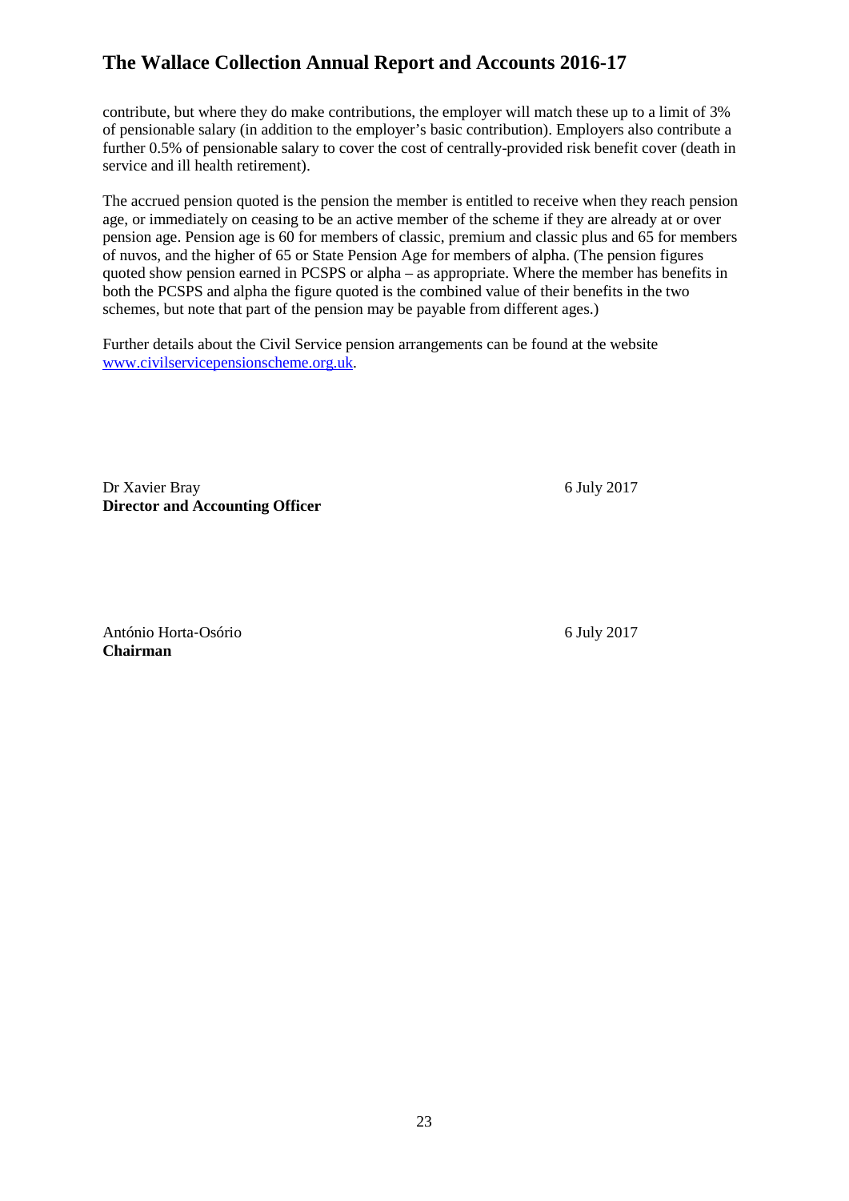contribute, but where they do make contributions, the employer will match these up to a limit of 3% of pensionable salary (in addition to the employer's basic contribution). Employers also contribute a further 0.5% of pensionable salary to cover the cost of centrally-provided risk benefit cover (death in service and ill health retirement).

The accrued pension quoted is the pension the member is entitled to receive when they reach pension age, or immediately on ceasing to be an active member of the scheme if they are already at or over pension age. Pension age is 60 for members of classic, premium and classic plus and 65 for members of nuvos, and the higher of 65 or State Pension Age for members of alpha. (The pension figures quoted show pension earned in PCSPS or alpha – as appropriate. Where the member has benefits in both the PCSPS and alpha the figure quoted is the combined value of their benefits in the two schemes, but note that part of the pension may be payable from different ages.)

Further details about the Civil Service pension arrangements can be found at the website [www.civilservicepensionscheme.org.uk](http://www.civilservicepensionscheme.org.uk).

Dr Xavier Bray
**Director and Accounting Officer**

6 July 2017

António Horta-Osório
**Chairman**

6 July 2017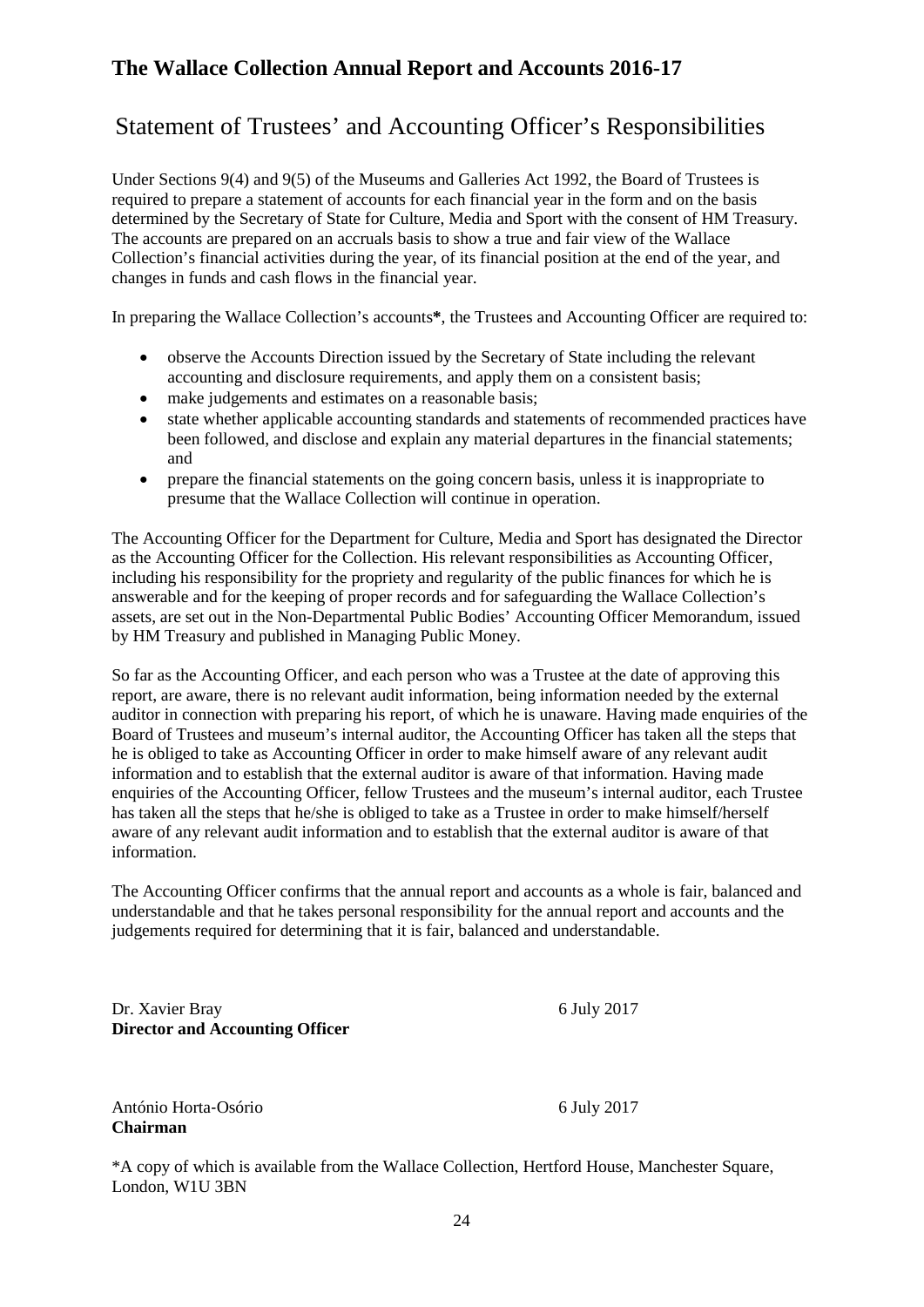## Statement of Trustees' and Accounting Officer's Responsibilities

Under Sections 9(4) and 9(5) of the Museums and Galleries Act 1992, the Board of Trustees is required to prepare a statement of accounts for each financial year in the form and on the basis determined by the Secretary of State for Culture, Media and Sport with the consent of HM Treasury. The accounts are prepared on an accruals basis to show a true and fair view of the Wallace Collection's financial activities during the year, of its financial position at the end of the year, and changes in funds and cash flows in the financial year.

In preparing the Wallace Collection's accounts**\***, the Trustees and Accounting Officer are required to:

- observe the Accounts Direction issued by the Secretary of State including the relevant accounting and disclosure requirements, and apply them on a consistent basis;
- make judgements and estimates on a reasonable basis;
- state whether applicable accounting standards and statements of recommended practices have been followed, and disclose and explain any material departures in the financial statements; and
- prepare the financial statements on the going concern basis, unless it is inappropriate to presume that the Wallace Collection will continue in operation.

The Accounting Officer for the Department for Culture, Media and Sport has designated the Director as the Accounting Officer for the Collection. His relevant responsibilities as Accounting Officer, including his responsibility for the propriety and regularity of the public finances for which he is answerable and for the keeping of proper records and for safeguarding the Wallace Collection's assets, are set out in the Non-Departmental Public Bodies' Accounting Officer Memorandum, issued by HM Treasury and published in Managing Public Money.

So far as the Accounting Officer, and each person who was a Trustee at the date of approving this report, are aware, there is no relevant audit information, being information needed by the external auditor in connection with preparing his report, of which he is unaware. Having made enquiries of the Board of Trustees and museum's internal auditor, the Accounting Officer has taken all the steps that he is obliged to take as Accounting Officer in order to make himself aware of any relevant audit information and to establish that the external auditor is aware of that information. Having made enquiries of the Accounting Officer, fellow Trustees and the museum's internal auditor, each Trustee has taken all the steps that he/she is obliged to take as a Trustee in order to make himself/herself aware of any relevant audit information and to establish that the external auditor is aware of that information.

The Accounting Officer confirms that the annual report and accounts as a whole is fair, balanced and understandable and that he takes personal responsibility for the annual report and accounts and the judgements required for determining that it is fair, balanced and understandable.

Dr. Xavier Bray  
**Director and Accounting Officer**

6 July 2017

António Horta-Osório  
**Chairman**

6 July 2017

*A copy of which is available from the Wallace Collection, Hertford House, Manchester Square, London, W1U 3BN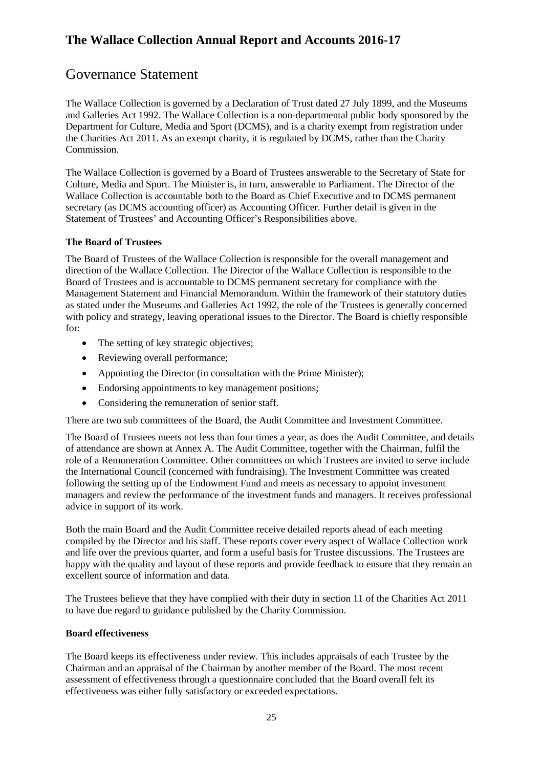# Governance Statement

The Wallace Collection is governed by a Declaration of Trust dated 27 July 1899, and the Museums and Galleries Act 1992. The Wallace Collection is a non-departmental public body sponsored by the Department for Culture, Media and Sport (DCMS), and is a charity exempt from registration under the Charities Act 2011. As an exempt charity, it is regulated by DCMS, rather than the Charity Commission.

The Wallace Collection is governed by a Board of Trustees answerable to the Secretary of State for Culture, Media and Sport. The Minister is, in turn, answerable to Parliament. The Director of the Wallace Collection is accountable both to the Board as Chief Executive and to DCMS permanent secretary (as DCMS accounting officer) as Accounting Officer. Further detail is given in the Statement of Trustees' and Accounting Officer's Responsibilities above.

### The Board of Trustees

The Board of Trustees of the Wallace Collection is responsible for the overall management and direction of the Wallace Collection. The Director of the Wallace Collection is responsible to the Board of Trustees and is accountable to DCMS permanent secretary for compliance with the Management Statement and Financial Memorandum. Within the framework of their statutory duties as stated under the Museums and Galleries Act 1992, the role of the Trustees is generally concerned with policy and strategy, leaving operational issues to the Director. The Board is chiefly responsible for:

- The setting of key strategic objectives;
- Reviewing overall performance;
- Appointing the Director (in consultation with the Prime Minister);
- Endorsing appointments to key management positions;
- Considering the remuneration of senior staff.

There are two sub committees of the Board, the Audit Committee and Investment Committee.

The Board of Trustees meets not less than four times a year, as does the Audit Committee, and details of attendance are shown at Annex A. The Audit Committee, together with the Chairman, fulfil the role of a Remuneration Committee. Other committees on which Trustees are invited to serve include the International Council (concerned with fundraising). The Investment Committee was created following the setting up of the Endowment Fund and meets as necessary to appoint investment managers and review the performance of the investment funds and managers. It receives professional advice in support of its work.

Both the main Board and the Audit Committee receive detailed reports ahead of each meeting compiled by the Director and his staff. These reports cover every aspect of Wallace Collection work and life over the previous quarter, and form a useful basis for Trustee discussions. The Trustees are happy with the quality and layout of these reports and provide feedback to ensure that they remain an excellent source of information and data.

The Trustees believe that they have complied with their duty in section 11 of the Charities Act 2011 to have due regard to guidance published by the Charity Commission.

### Board effectiveness

The Board keeps its effectiveness under review. This includes appraisals of each Trustee by the Chairman and an appraisal of the Chairman by another member of the Board. The most recent assessment of effectiveness through a questionnaire concluded that the Board overall felt its effectiveness was either fully satisfactory or exceeded expectations.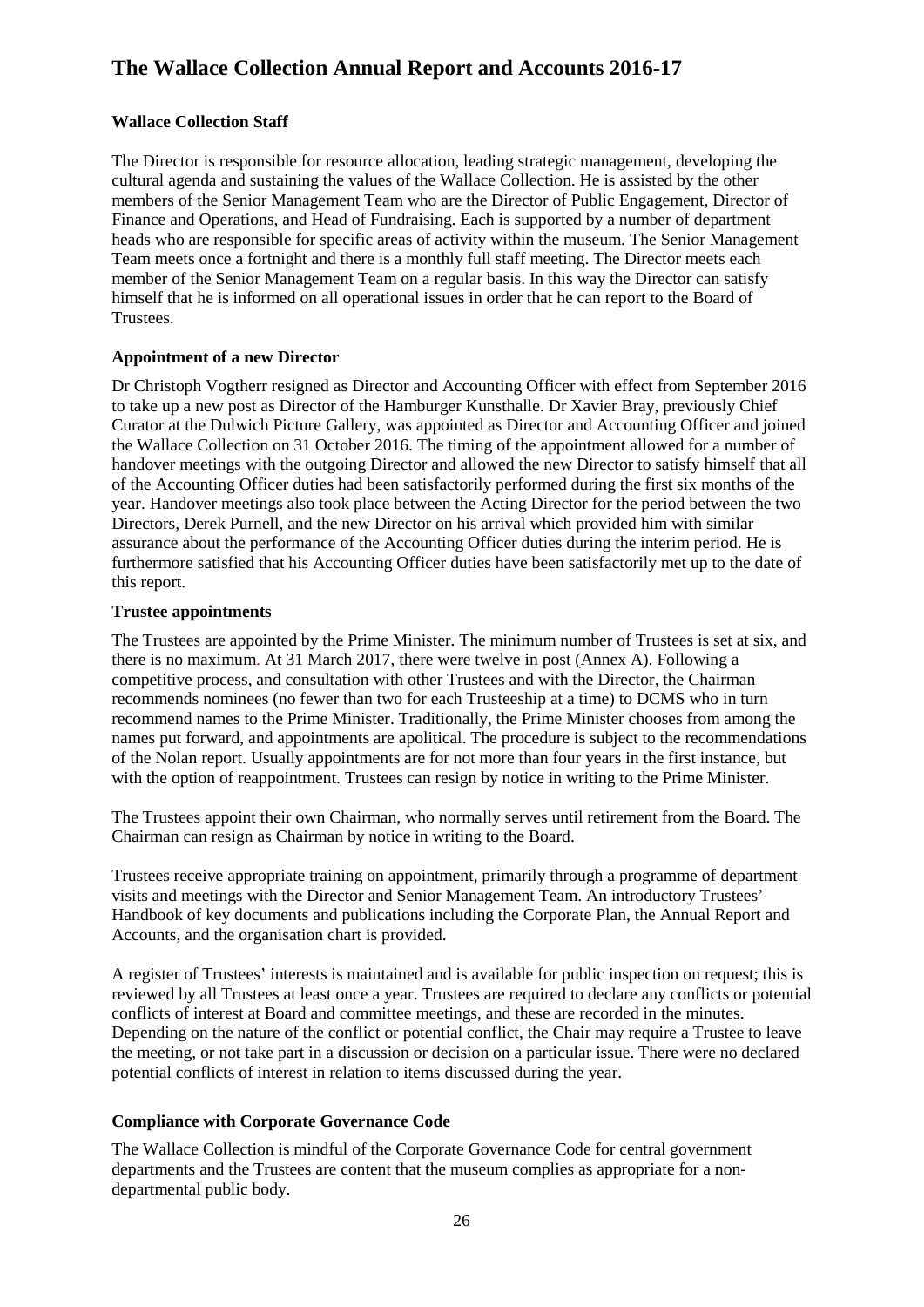## Wallace Collection Staff

The Director is responsible for resource allocation, leading strategic management, developing the cultural agenda and sustaining the values of the Wallace Collection. He is assisted by the other members of the Senior Management Team who are the Director of Public Engagement, Director of Finance and Operations, and Head of Fundraising. Each is supported by a number of department heads who are responsible for specific areas of activity within the museum. The Senior Management Team meets once a fortnight and there is a monthly full staff meeting. The Director meets each member of the Senior Management Team on a regular basis. In this way the Director can satisfy himself that he is informed on all operational issues in order that he can report to the Board of Trustees.

## Appointment of a new Director

Dr Christoph Vogtherr resigned as Director and Accounting Officer with effect from September 2016 to take up a new post as Director of the Hamburger Kunsthalle. Dr Xavier Bray, previously Chief Curator at the Dulwich Picture Gallery, was appointed as Director and Accounting Officer and joined the Wallace Collection on 31 October 2016. The timing of the appointment allowed for a number of handover meetings with the outgoing Director and allowed the new Director to satisfy himself that all of the Accounting Officer duties had been satisfactorily performed during the first six months of the year. Handover meetings also took place between the Acting Director for the period between the two Directors, Derek Purnell, and the new Director on his arrival which provided him with similar assurance about the performance of the Accounting Officer duties during the interim period. He is furthermore satisfied that his Accounting Officer duties have been satisfactorily met up to the date of this report.

## Trustee appointments

The Trustees are appointed by the Prime Minister. The minimum number of Trustees is set at six, and there is no maximum. At 31 March 2017, there were twelve in post (Annex A). Following a competitive process, and consultation with other Trustees and with the Director, the Chairman recommends nominees (no fewer than two for each Trusteeship at a time) to DCMS who in turn recommend names to the Prime Minister. Traditionally, the Prime Minister chooses from among the names put forward, and appointments are apolitical. The procedure is subject to the recommendations of the Nolan report. Usually appointments are for not more than four years in the first instance, but with the option of reappointment. Trustees can resign by notice in writing to the Prime Minister.

The Trustees appoint their own Chairman, who normally serves until retirement from the Board. The Chairman can resign as Chairman by notice in writing to the Board.

Trustees receive appropriate training on appointment, primarily through a programme of department visits and meetings with the Director and Senior Management Team. An introductory Trustees' Handbook of key documents and publications including the Corporate Plan, the Annual Report and Accounts, and the organisation chart is provided.

A register of Trustees' interests is maintained and is available for public inspection on request; this is reviewed by all Trustees at least once a year. Trustees are required to declare any conflicts or potential conflicts of interest at Board and committee meetings, and these are recorded in the minutes. Depending on the nature of the conflict or potential conflict, the Chair may require a Trustee to leave the meeting, or not take part in a discussion or decision on a particular issue. There were no declared potential conflicts of interest in relation to items discussed during the year.

## Compliance with Corporate Governance Code

The Wallace Collection is mindful of the Corporate Governance Code for central government departments and the Trustees are content that the museum complies as appropriate for a non-departmental public body.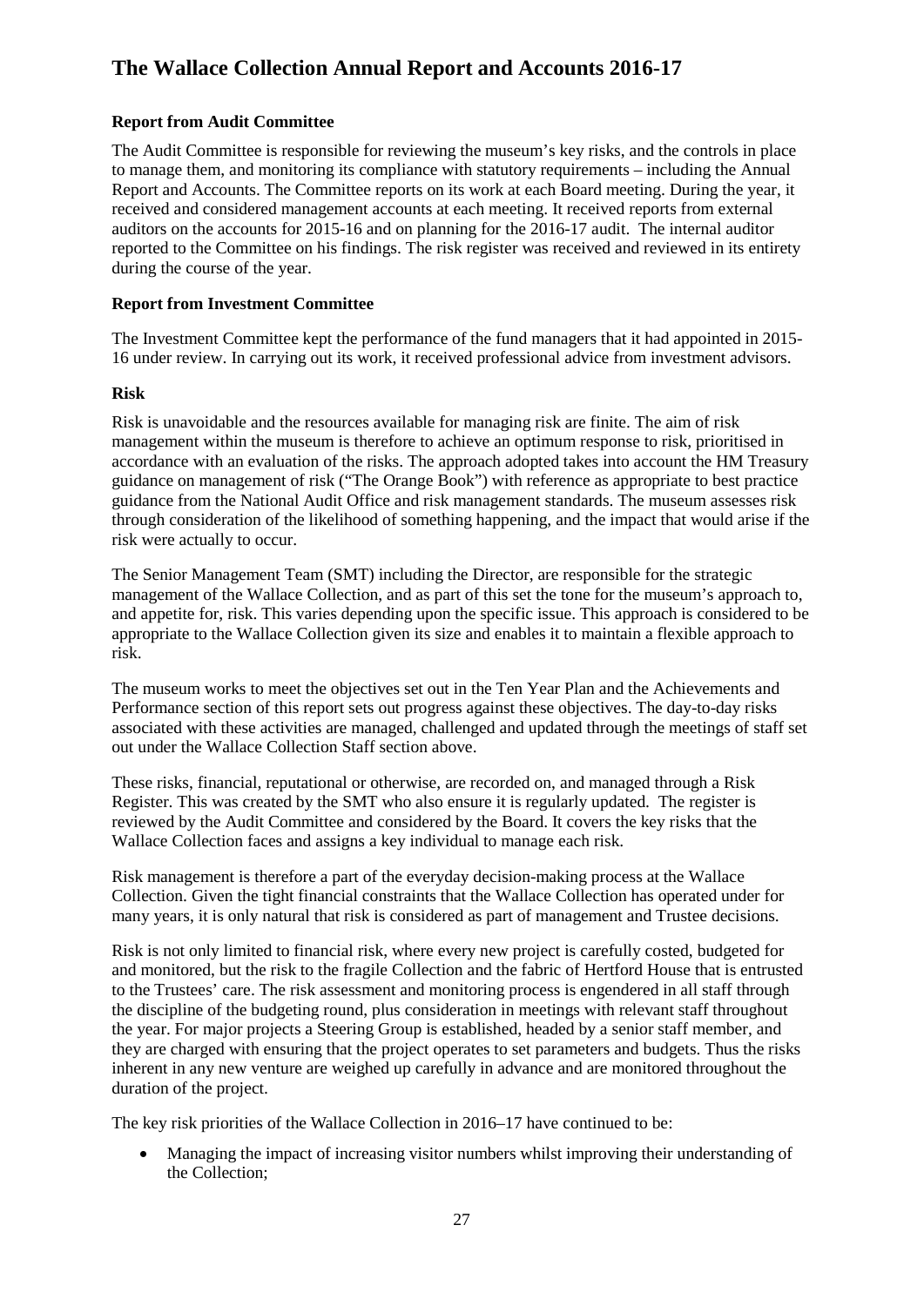### Report from Audit Committee

The Audit Committee is responsible for reviewing the museum's key risks, and the controls in place to manage them, and monitoring its compliance with statutory requirements – including the Annual Report and Accounts. The Committee reports on its work at each Board meeting. During the year, it received and considered management accounts at each meeting. It received reports from external auditors on the accounts for 2015-16 and on planning for the 2016-17 audit. The internal auditor reported to the Committee on his findings. The risk register was received and reviewed in its entirety during the course of the year.

### Report from Investment Committee

The Investment Committee kept the performance of the fund managers that it had appointed in 2015-16 under review. In carrying out its work, it received professional advice from investment advisors.

### Risk

Risk is unavoidable and the resources available for managing risk are finite. The aim of risk management within the museum is therefore to achieve an optimum response to risk, prioritised in accordance with an evaluation of the risks. The approach adopted takes into account the HM Treasury guidance on management of risk ("The Orange Book") with reference as appropriate to best practice guidance from the National Audit Office and risk management standards. The museum assesses risk through consideration of the likelihood of something happening, and the impact that would arise if the risk were actually to occur.

The Senior Management Team (SMT) including the Director, are responsible for the strategic management of the Wallace Collection, and as part of this set the tone for the museum's approach to, and appetite for, risk. This varies depending upon the specific issue. This approach is considered to be appropriate to the Wallace Collection given its size and enables it to maintain a flexible approach to risk.

The museum works to meet the objectives set out in the Ten Year Plan and the Achievements and Performance section of this report sets out progress against these objectives. The day-to-day risks associated with these activities are managed, challenged and updated through the meetings of staff set out under the Wallace Collection Staff section above.

These risks, financial, reputational or otherwise, are recorded on, and managed through a Risk Register. This was created by the SMT who also ensure it is regularly updated. The register is reviewed by the Audit Committee and considered by the Board. It covers the key risks that the Wallace Collection faces and assigns a key individual to manage each risk.

Risk management is therefore a part of the everyday decision-making process at the Wallace Collection. Given the tight financial constraints that the Wallace Collection has operated under for many years, it is only natural that risk is considered as part of management and Trustee decisions.

Risk is not only limited to financial risk, where every new project is carefully costed, budgeted for and monitored, but the risk to the fragile Collection and the fabric of Hertford House that is entrusted to the Trustees' care. The risk assessment and monitoring process is engendered in all staff through the discipline of the budgeting round, plus consideration in meetings with relevant staff throughout the year. For major projects a Steering Group is established, headed by a senior staff member, and they are charged with ensuring that the project operates to set parameters and budgets. Thus the risks inherent in any new venture are weighed up carefully in advance and are monitored throughout the duration of the project.

The key risk priorities of the Wallace Collection in 2016–17 have continued to be:

- Managing the impact of increasing visitor numbers whilst improving their understanding of the Collection;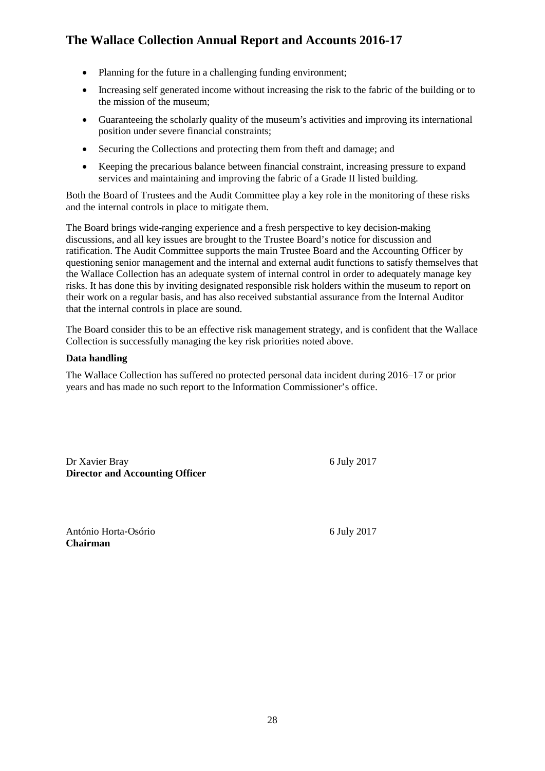- Planning for the future in a challenging funding environment;
- Increasing self generated income without increasing the risk to the fabric of the building or to the mission of the museum;
- Guaranteeing the scholarly quality of the museum's activities and improving its international position under severe financial constraints;
- Securing the Collections and protecting them from theft and damage; and
- Keeping the precarious balance between financial constraint, increasing pressure to expand services and maintaining and improving the fabric of a Grade II listed building.

Both the Board of Trustees and the Audit Committee play a key role in the monitoring of these risks and the internal controls in place to mitigate them.

The Board brings wide-ranging experience and a fresh perspective to key decision-making discussions, and all key issues are brought to the Trustee Board's notice for discussion and ratification. The Audit Committee supports the main Trustee Board and the Accounting Officer by questioning senior management and the internal and external audit functions to satisfy themselves that the Wallace Collection has an adequate system of internal control in order to adequately manage key risks. It has done this by inviting designated responsible risk holders within the museum to report on their work on a regular basis, and has also received substantial assurance from the Internal Auditor that the internal controls in place are sound.

The Board consider this to be an effective risk management strategy, and is confident that the Wallace Collection is successfully managing the key risk priorities noted above.

**Data handling**

The Wallace Collection has suffered no protected personal data incident during 2016–17 or prior years and has made no such report to the Information Commissioner's office.

Dr Xavier Bray 6 July 2017
**Director and Accounting Officer**

António Horta-Osório 6 July 2017
**Chairman**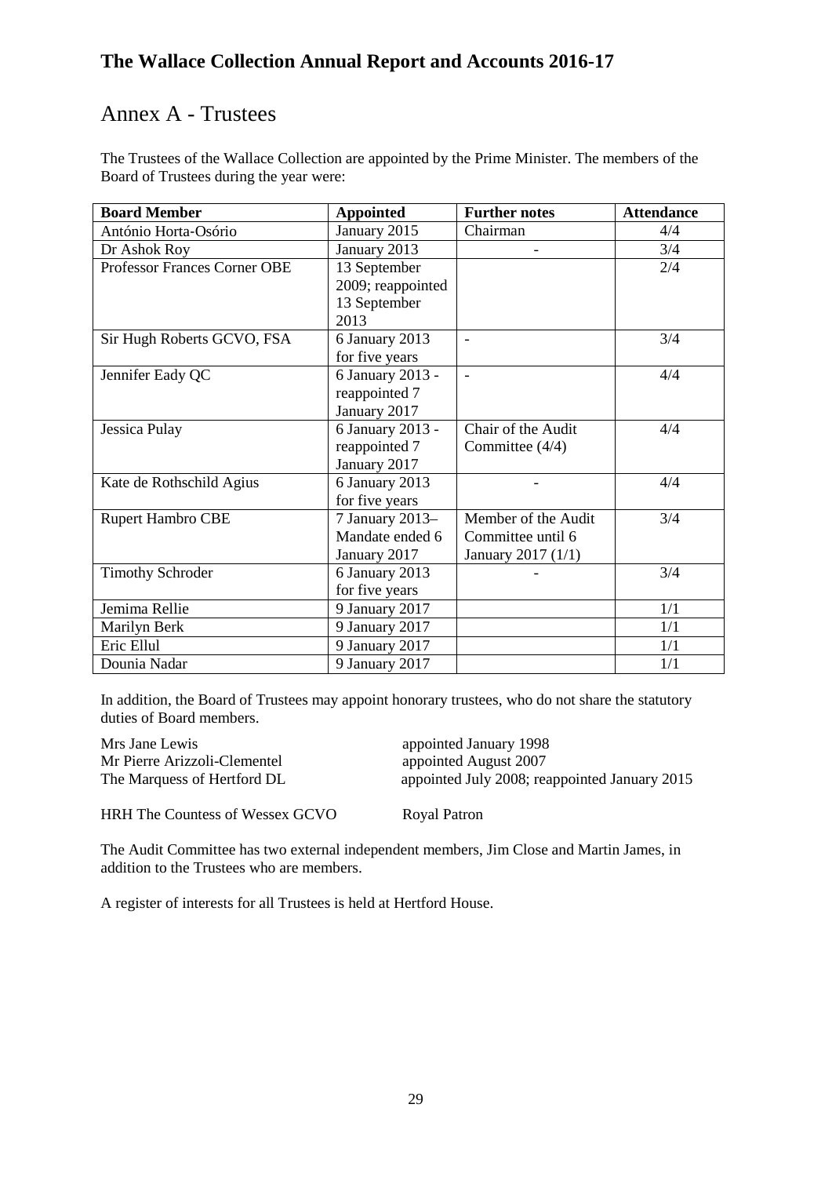# The Wallace Collection Annual Report and Accounts 2016-17

## Annex A - Trustees

The Trustees of the Wallace Collection are appointed by the Prime Minister. The members of the Board of Trustees during the year were:

| Board Member | Appointed | Further notes | Attendance |
|---|---|---|---|
| António Horta-Osório | January 2015 | Chairman | 4/4 |
| Dr Ashok Roy | January 2013 | - | 3/4 |
| Professor Frances Corner OBE | 13 September 2009; reappointed 13 September 2013 | | 2/4 |
| Sir Hugh Roberts GCVO, FSA | 6 January 2013 for five years | - | 3/4 |
| Jennifer Eady QC | 6 January 2013 - reappointed 7 January 2017 | - | 4/4 |
| Jessica Pulay | 6 January 2013 - reappointed 7 January 2017 | Chair of the Audit Committee (4/4) | 4/4 |
| Kate de Rothschild Agius | 6 January 2013 for five years | - | 4/4 |
| Rupert Hambro CBE | 7 January 2013– Mandate ended 6 January 2017 | Member of the Audit Committee until 6 January 2017 (1/1) | 3/4 |
| Timothy Schroder | 6 January 2013 for five years | - | 3/4 |
| Jemima Rellie | 9 January 2017 | | 1/1 |
| Marilyn Berk | 9 January 2017 | | 1/1 |
| Eric Ellul | 9 January 2017 | | 1/1 |
| Dounia Nadar | 9 January 2017 | | 1/1 |

In addition, the Board of Trustees may appoint honorary trustees, who do not share the statutory duties of Board members.

Mrs Jane Lewis — appointed January 1998
Mr Pierre Arizzoli-Clementel — appointed August 2007
The Marquess of Hertford DL — appointed July 2008; reappointed January 2015

HRH The Countess of Wessex GCVO — Royal Patron

The Audit Committee has two external independent members, Jim Close and Martin James, in addition to the Trustees who are members.

A register of interests for all Trustees is held at Hertford House.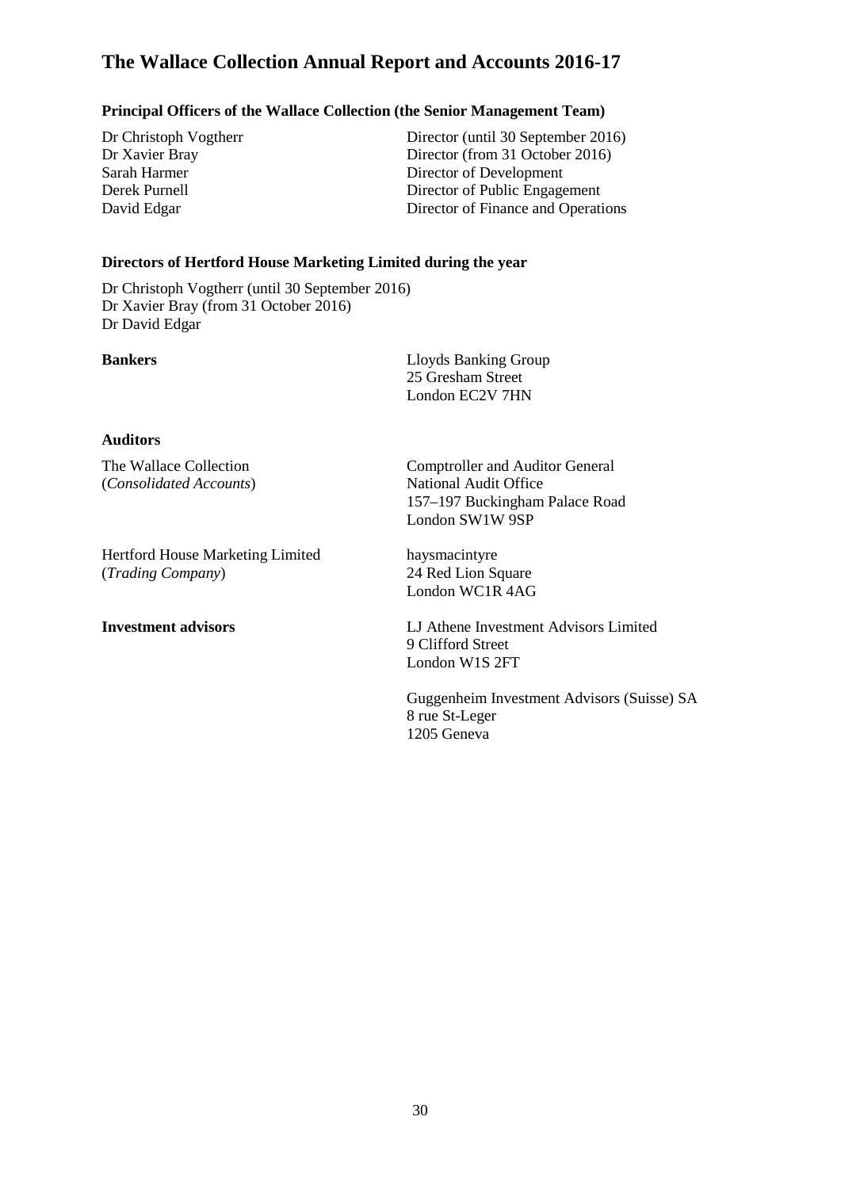# The Wallace Collection Annual Report and Accounts 2016-17

**Principal Officers of the Wallace Collection (the Senior Management Team)**

| | |
|---|---|
| Dr Christoph Vogtherr | Director (until 30 September 2016) |
| Dr Xavier Bray | Director (from 31 October 2016) |
| Sarah Harmer | Director of Development |
| Derek Purnell | Director of Public Engagement |
| David Edgar | Director of Finance and Operations |

**Directors of Hertford House Marketing Limited during the year**

Dr Christoph Vogtherr (until 30 September 2016)
Dr Xavier Bray (from 31 October 2016)
Dr David Edgar

**Bankers**

Lloyds Banking Group
25 Gresham Street
London EC2V 7HN

**Auditors**

The Wallace Collection (*Consolidated Accounts*)

Comptroller and Auditor General
National Audit Office
157–197 Buckingham Palace Road
London SW1W 9SP

Hertford House Marketing Limited (*Trading Company*)

haysmacintyre
24 Red Lion Square
London WC1R 4AG

**Investment advisors**

LJ Athene Investment Advisors Limited
9 Clifford Street
London W1S 2FT

Guggenheim Investment Advisors (Suisse) SA
8 rue St-Leger
1205 Geneva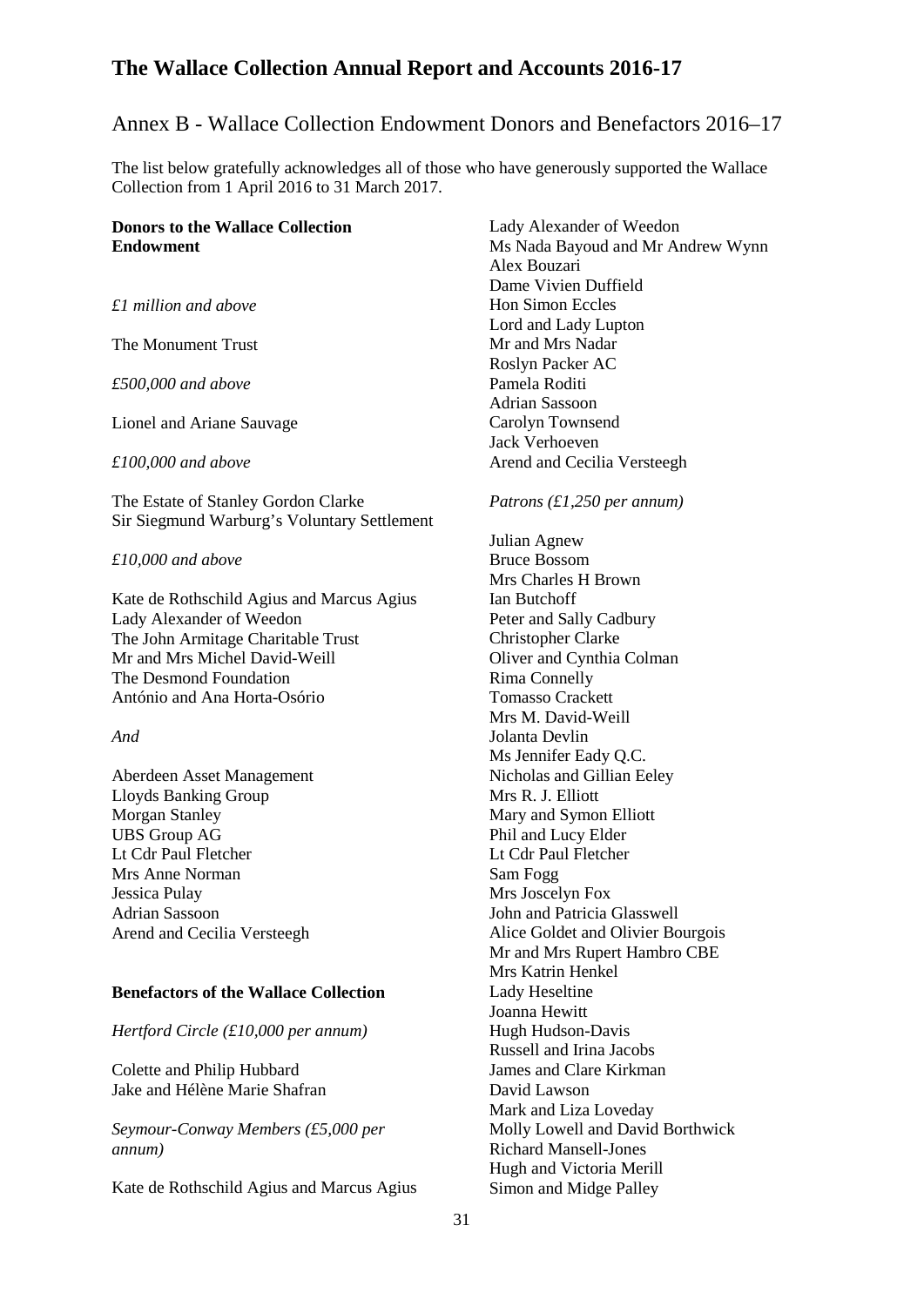# The Wallace Collection Annual Report and Accounts 2016-17

## Annex B - Wallace Collection Endowment Donors and Benefactors 2016–17

The list below gratefully acknowledges all of those who have generously supported the Wallace Collection from 1 April 2016 to 31 March 2017.

**Donors to the Wallace Collection Endowment**

*£1 million and above*

The Monument Trust

*£500,000 and above*

Lionel and Ariane Sauvage

*£100,000 and above*

The Estate of Stanley Gordon Clarke
Sir Siegmund Warburg's Voluntary Settlement

*£10,000 and above*

Kate de Rothschild Agius and Marcus Agius
Lady Alexander of Weedon
The John Armitage Charitable Trust
Mr and Mrs Michel David-Weill
The Desmond Foundation
António and Ana Horta-Osório

*And*

Aberdeen Asset Management
Lloyds Banking Group
Morgan Stanley
UBS Group AG
Lt Cdr Paul Fletcher
Mrs Anne Norman
Jessica Pulay
Adrian Sassoon
Arend and Cecilia Versteegh

**Benefactors of the Wallace Collection**

*Hertford Circle (£10,000 per annum)*

Colette and Philip Hubbard
Jake and Hélène Marie Shafran

*Seymour-Conway Members (£5,000 per annum)*

Kate de Rothschild Agius and Marcus Agius
Lady Alexander of Weedon
Ms Nada Bayoud and Mr Andrew Wynn
Alex Bouzari
Dame Vivien Duffield
Hon Simon Eccles
Lord and Lady Lupton
Mr and Mrs Nadar
Roslyn Packer AC
Pamela Roditi
Adrian Sassoon
Carolyn Townsend
Jack Verhoeven
Arend and Cecilia Versteegh

*Patrons (£1,250 per annum)*

Julian Agnew
Bruce Bossom
Mrs Charles H Brown
Ian Butchoff
Peter and Sally Cadbury
Christopher Clarke
Oliver and Cynthia Colman
Rima Connelly
Tomasso Crackett
Mrs M. David-Weill
Jolanta Devlin
Ms Jennifer Eady Q.C.
Nicholas and Gillian Eeley
Mrs R. J. Elliott
Mary and Symon Elliott
Phil and Lucy Elder
Lt Cdr Paul Fletcher
Sam Fogg
Mrs Joscelyn Fox
John and Patricia Glasswell
Alice Goldet and Olivier Bourgois
Mr and Mrs Rupert Hambro CBE
Mrs Katrin Henkel
Lady Heseltine
Joanna Hewitt
Hugh Hudson-Davis
Russell and Irina Jacobs
James and Clare Kirkman
David Lawson
Mark and Liza Loveday
Molly Lowell and David Borthwick
Richard Mansell-Jones
Hugh and Victoria Merill
Simon and Midge Palley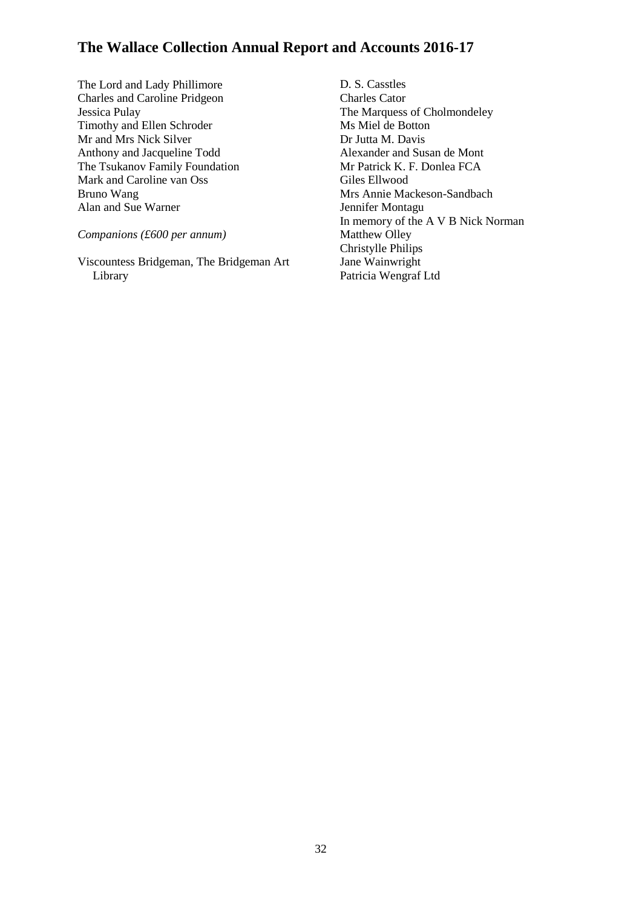The Lord and Lady Phillimore
Charles and Caroline Pridgeon
Jessica Pulay
Timothy and Ellen Schroder
Mr and Mrs Nick Silver
Anthony and Jacqueline Todd
The Tsukanov Family Foundation
Mark and Caroline van Oss
Bruno Wang
Alan and Sue Warner

*Companions (£600 per annum)*

Viscountess Bridgeman, The Bridgeman Art Library
D. S. Casstles
Charles Cator
The Marquess of Cholmondeley
Ms Miel de Botton
Dr Jutta M. Davis
Alexander and Susan de Mont
Mr Patrick K. F. Donlea FCA
Giles Ellwood
Mrs Annie Mackeson-Sandbach
Jennifer Montagu
In memory of the A V B Nick Norman
Matthew Olley
Christylle Philips
Jane Wainwright
Patricia Wengraf Ltd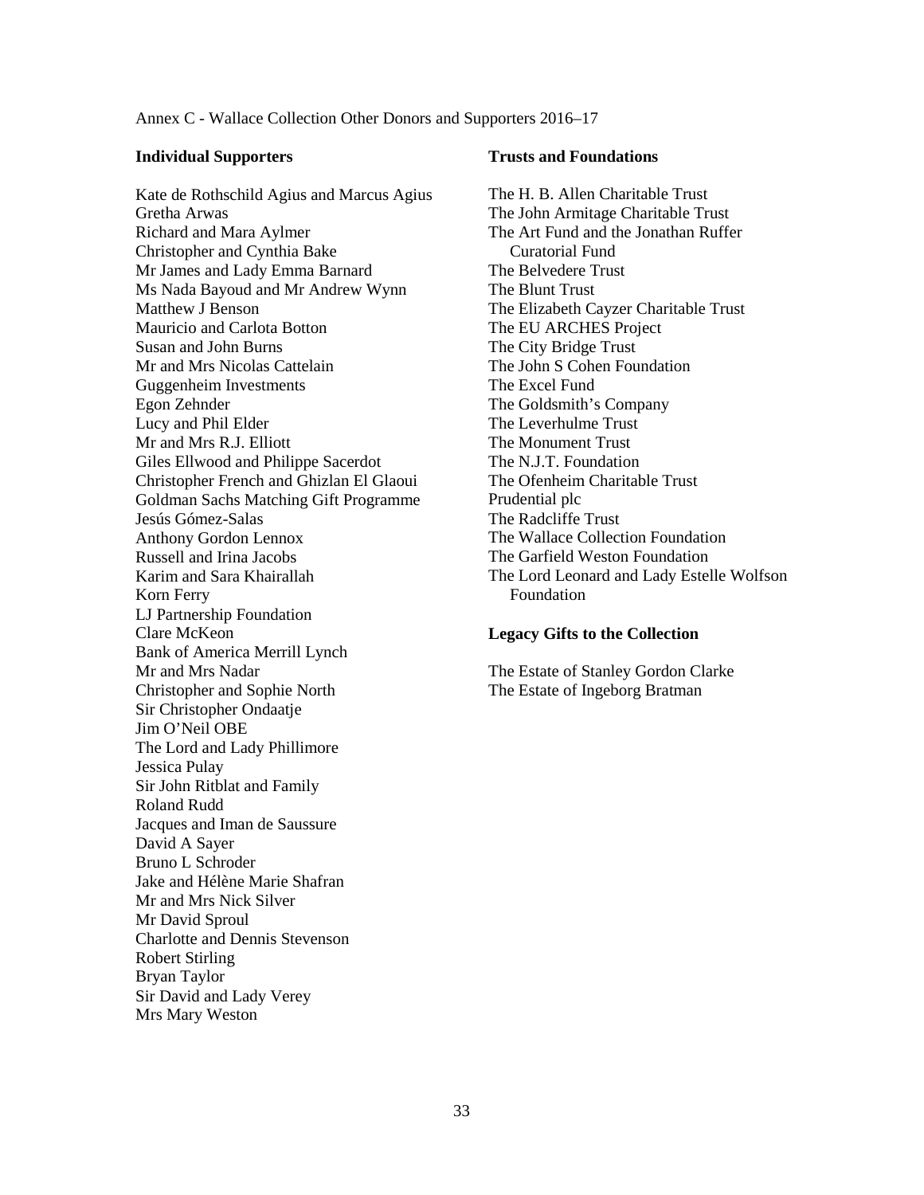Annex C - Wallace Collection Other Donors and Supporters 2016–17

**Individual Supporters**

Kate de Rothschild Agius and Marcus Agius
Gretha Arwas
Richard and Mara Aylmer
Christopher and Cynthia Bake
Mr James and Lady Emma Barnard
Ms Nada Bayoud and Mr Andrew Wynn
Matthew J Benson
Mauricio and Carlota Botton
Susan and John Burns
Mr and Mrs Nicolas Cattelain
Guggenheim Investments
Egon Zehnder
Lucy and Phil Elder
Mr and Mrs R.J. Elliott
Giles Ellwood and Philippe Sacerdot
Christopher French and Ghizlan El Glaoui
Goldman Sachs Matching Gift Programme
Jesús Gómez-Salas
Anthony Gordon Lennox
Russell and Irina Jacobs
Karim and Sara Khairallah
Korn Ferry
LJ Partnership Foundation
Clare McKeon
Bank of America Merrill Lynch
Mr and Mrs Nadar
Christopher and Sophie North
Sir Christopher Ondaatje
Jim O'Neil OBE
The Lord and Lady Phillimore
Jessica Pulay
Sir John Ritblat and Family
Roland Rudd
Jacques and Iman de Saussure
David A Sayer
Bruno L Schroder
Jake and Hélène Marie Shafran
Mr and Mrs Nick Silver
Mr David Sproul
Charlotte and Dennis Stevenson
Robert Stirling
Bryan Taylor
Sir David and Lady Verey
Mrs Mary Weston

**Trusts and Foundations**

The H. B. Allen Charitable Trust
The John Armitage Charitable Trust
The Art Fund and the Jonathan Ruffer Curatorial Fund
The Belvedere Trust
The Blunt Trust
The Elizabeth Cayzer Charitable Trust
The EU ARCHES Project
The City Bridge Trust
The John S Cohen Foundation
The Excel Fund
The Goldsmith's Company
The Leverhulme Trust
The Monument Trust
The N.J.T. Foundation
The Ofenheim Charitable Trust
Prudential plc
The Radcliffe Trust
The Wallace Collection Foundation
The Garfield Weston Foundation
The Lord Leonard and Lady Estelle Wolfson Foundation

**Legacy Gifts to the Collection**

The Estate of Stanley Gordon Clarke
The Estate of Ingeborg Bratman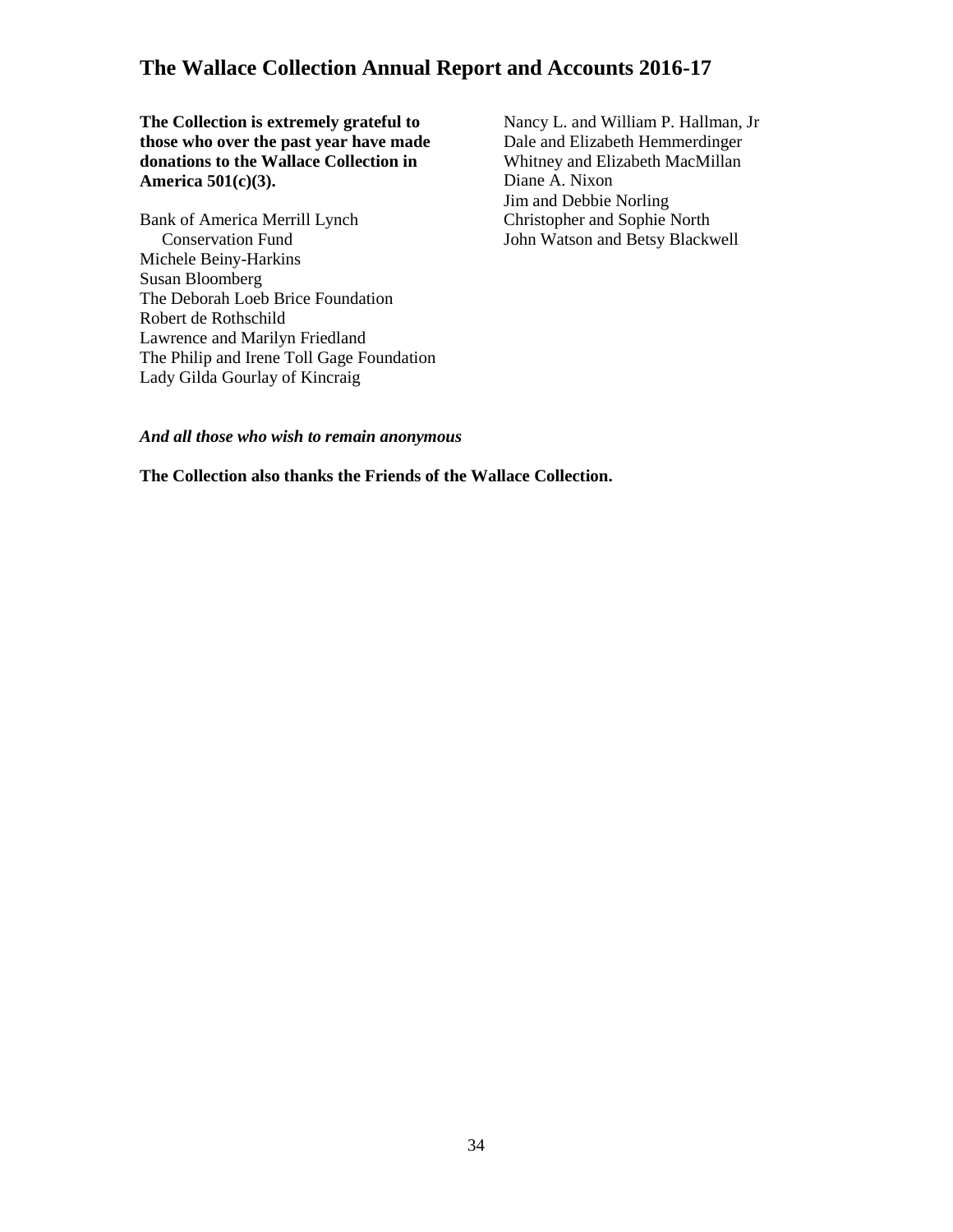**The Collection is extremely grateful to those who over the past year have made donations to the Wallace Collection in America 501(c)(3).**

Bank of America Merrill Lynch Conservation Fund
Michele Beiny-Harkins
Susan Bloomberg
The Deborah Loeb Brice Foundation
Robert de Rothschild
Lawrence and Marilyn Friedland
The Philip and Irene Toll Gage Foundation
Lady Gilda Gourlay of Kincraig
Nancy L. and William P. Hallman, Jr
Dale and Elizabeth Hemmerdinger
Whitney and Elizabeth MacMillan
Diane A. Nixon
Jim and Debbie Norling
Christopher and Sophie North
John Watson and Betsy Blackwell

***And all those who wish to remain anonymous***

**The Collection also thanks the Friends of the Wallace Collection.**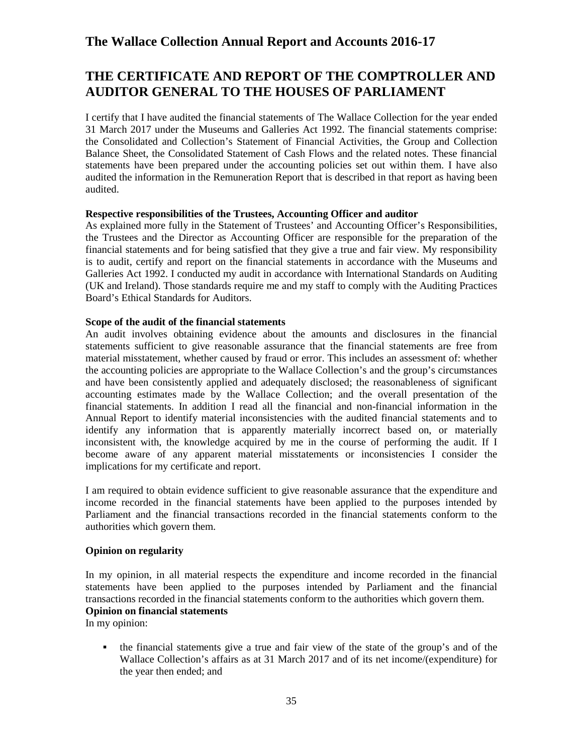# THE CERTIFICATE AND REPORT OF THE COMPTROLLER AND AUDITOR GENERAL TO THE HOUSES OF PARLIAMENT

I certify that I have audited the financial statements of The Wallace Collection for the year ended 31 March 2017 under the Museums and Galleries Act 1992. The financial statements comprise: the Consolidated and Collection's Statement of Financial Activities, the Group and Collection Balance Sheet, the Consolidated Statement of Cash Flows and the related notes. These financial statements have been prepared under the accounting policies set out within them. I have also audited the information in the Remuneration Report that is described in that report as having been audited.

**Respective responsibilities of the Trustees, Accounting Officer and auditor**

As explained more fully in the Statement of Trustees' and Accounting Officer's Responsibilities, the Trustees and the Director as Accounting Officer are responsible for the preparation of the financial statements and for being satisfied that they give a true and fair view. My responsibility is to audit, certify and report on the financial statements in accordance with the Museums and Galleries Act 1992. I conducted my audit in accordance with International Standards on Auditing (UK and Ireland). Those standards require me and my staff to comply with the Auditing Practices Board's Ethical Standards for Auditors.

**Scope of the audit of the financial statements**

An audit involves obtaining evidence about the amounts and disclosures in the financial statements sufficient to give reasonable assurance that the financial statements are free from material misstatement, whether caused by fraud or error. This includes an assessment of: whether the accounting policies are appropriate to the Wallace Collection's and the group's circumstances and have been consistently applied and adequately disclosed; the reasonableness of significant accounting estimates made by the Wallace Collection; and the overall presentation of the financial statements. In addition I read all the financial and non-financial information in the Annual Report to identify material inconsistencies with the audited financial statements and to identify any information that is apparently materially incorrect based on, or materially inconsistent with, the knowledge acquired by me in the course of performing the audit. If I become aware of any apparent material misstatements or inconsistencies I consider the implications for my certificate and report.

I am required to obtain evidence sufficient to give reasonable assurance that the expenditure and income recorded in the financial statements have been applied to the purposes intended by Parliament and the financial transactions recorded in the financial statements conform to the authorities which govern them.

**Opinion on regularity**

In my opinion, in all material respects the expenditure and income recorded in the financial statements have been applied to the purposes intended by Parliament and the financial transactions recorded in the financial statements conform to the authorities which govern them.

**Opinion on financial statements**

In my opinion:

- the financial statements give a true and fair view of the state of the group's and of the Wallace Collection's affairs as at 31 March 2017 and of its net income/(expenditure) for the year then ended; and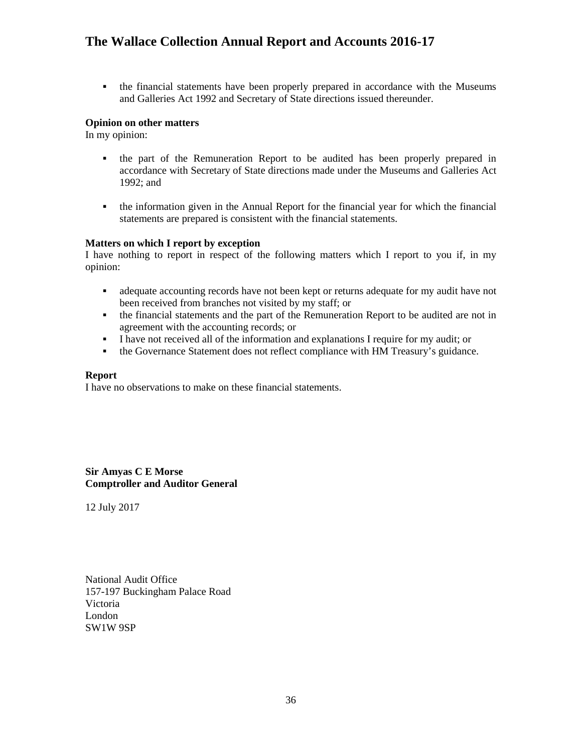- the financial statements have been properly prepared in accordance with the Museums and Galleries Act 1992 and Secretary of State directions issued thereunder.

**Opinion on other matters**

In my opinion:

- the part of the Remuneration Report to be audited has been properly prepared in accordance with Secretary of State directions made under the Museums and Galleries Act 1992; and

- the information given in the Annual Report for the financial year for which the financial statements are prepared is consistent with the financial statements.

**Matters on which I report by exception**

I have nothing to report in respect of the following matters which I report to you if, in my opinion:

- adequate accounting records have not been kept or returns adequate for my audit have not been received from branches not visited by my staff; or
- the financial statements and the part of the Remuneration Report to be audited are not in agreement with the accounting records; or
- I have not received all of the information and explanations I require for my audit; or
- the Governance Statement does not reflect compliance with HM Treasury's guidance.

**Report**

I have no observations to make on these financial statements.

**Sir Amyas C E Morse**
**Comptroller and Auditor General**

12 July 2017

National Audit Office
157-197 Buckingham Palace Road
Victoria
London
SW1W 9SP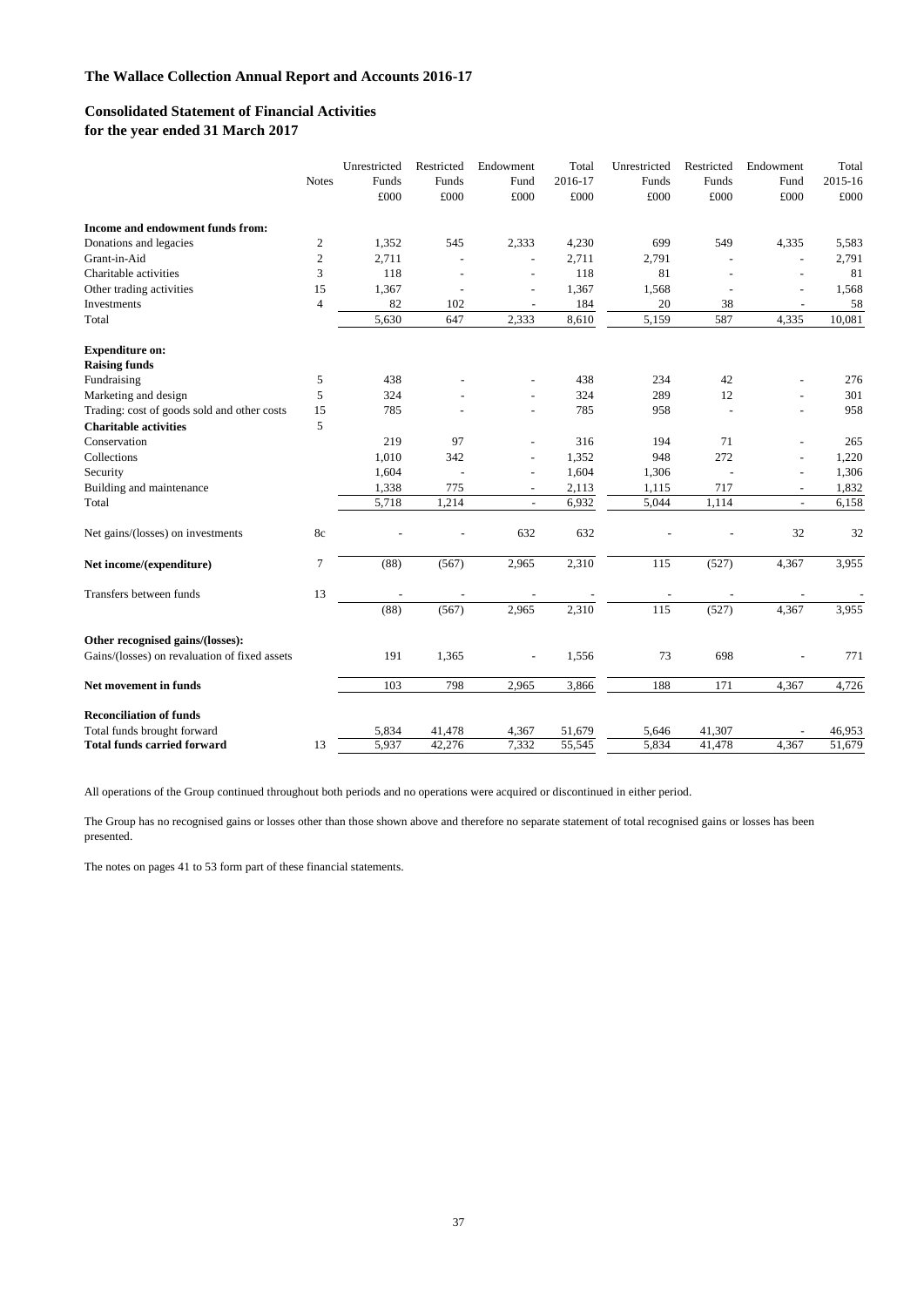# The Wallace Collection Annual Report and Accounts 2016-17

## Consolidated Statement of Financial Activities
## for the year ended 31 March 2017

| | Notes | Unrestricted Funds £000 | Restricted Funds £000 | Endowment Fund £000 | Total 2016-17 £000 | Unrestricted Funds £000 | Restricted Funds £000 | Endowment Fund £000 | Total 2015-16 £000 |
|---|---|---|---|---|---|---|---|---|---|
| **Income and endowment funds from:** | | | | | | | | | |
| Donations and legacies | 2 | 1,352 | 545 | 2,333 | 4,230 | 699 | 549 | 4,335 | 5,583 |
| Grant-in-Aid | 2 | 2,711 | - | - | 2,711 | 2,791 | - | - | 2,791 |
| Charitable activities | 3 | 118 | - | - | 118 | 81 | - | - | 81 |
| Other trading activities | 15 | 1,367 | - | - | 1,367 | 1,568 | - | - | 1,568 |
| Investments | 4 | 82 | 102 | - | 184 | 20 | 38 | - | 58 |
| Total | | 5,630 | 647 | 2,333 | 8,610 | 5,159 | 587 | 4,335 | 10,081 |
| **Expenditure on:** | | | | | | | | | |
| **Raising funds** | | | | | | | | | |
| Fundraising | 5 | 438 | - | - | 438 | 234 | 42 | - | 276 |
| Marketing and design | 5 | 324 | - | - | 324 | 289 | 12 | - | 301 |
| Trading: cost of goods sold and other costs | 15 | 785 | - | - | 785 | 958 | - | - | 958 |
| **Charitable activities** | 5 | | | | | | | | |
| Conservation | | 219 | 97 | - | 316 | 194 | 71 | - | 265 |
| Collections | | 1,010 | 342 | - | 1,352 | 948 | 272 | - | 1,220 |
| Security | | 1,604 | - | - | 1,604 | 1,306 | - | - | 1,306 |
| Building and maintenance | | 1,338 | 775 | - | 2,113 | 1,115 | 717 | - | 1,832 |
| Total | | 5,718 | 1,214 | - | 6,932 | 5,044 | 1,114 | - | 6,158 |
| Net gains/(losses) on investments | 8c | - | - | 632 | 632 | - | - | 32 | 32 |
| **Net income/(expenditure)** | 7 | (88) | (567) | 2,965 | 2,310 | 115 | (527) | 4,367 | 3,955 |
| Transfers between funds | 13 | - | - | - | - | - | - | - | - |
| | | (88) | (567) | 2,965 | 2,310 | 115 | (527) | 4,367 | 3,955 |
| **Other recognised gains/(losses):** | | | | | | | | | |
| Gains/(losses) on revaluation of fixed assets | | 191 | 1,365 | - | 1,556 | 73 | 698 | | 771 |
| **Net movement in funds** | | 103 | 798 | 2,965 | 3,866 | 188 | 171 | 4,367 | 4,726 |
| **Reconciliation of funds** | | | | | | | | | |
| Total funds brought forward | | 5,834 | 41,478 | 4,367 | 51,679 | 5,646 | 41,307 | - | 46,953 |
| **Total funds carried forward** | 13 | 5,937 | 42,276 | 7,332 | 55,545 | 5,834 | 41,478 | 4,367 | 51,679 |

All operations of the Group continued throughout both periods and no operations were acquired or discontinued in either period.

The Group has no recognised gains or losses other than those shown above and therefore no separate statement of total recognised gains or losses has been presented.

The notes on pages 41 to 53 form part of these financial statements.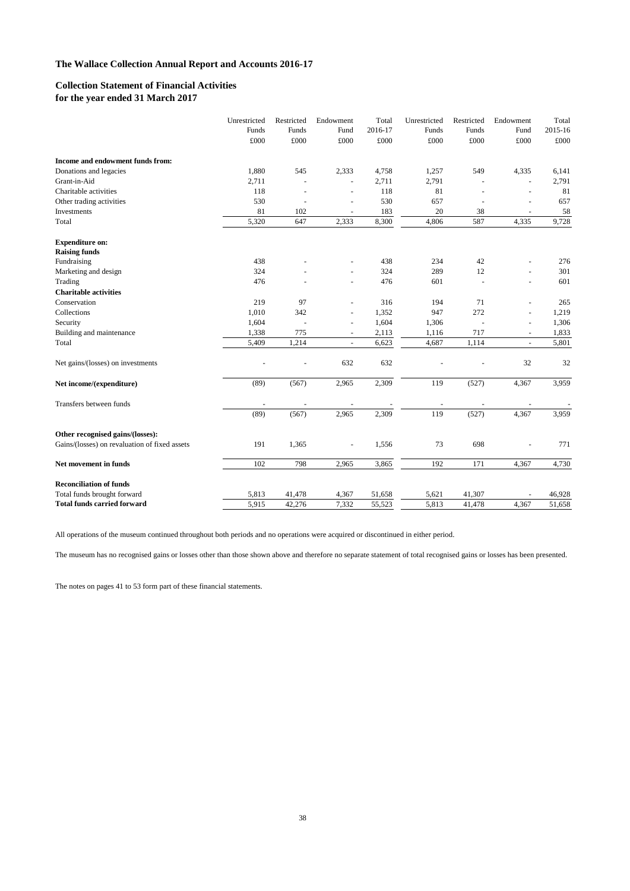# The Wallace Collection Annual Report and Accounts 2016-17

## Collection Statement of Financial Activities
## for the year ended 31 March 2017

| | Unrestricted Funds | Restricted Funds | Endowment Fund | Total 2016-17 | Unrestricted Funds | Restricted Funds | Endowment Fund | Total 2015-16 |
|---|---|---|---|---|---|---|---|---|
| | £000 | £000 | £000 | £000 | £000 | £000 | £000 | £000 |
| **Income and endowment funds from:** | | | | | | | | |
| Donations and legacies | 1,880 | 545 | 2,333 | 4,758 | 1,257 | 549 | 4,335 | 6,141 |
| Grant-in-Aid | 2,711 | - | - | 2,711 | 2,791 | - | - | 2,791 |
| Charitable activities | 118 | - | - | 118 | 81 | - | - | 81 |
| Other trading activities | 530 | - | - | 530 | 657 | - | - | 657 |
| Investments | 81 | 102 | - | 183 | 20 | 38 | - | 58 |
| Total | 5,320 | 647 | 2,333 | 8,300 | 4,806 | 587 | 4,335 | 9,728 |
| **Expenditure on:** | | | | | | | | |
| **Raising funds** | | | | | | | | |
| Fundraising | 438 | - | - | 438 | 234 | 42 | - | 276 |
| Marketing and design | 324 | - | - | 324 | 289 | 12 | - | 301 |
| Trading | 476 | - | - | 476 | 601 | - | - | 601 |
| **Charitable activities** | | | | | | | | |
| Conservation | 219 | 97 | - | 316 | 194 | 71 | - | 265 |
| Collections | 1,010 | 342 | - | 1,352 | 947 | 272 | - | 1,219 |
| Security | 1,604 | - | - | 1,604 | 1,306 | - | - | 1,306 |
| Building and maintenance | 1,338 | 775 | - | 2,113 | 1,116 | 717 | - | 1,833 |
| Total | 5,409 | 1,214 | - | 6,623 | 4,687 | 1,114 | - | 5,801 |
| Net gains/(losses) on investments | - | - | 632 | 632 | - | - | 32 | 32 |
| **Net income/(expenditure)** | (89) | (567) | 2,965 | 2,309 | 119 | (527) | 4,367 | 3,959 |
| Transfers between funds | - | - | - | - | - | - | - | - |
| | (89) | (567) | 2,965 | 2,309 | 119 | (527) | 4,367 | 3,959 |
| **Other recognised gains/(losses):** | | | | | | | | |
| Gains/(losses) on revaluation of fixed assets | 191 | 1,365 | - | 1,556 | 73 | 698 | - | 771 |
| **Net movement in funds** | 102 | 798 | 2,965 | 3,865 | 192 | 171 | 4,367 | 4,730 |
| **Reconciliation of funds** | | | | | | | | |
| Total funds brought forward | 5,813 | 41,478 | 4,367 | 51,658 | 5,621 | 41,307 | - | 46,928 |
| **Total funds carried forward** | 5,915 | 42,276 | 7,332 | 55,523 | 5,813 | 41,478 | 4,367 | 51,658 |

All operations of the museum continued throughout both periods and no operations were acquired or discontinued in either period.

The museum has no recognised gains or losses other than those shown above and therefore no separate statement of total recognised gains or losses has been presented.

The notes on pages 41 to 53 form part of these financial statements.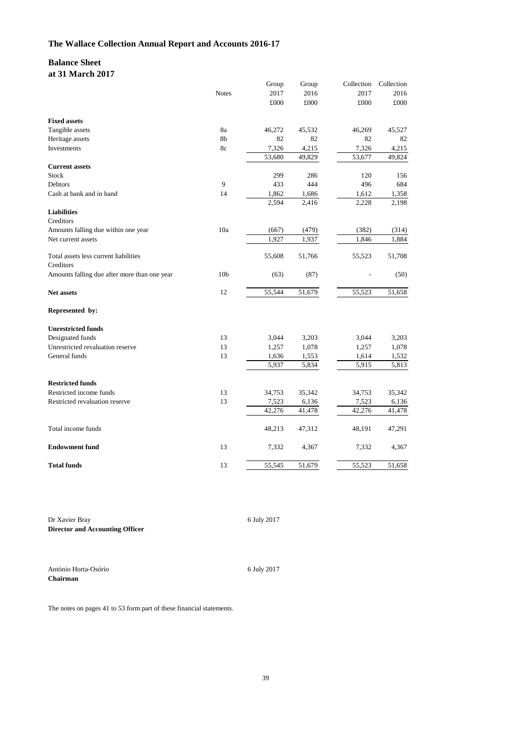## The Wallace Collection Annual Report and Accounts 2016-17

### Balance Sheet
### at 31 March 2017

| | Notes | Group 2017 £000 | Group 2016 £000 | Collection 2017 £000 | Collection 2016 £000 |
|---|---|---|---|---|---|
| **Fixed assets** | | | | | |
| Tangible assets | 8a | 46,272 | 45,532 | 46,269 | 45,527 |
| Heritage assets | 8b | 82 | 82 | 82 | 82 |
| Investments | 8c | 7,326 | 4,215 | 7,326 | 4,215 |
| | | 53,680 | 49,829 | 53,677 | 49,824 |
| **Current assets** | | | | | |
| Stock | | 299 | 286 | 120 | 156 |
| Debtors | 9 | 433 | 444 | 496 | 684 |
| Cash at bank and in hand | 14 | 1,862 | 1,686 | 1,612 | 1,358 |
| | | 2,594 | 2,416 | 2,228 | 2,198 |
| **Liabilities** | | | | | |
| Creditors | | | | | |
| Amounts falling due within one year | 10a | (667) | (479) | (382) | (314) |
| Net current assets | | 1,927 | 1,937 | 1,846 | 1,884 |
| Total assets less current liabilities | | 55,608 | 51,766 | 55,523 | 51,708 |
| Creditors | | | | | |
| Amounts falling due after more than one year | 10b | (63) | (87) | - | (50) |
| **Net assets** | 12 | 55,544 | 51,679 | 55,523 | 51,658 |
| **Represented by:** | | | | | |
| **Unrestricted funds** | | | | | |
| Designated funds | 13 | 3,044 | 3,203 | 3,044 | 3,203 |
| Unrestricted revaluation reserve | 13 | 1,257 | 1,078 | 1,257 | 1,078 |
| General funds | 13 | 1,636 | 1,553 | 1,614 | 1,532 |
| | | 5,937 | 5,834 | 5,915 | 5,813 |
| **Restricted funds** | | | | | |
| Restricted income funds | 13 | 34,753 | 35,342 | 34,753 | 35,342 |
| Restricted revaluation reserve | 13 | 7,523 | 6,136 | 7,523 | 6,136 |
| | | 42,276 | 41,478 | 42,276 | 41,478 |
| Total income funds | | 48,213 | 47,312 | 48,191 | 47,291 |
| **Endowment fund** | 13 | 7,332 | 4,367 | 7,332 | 4,367 |
| **Total funds** | 13 | 55,545 | 51,679 | 55,523 | 51,658 |

Dr Xavier Bray — 6 July 2017
**Director and Accounting Officer**

António Horta-Osório — 6 July 2017
**Chairman**

The notes on pages 41 to 53 form part of these financial statements.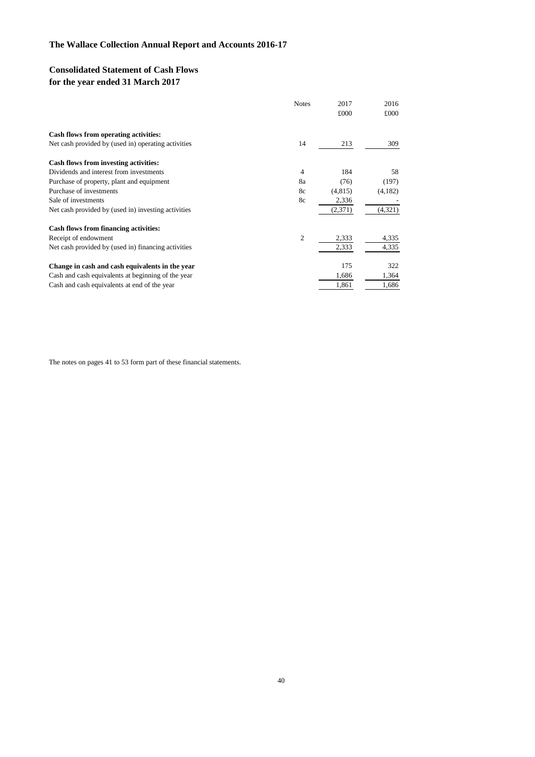# The Wallace Collection Annual Report and Accounts 2016-17

## Consolidated Statement of Cash Flows
## for the year ended 31 March 2017

| | Notes | 2017 £000 | 2016 £000 |
|---|---|---|---|
| **Cash flows from operating activities:** | | | |
| Net cash provided by (used in) operating activities | 14 | 213 | 309 |
| **Cash flows from investing activities:** | | | |
| Dividends and interest from investments | 4 | 184 | 58 |
| Purchase of property, plant and equipment | 8a | (76) | (197) |
| Purchase of investments | 8c | (4,815) | (4,182) |
| Sale of investments | 8c | 2,336 | - |
| Net cash provided by (used in) investing activities | | (2,371) | (4,321) |
| **Cash flows from financing activities:** | | | |
| Receipt of endowment | 2 | 2,333 | 4,335 |
| Net cash provided by (used in) financing activities | | 2,333 | 4,335 |
| **Change in cash and cash equivalents in the year** | | 175 | 322 |
| Cash and cash equivalents at beginning of the year | | 1,686 | 1,364 |
| Cash and cash equivalents at end of the year | | 1,861 | 1,686 |

The notes on pages 41 to 53 form part of these financial statements.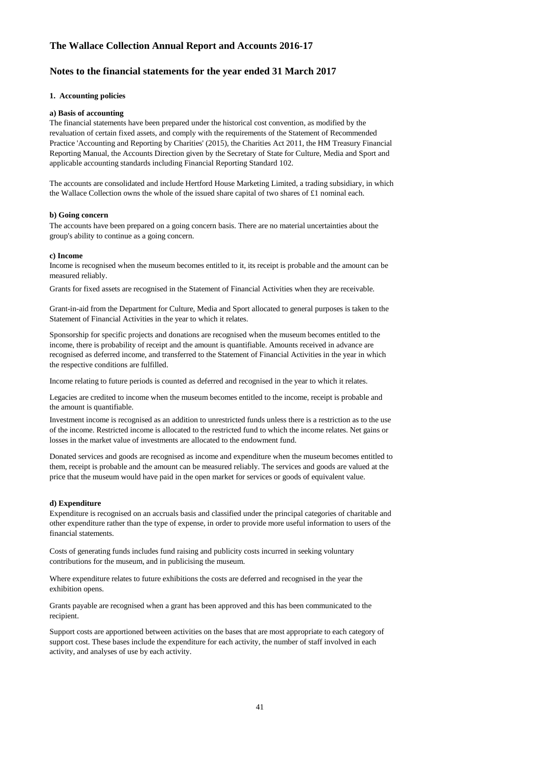# The Wallace Collection Annual Report and Accounts 2016-17

## Notes to the financial statements for the year ended 31 March 2017

### 1. Accounting policies

**a) Basis of accounting**

The financial statements have been prepared under the historical cost convention, as modified by the revaluation of certain fixed assets, and comply with the requirements of the Statement of Recommended Practice 'Accounting and Reporting by Charities' (2015), the Charities Act 2011, the HM Treasury Financial Reporting Manual, the Accounts Direction given by the Secretary of State for Culture, Media and Sport and applicable accounting standards including Financial Reporting Standard 102.

The accounts are consolidated and include Hertford House Marketing Limited, a trading subsidiary, in which the Wallace Collection owns the whole of the issued share capital of two shares of £1 nominal each.

**b) Going concern**

The accounts have been prepared on a going concern basis. There are no material uncertainties about the group's ability to continue as a going concern.

**c) Income**

Income is recognised when the museum becomes entitled to it, its receipt is probable and the amount can be measured reliably.

Grants for fixed assets are recognised in the Statement of Financial Activities when they are receivable.

Grant-in-aid from the Department for Culture, Media and Sport allocated to general purposes is taken to the Statement of Financial Activities in the year to which it relates.

Sponsorship for specific projects and donations are recognised when the museum becomes entitled to the income, there is probability of receipt and the amount is quantifiable. Amounts received in advance are recognised as deferred income, and transferred to the Statement of Financial Activities in the year in which the respective conditions are fulfilled.

Income relating to future periods is counted as deferred and recognised in the year to which it relates.

Legacies are credited to income when the museum becomes entitled to the income, receipt is probable and the amount is quantifiable.

Investment income is recognised as an addition to unrestricted funds unless there is a restriction as to the use of the income. Restricted income is allocated to the restricted fund to which the income relates. Net gains or losses in the market value of investments are allocated to the endowment fund.

Donated services and goods are recognised as income and expenditure when the museum becomes entitled to them, receipt is probable and the amount can be measured reliably. The services and goods are valued at the price that the museum would have paid in the open market for services or goods of equivalent value.

**d) Expenditure**

Expenditure is recognised on an accruals basis and classified under the principal categories of charitable and other expenditure rather than the type of expense, in order to provide more useful information to users of the financial statements.

Costs of generating funds includes fund raising and publicity costs incurred in seeking voluntary contributions for the museum, and in publicising the museum.

Where expenditure relates to future exhibitions the costs are deferred and recognised in the year the exhibition opens.

Grants payable are recognised when a grant has been approved and this has been communicated to the recipient.

Support costs are apportioned between activities on the bases that are most appropriate to each category of support cost. These bases include the expenditure for each activity, the number of staff involved in each activity, and analyses of use by each activity.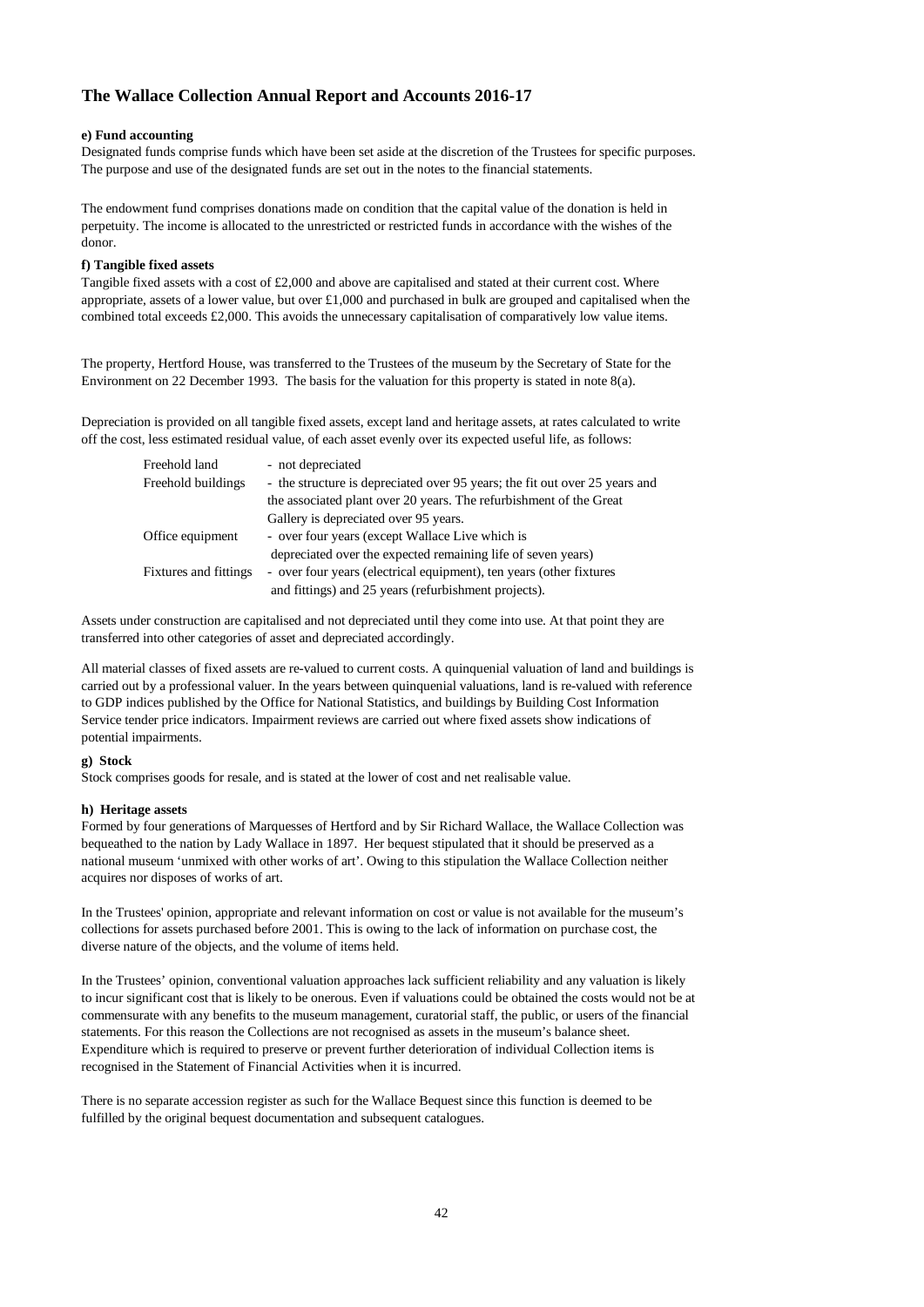**e) Fund accounting**

Designated funds comprise funds which have been set aside at the discretion of the Trustees for specific purposes. The purpose and use of the designated funds are set out in the notes to the financial statements.

The endowment fund comprises donations made on condition that the capital value of the donation is held in perpetuity. The income is allocated to the unrestricted or restricted funds in accordance with the wishes of the donor.

**f) Tangible fixed assets**

Tangible fixed assets with a cost of £2,000 and above are capitalised and stated at their current cost. Where appropriate, assets of a lower value, but over £1,000 and purchased in bulk are grouped and capitalised when the combined total exceeds £2,000. This avoids the unnecessary capitalisation of comparatively low value items.

The property, Hertford House, was transferred to the Trustees of the museum by the Secretary of State for the Environment on 22 December 1993. The basis for the valuation for this property is stated in note 8(a).

Depreciation is provided on all tangible fixed assets, except land and heritage assets, at rates calculated to write off the cost, less estimated residual value, of each asset evenly over its expected useful life, as follows:

| | |
|---|---|
| Freehold land | - not depreciated |
| Freehold buildings | - the structure is depreciated over 95 years; the fit out over 25 years and the associated plant over 20 years. The refurbishment of the Great Gallery is depreciated over 95 years. |
| Office equipment | - over four years (except Wallace Live which is depreciated over the expected remaining life of seven years) |
| Fixtures and fittings | - over four years (electrical equipment), ten years (other fixtures and fittings) and 25 years (refurbishment projects). |

Assets under construction are capitalised and not depreciated until they come into use. At that point they are transferred into other categories of asset and depreciated accordingly.

All material classes of fixed assets are re-valued to current costs. A quinquenial valuation of land and buildings is carried out by a professional valuer. In the years between quinquenial valuations, land is re-valued with reference to GDP indices published by the Office for National Statistics, and buildings by Building Cost Information Service tender price indicators. Impairment reviews are carried out where fixed assets show indications of potential impairments.

**g) Stock**

Stock comprises goods for resale, and is stated at the lower of cost and net realisable value.

**h) Heritage assets**

Formed by four generations of Marquesses of Hertford and by Sir Richard Wallace, the Wallace Collection was bequeathed to the nation by Lady Wallace in 1897. Her bequest stipulated that it should be preserved as a national museum 'unmixed with other works of art'. Owing to this stipulation the Wallace Collection neither acquires nor disposes of works of art.

In the Trustees' opinion, appropriate and relevant information on cost or value is not available for the museum's collections for assets purchased before 2001. This is owing to the lack of information on purchase cost, the diverse nature of the objects, and the volume of items held.

In the Trustees' opinion, conventional valuation approaches lack sufficient reliability and any valuation is likely to incur significant cost that is likely to be onerous. Even if valuations could be obtained the costs would not be at commensurate with any benefits to the museum management, curatorial staff, the public, or users of the financial statements. For this reason the Collections are not recognised as assets in the museum's balance sheet. Expenditure which is required to preserve or prevent further deterioration of individual Collection items is recognised in the Statement of Financial Activities when it is incurred.

There is no separate accession register as such for the Wallace Bequest since this function is deemed to be fulfilled by the original bequest documentation and subsequent catalogues.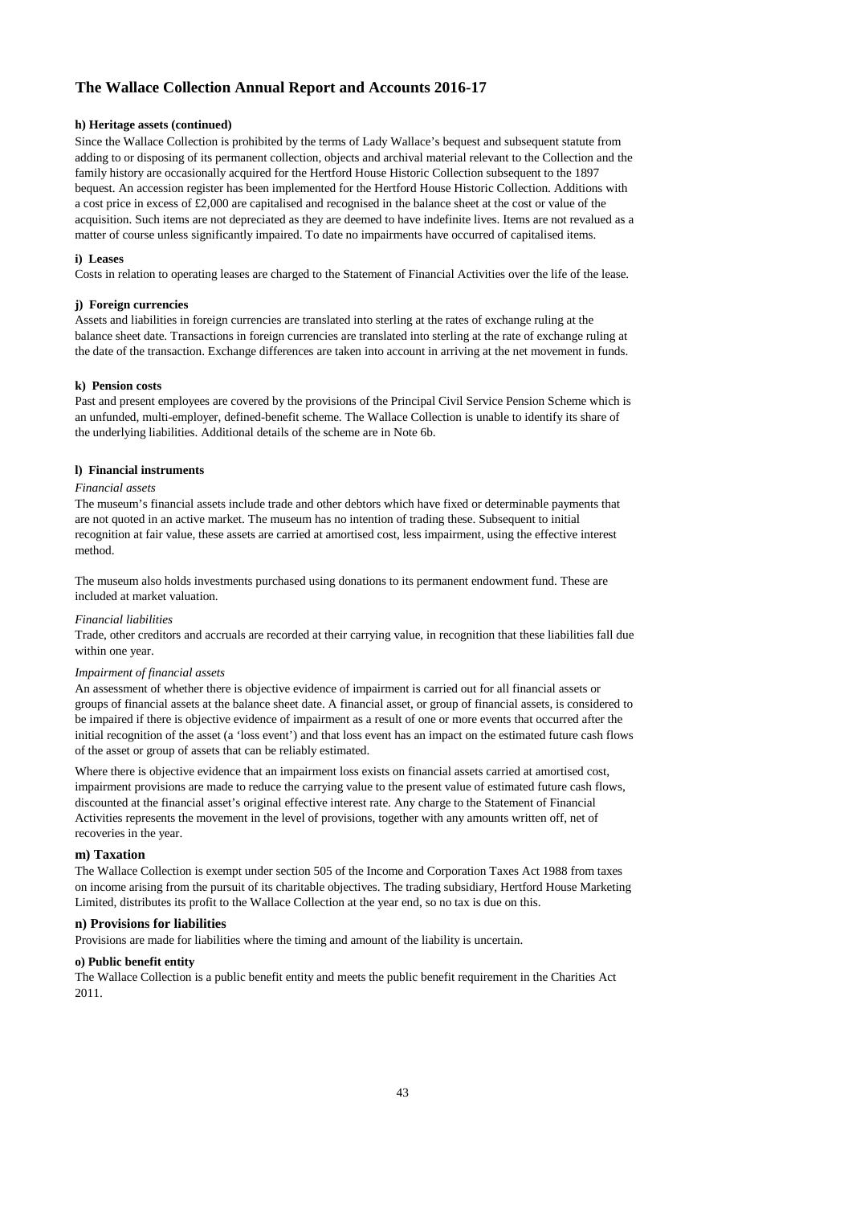#### h) Heritage assets (continued)

Since the Wallace Collection is prohibited by the terms of Lady Wallace's bequest and subsequent statute from adding to or disposing of its permanent collection, objects and archival material relevant to the Collection and the family history are occasionally acquired for the Hertford House Historic Collection subsequent to the 1897 bequest. An accession register has been implemented for the Hertford House Historic Collection. Additions with a cost price in excess of £2,000 are capitalised and recognised in the balance sheet at the cost or value of the acquisition. Such items are not depreciated as they are deemed to have indefinite lives. Items are not revalued as a matter of course unless significantly impaired. To date no impairments have occurred of capitalised items.

#### i) Leases

Costs in relation to operating leases are charged to the Statement of Financial Activities over the life of the lease.

#### j) Foreign currencies

Assets and liabilities in foreign currencies are translated into sterling at the rates of exchange ruling at the balance sheet date. Transactions in foreign currencies are translated into sterling at the rate of exchange ruling at the date of the transaction. Exchange differences are taken into account in arriving at the net movement in funds.

#### k) Pension costs

Past and present employees are covered by the provisions of the Principal Civil Service Pension Scheme which is an unfunded, multi-employer, defined-benefit scheme. The Wallace Collection is unable to identify its share of the underlying liabilities. Additional details of the scheme are in Note 6b.

#### l) Financial instruments

*Financial assets*

The museum's financial assets include trade and other debtors which have fixed or determinable payments that are not quoted in an active market. The museum has no intention of trading these. Subsequent to initial recognition at fair value, these assets are carried at amortised cost, less impairment, using the effective interest method.

The museum also holds investments purchased using donations to its permanent endowment fund. These are included at market valuation.

*Financial liabilities*

Trade, other creditors and accruals are recorded at their carrying value, in recognition that these liabilities fall due within one year.

*Impairment of financial assets*

An assessment of whether there is objective evidence of impairment is carried out for all financial assets or groups of financial assets at the balance sheet date. A financial asset, or group of financial assets, is considered to be impaired if there is objective evidence of impairment as a result of one or more events that occurred after the initial recognition of the asset (a 'loss event') and that loss event has an impact on the estimated future cash flows of the asset or group of assets that can be reliably estimated.

Where there is objective evidence that an impairment loss exists on financial assets carried at amortised cost, impairment provisions are made to reduce the carrying value to the present value of estimated future cash flows, discounted at the financial asset's original effective interest rate. Any charge to the Statement of Financial Activities represents the movement in the level of provisions, together with any amounts written off, net of recoveries in the year.

#### m) Taxation

The Wallace Collection is exempt under section 505 of the Income and Corporation Taxes Act 1988 from taxes on income arising from the pursuit of its charitable objectives. The trading subsidiary, Hertford House Marketing Limited, distributes its profit to the Wallace Collection at the year end, so no tax is due on this.

#### n) Provisions for liabilities

Provisions are made for liabilities where the timing and amount of the liability is uncertain.

#### o) Public benefit entity

The Wallace Collection is a public benefit entity and meets the public benefit requirement in the Charities Act 2011.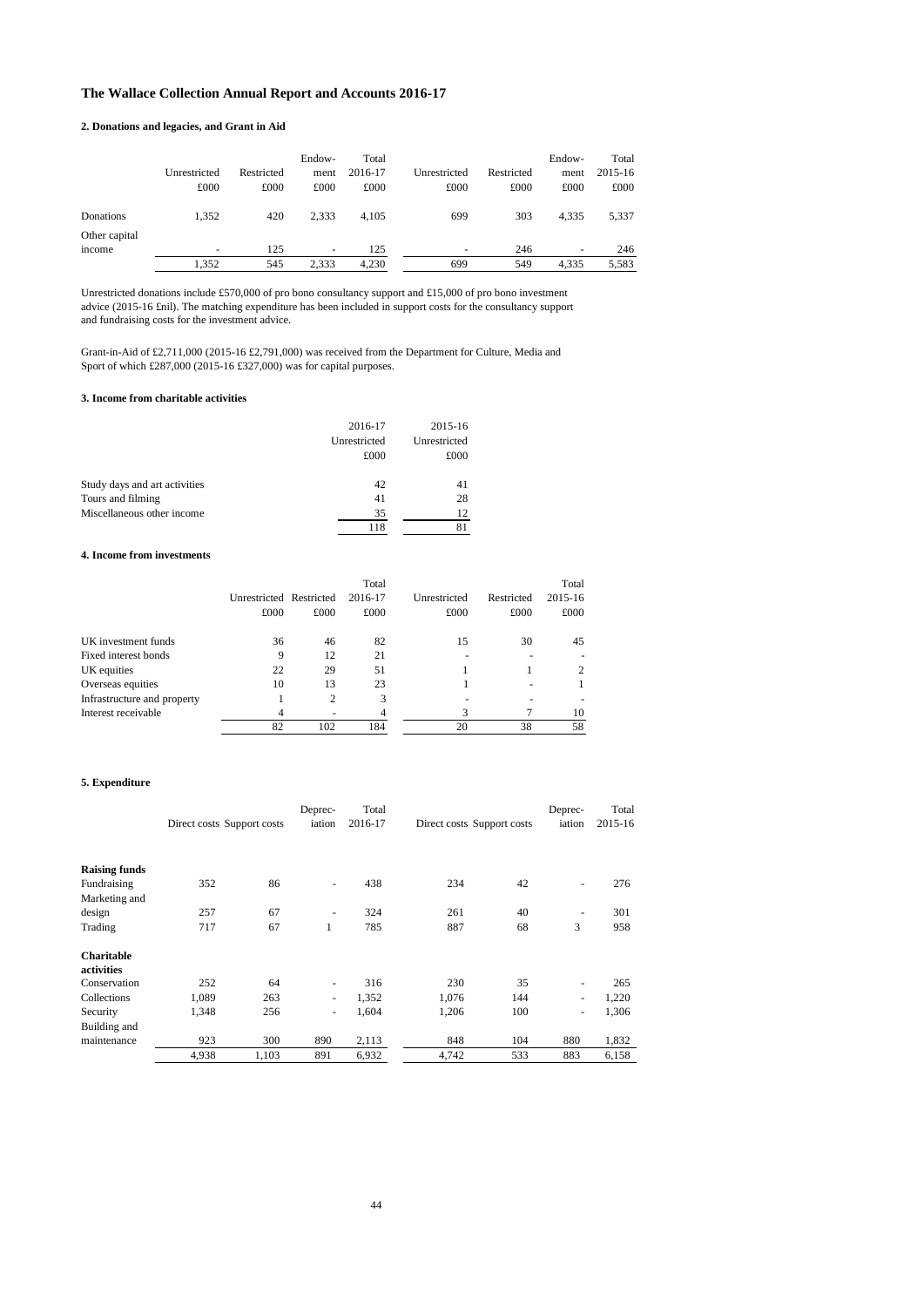# The Wallace Collection Annual Report and Accounts 2016-17

## 2. Donations and legacies, and Grant in Aid

| | Unrestricted £000 | Restricted £000 | Endow-ment £000 | Total 2016-17 £000 | Unrestricted £000 | Restricted £000 | Endow-ment £000 | Total 2015-16 £000 |
|---|---|---|---|---|---|---|---|---|
| Donations | 1,352 | 420 | 2,333 | 4,105 | 699 | 303 | 4,335 | 5,337 |
| Other capital income | - | 125 | - | 125 | - | 246 | - | 246 |
| | 1,352 | 545 | 2,333 | 4,230 | 699 | 549 | 4,335 | 5,583 |

Unrestricted donations include £570,000 of pro bono consultancy support and £15,000 of pro bono investment advice (2015-16 £nil). The matching expenditure has been included in support costs for the consultancy support and fundraising costs for the investment advice.

Grant-in-Aid of £2,711,000 (2015-16 £2,791,000) was received from the Department for Culture, Media and Sport of which £287,000 (2015-16 £327,000) was for capital purposes.

## 3. Income from charitable activities

| | 2016-17 Unrestricted £000 | 2015-16 Unrestricted £000 |
|---|---|---|
| Study days and art activities | 42 | 41 |
| Tours and filming | 41 | 28 |
| Miscellaneous other income | 35 | 12 |
| | 118 | 81 |

## 4. Income from investments

| | Unrestricted £000 | Restricted £000 | Total 2016-17 £000 | Unrestricted £000 | Restricted £000 | Total 2015-16 £000 |
|---|---|---|---|---|---|---|
| UK investment funds | 36 | 46 | 82 | 15 | 30 | 45 |
| Fixed interest bonds | 9 | 12 | 21 | - | - | - |
| UK equities | 22 | 29 | 51 | 1 | 1 | 2 |
| Overseas equities | 10 | 13 | 23 | 1 | - | 1 |
| Infrastructure and property | 1 | 2 | 3 | - | - | - |
| Interest receivable | 4 | - | 4 | 3 | 7 | 10 |
| | 82 | 102 | 184 | 20 | 38 | 58 |

## 5. Expenditure

| | Direct costs | Support costs | Deprec-iation | Total 2016-17 | Direct costs | Support costs | Deprec-iation | Total 2015-16 |
|---|---|---|---|---|---|---|---|---|
| **Raising funds** | | | | | | | | |
| Fundraising | 352 | 86 | - | 438 | 234 | 42 | - | 276 |
| Marketing and design | 257 | 67 | - | 324 | 261 | 40 | - | 301 |
| Trading | 717 | 67 | 1 | 785 | 887 | 68 | 3 | 958 |
| **Charitable activities** | | | | | | | | |
| Conservation | 252 | 64 | - | 316 | 230 | 35 | - | 265 |
| Collections | 1,089 | 263 | - | 1,352 | 1,076 | 144 | - | 1,220 |
| Security | 1,348 | 256 | - | 1,604 | 1,206 | 100 | - | 1,306 |
| Building and maintenance | 923 | 300 | 890 | 2,113 | 848 | 104 | 880 | 1,832 |
| | 4,938 | 1,103 | 891 | 6,932 | 4,742 | 533 | 883 | 6,158 |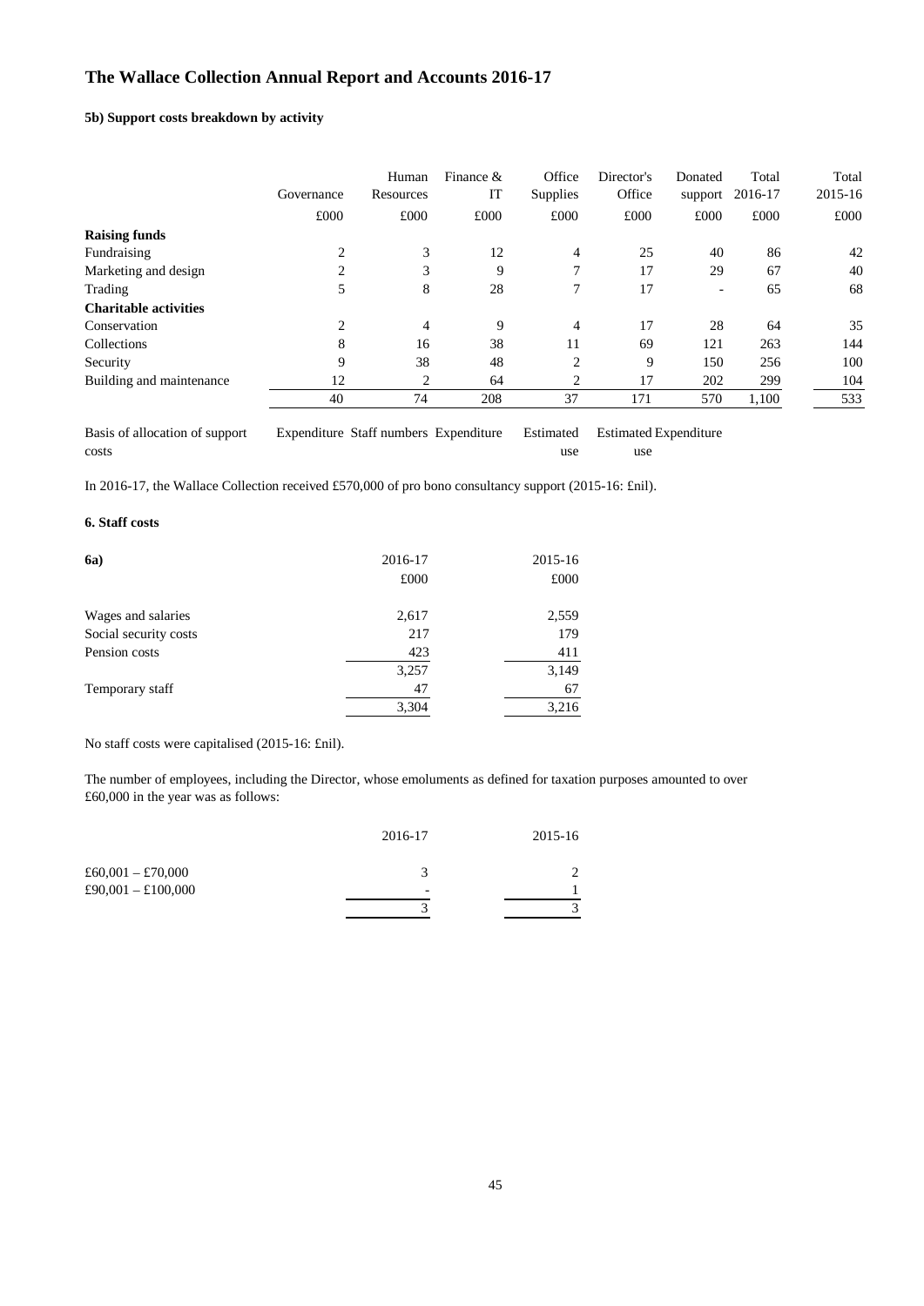## The Wallace Collection Annual Report and Accounts 2016-17

### 5b) Support costs breakdown by activity

| | Governance | Human Resources | Finance & IT | Office Supplies | Director's Office | Donated support | Total 2016-17 | Total 2015-16 |
|---|---|---|---|---|---|---|---|---|
| | £000 | £000 | £000 | £000 | £000 | £000 | £000 | £000 |
| **Raising funds** | | | | | | | | |
| Fundraising | 2 | 3 | 12 | 4 | 25 | 40 | 86 | 42 |
| Marketing and design | 2 | 3 | 9 | 7 | 17 | 29 | 67 | 40 |
| Trading | 5 | 8 | 28 | 7 | 17 | - | 65 | 68 |
| **Charitable activities** | | | | | | | | |
| Conservation | 2 | 4 | 9 | 4 | 17 | 28 | 64 | 35 |
| Collections | 8 | 16 | 38 | 11 | 69 | 121 | 263 | 144 |
| Security | 9 | 38 | 48 | 2 | 9 | 150 | 256 | 100 |
| Building and maintenance | 12 | 2 | 64 | 2 | 17 | 202 | 299 | 104 |
| | 40 | 74 | 208 | 37 | 171 | 570 | 1,100 | 533 |
| Basis of allocation of support costs | Expenditure | Staff numbers | Expenditure | Estimated use | Estimated use | Expenditure | | |

In 2016-17, the Wallace Collection received £570,000 of pro bono consultancy support (2015-16: £nil).

### 6. Staff costs

| **6a)** | 2016-17 | 2015-16 |
|---|---|---|
| | £000 | £000 |
| Wages and salaries | 2,617 | 2,559 |
| Social security costs | 217 | 179 |
| Pension costs | 423 | 411 |
| | 3,257 | 3,149 |
| Temporary staff | 47 | 67 |
| | 3,304 | 3,216 |

No staff costs were capitalised (2015-16: £nil).

The number of employees, including the Director, whose emoluments as defined for taxation purposes amounted to over £60,000 in the year was as follows:

| | 2016-17 | 2015-16 |
|---|---|---|
| £60,001 – £70,000 | 3 | 2 |
| £90,001 – £100,000 | - | 1 |
| | 3 | 3 |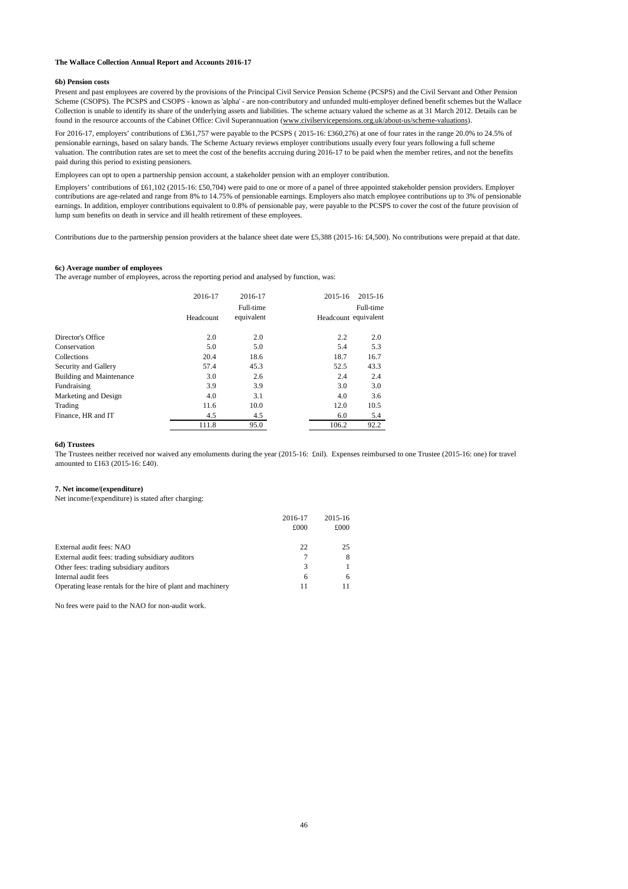### 6b) Pension costs

Present and past employees are covered by the provisions of the Principal Civil Service Pension Scheme (PCSPS) and the Civil Servant and Other Pension Scheme (CSOPS). The PCSPS and CSOPS - known as 'alpha' - are non-contributory and unfunded multi-employer defined benefit schemes but the Wallace Collection is unable to identify its share of the underlying assets and liabilities. The scheme actuary valued the scheme as at 31 March 2012. Details can be found in the resource accounts of the Cabinet Office: Civil Superannuation (www.civilservicepensions.org.uk/about-us/scheme-valuations).

For 2016-17, employers' contributions of £361,757 were payable to the PCSPS ( 2015-16: £360,276) at one of four rates in the range 20.0% to 24.5% of pensionable earnings, based on salary bands. The Scheme Actuary reviews employer contributions usually every four years following a full scheme valuation. The contribution rates are set to meet the cost of the benefits accruing during 2016-17 to be paid when the member retires, and not the benefits paid during this period to existing pensioners.

Employees can opt to open a partnership pension account, a stakeholder pension with an employer contribution.

Employers' contributions of £61,102 (2015-16: £50,704) were paid to one or more of a panel of three appointed stakeholder pension providers. Employer contributions are age-related and range from 8% to 14.75% of pensionable earnings. Employers also match employee contributions up to 3% of pensionable earnings. In addition, employer contributions equivalent to 0.8% of pensionable pay, were payable to the PCSPS to cover the cost of the future provision of lump sum benefits on death in service and ill health retirement of these employees.

Contributions due to the partnership pension providers at the balance sheet date were £5,388 (2015-16: £4,500). No contributions were prepaid at that date.

### 6c) Average number of employees

The average number of employees, across the reporting period and analysed by function, was:

| | 2016-17 | 2016-17 | 2015-16 | 2015-16 |
|---|---|---|---|---|
| | Headcount | Full-time equivalent | Headcount | Full-time equivalent |
| Director's Office | 2.0 | 2.0 | 2.2 | 2.0 |
| Conservation | 5.0 | 5.0 | 5.4 | 5.3 |
| Collections | 20.4 | 18.6 | 18.7 | 16.7 |
| Security and Gallery | 57.4 | 45.3 | 52.5 | 43.3 |
| Building and Maintenance | 3.0 | 2.6 | 2.4 | 2.4 |
| Fundraising | 3.9 | 3.9 | 3.0 | 3.0 |
| Marketing and Design | 4.0 | 3.1 | 4.0 | 3.6 |
| Trading | 11.6 | 10.0 | 12.0 | 10.5 |
| Finance, HR and IT | 4.5 | 4.5 | 6.0 | 5.4 |
| | 111.8 | 95.0 | 106.2 | 92.2 |

### 6d) Trustees

The Trustees neither received nor waived any emoluments during the year (2015-16: £nil). Expenses reimbursed to one Trustee (2015-16: one) for travel amounted to £163 (2015-16: £40).

### 7. Net income/(expenditure)

Net income/(expenditure) is stated after charging:

| | 2016-17 £000 | 2015-16 £000 |
|---|---|---|
| External audit fees: NAO | 22 | 25 |
| External audit fees: trading subsidiary auditors | 7 | 8 |
| Other fees: trading subsidiary auditors | 3 | 1 |
| Internal audit fees | 6 | 6 |
| Operating lease rentals for the hire of plant and machinery | 11 | 11 |

No fees were paid to the NAO for non-audit work.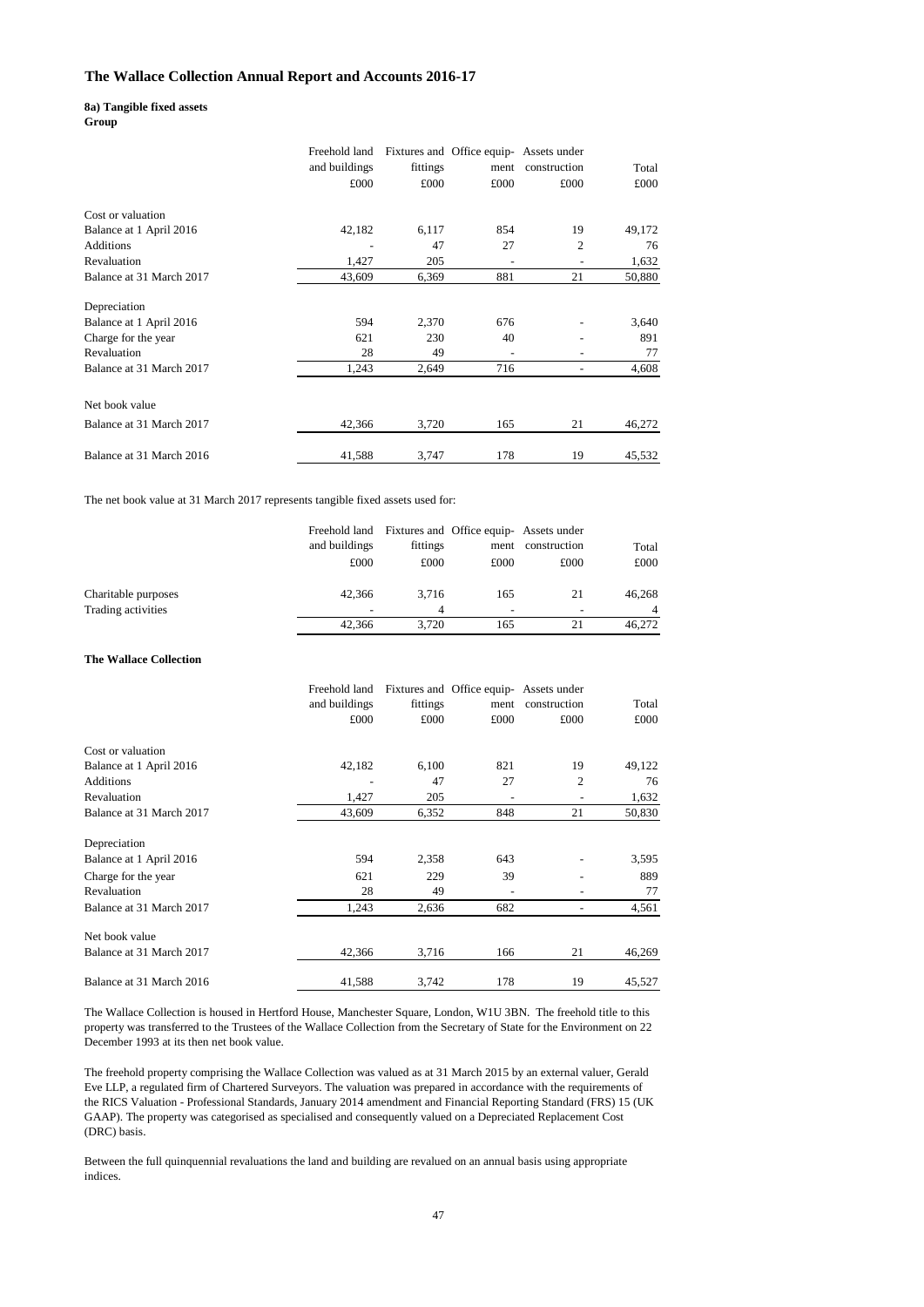#### 8a) Tangible fixed assets

**Group**

| | Freehold land and buildings | Fixtures and fittings | Office equipment | Assets under construction | Total |
|---|---|---|---|---|---|
| | £000 | £000 | £000 | £000 | £000 |
| Cost or valuation | | | | | |
| Balance at 1 April 2016 | 42,182 | 6,117 | 854 | 19 | 49,172 |
| Additions | - | 47 | 27 | 2 | 76 |
| Revaluation | 1,427 | 205 | - | - | 1,632 |
| Balance at 31 March 2017 | 43,609 | 6,369 | 881 | 21 | 50,880 |
| Depreciation | | | | | |
| Balance at 1 April 2016 | 594 | 2,370 | 676 | - | 3,640 |
| Charge for the year | 621 | 230 | 40 | - | 891 |
| Revaluation | 28 | 49 | - | - | 77 |
| Balance at 31 March 2017 | 1,243 | 2,649 | 716 | - | 4,608 |
| Net book value | | | | | |
| Balance at 31 March 2017 | 42,366 | 3,720 | 165 | 21 | 46,272 |
| Balance at 31 March 2016 | 41,588 | 3,747 | 178 | 19 | 45,532 |

The net book value at 31 March 2017 represents tangible fixed assets used for:

| | Freehold land and buildings | Fixtures and fittings | Office equipment | Assets under construction | Total |
|---|---|---|---|---|---|
| | £000 | £000 | £000 | £000 | £000 |
| Charitable purposes | 42,366 | 3,716 | 165 | 21 | 46,268 |
| Trading activities | - | 4 | - | - | 4 |
| | 42,366 | 3,720 | 165 | 21 | 46,272 |

**The Wallace Collection**

| | Freehold land and buildings | Fixtures and fittings | Office equipment | Assets under construction | Total |
|---|---|---|---|---|---|
| | £000 | £000 | £000 | £000 | £000 |
| Cost or valuation | | | | | |
| Balance at 1 April 2016 | 42,182 | 6,100 | 821 | 19 | 49,122 |
| Additions | - | 47 | 27 | 2 | 76 |
| Revaluation | 1,427 | 205 | - | - | 1,632 |
| Balance at 31 March 2017 | 43,609 | 6,352 | 848 | 21 | 50,830 |
| Depreciation | | | | | |
| Balance at 1 April 2016 | 594 | 2,358 | 643 | - | 3,595 |
| Charge for the year | 621 | 229 | 39 | - | 889 |
| Revaluation | 28 | 49 | - | - | 77 |
| Balance at 31 March 2017 | 1,243 | 2,636 | 682 | - | 4,561 |
| Net book value | | | | | |
| Balance at 31 March 2017 | 42,366 | 3,716 | 166 | 21 | 46,269 |
| Balance at 31 March 2016 | 41,588 | 3,742 | 178 | 19 | 45,527 |

The Wallace Collection is housed in Hertford House, Manchester Square, London, W1U 3BN. The freehold title to this property was transferred to the Trustees of the Wallace Collection from the Secretary of State for the Environment on 22 December 1993 at its then net book value.

The freehold property comprising the Wallace Collection was valued as at 31 March 2015 by an external valuer, Gerald Eve LLP, a regulated firm of Chartered Surveyors. The valuation was prepared in accordance with the requirements of the RICS Valuation - Professional Standards, January 2014 amendment and Financial Reporting Standard (FRS) 15 (UK GAAP). The property was categorised as specialised and consequently valued on a Depreciated Replacement Cost (DRC) basis.

Between the full quinquennial revaluations the land and building are revalued on an annual basis using appropriate indices.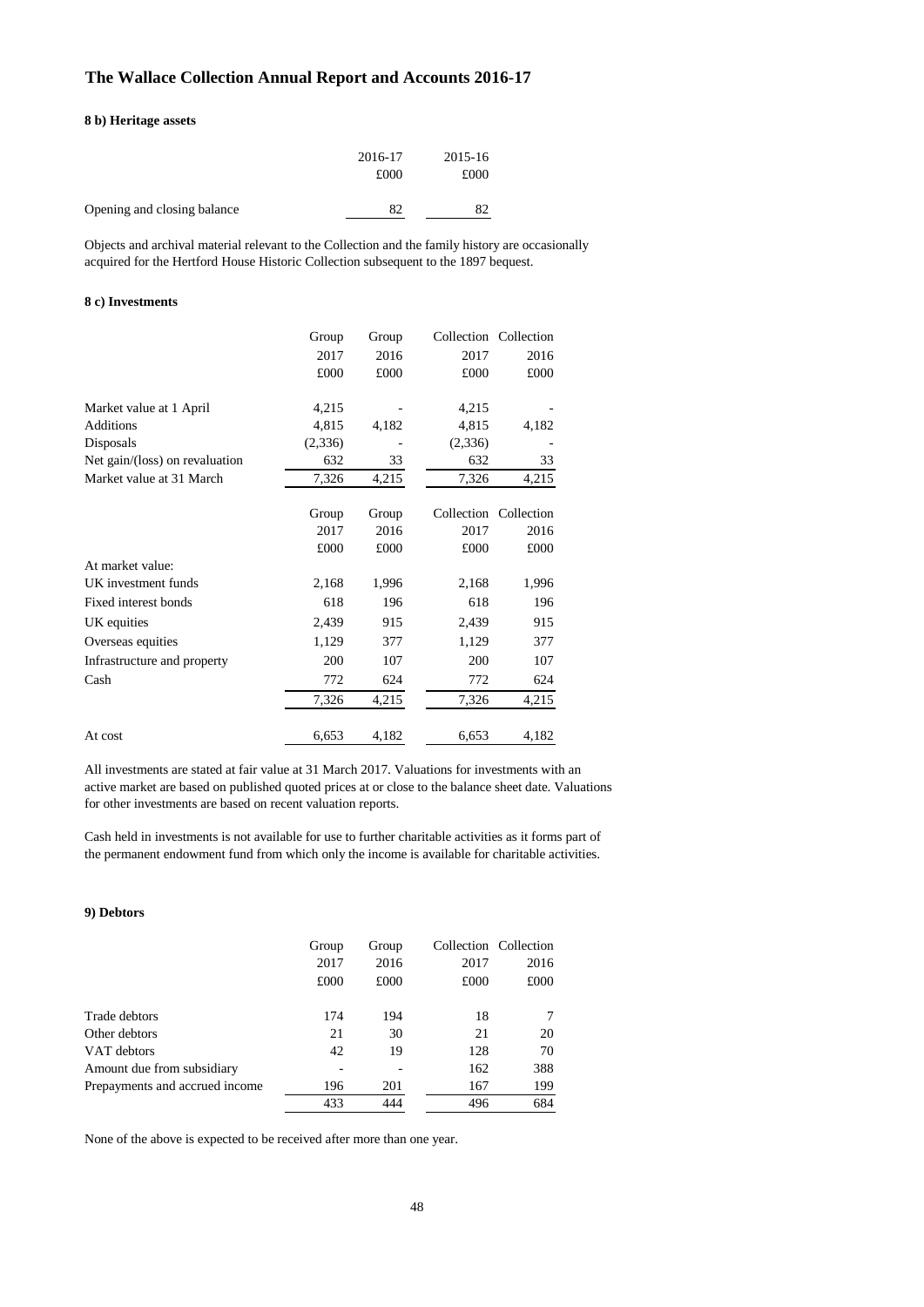## 8 b) Heritage assets

| | 2016-17 | 2015-16 |
|---|---|---|
| | £000 | £000 |
| Opening and closing balance | 82 | 82 |

Objects and archival material relevant to the Collection and the family history are occasionally acquired for the Hertford House Historic Collection subsequent to the 1897 bequest.

## 8 c) Investments

| | Group | Group | Collection | Collection |
|---|---|---|---|---|
| | 2017 | 2016 | 2017 | 2016 |
| | £000 | £000 | £000 | £000 |
| Market value at 1 April | 4,215 | - | 4,215 | - |
| Additions | 4,815 | 4,182 | 4,815 | 4,182 |
| Disposals | (2,336) | - | (2,336) | - |
| Net gain/(loss) on revaluation | 632 | 33 | 632 | 33 |
| Market value at 31 March | 7,326 | 4,215 | 7,326 | 4,215 |

| | Group | Group | Collection | Collection |
|---|---|---|---|---|
| | 2017 | 2016 | 2017 | 2016 |
| | £000 | £000 | £000 | £000 |
| At market value: | | | | |
| UK investment funds | 2,168 | 1,996 | 2,168 | 1,996 |
| Fixed interest bonds | 618 | 196 | 618 | 196 |
| UK equities | 2,439 | 915 | 2,439 | 915 |
| Overseas equities | 1,129 | 377 | 1,129 | 377 |
| Infrastructure and property | 200 | 107 | 200 | 107 |
| Cash | 772 | 624 | 772 | 624 |
| | 7,326 | 4,215 | 7,326 | 4,215 |
| At cost | 6,653 | 4,182 | 6,653 | 4,182 |

All investments are stated at fair value at 31 March 2017. Valuations for investments with an active market are based on published quoted prices at or close to the balance sheet date. Valuations for other investments are based on recent valuation reports.

Cash held in investments is not available for use to further charitable activities as it forms part of the permanent endowment fund from which only the income is available for charitable activities.

## 9) Debtors

| | Group | Group | Collection | Collection |
|---|---|---|---|---|
| | 2017 | 2016 | 2017 | 2016 |
| | £000 | £000 | £000 | £000 |
| Trade debtors | 174 | 194 | 18 | 7 |
| Other debtors | 21 | 30 | 21 | 20 |
| VAT debtors | 42 | 19 | 128 | 70 |
| Amount due from subsidiary | - | - | 162 | 388 |
| Prepayments and accrued income | 196 | 201 | 167 | 199 |
| | 433 | 444 | 496 | 684 |

None of the above is expected to be received after more than one year.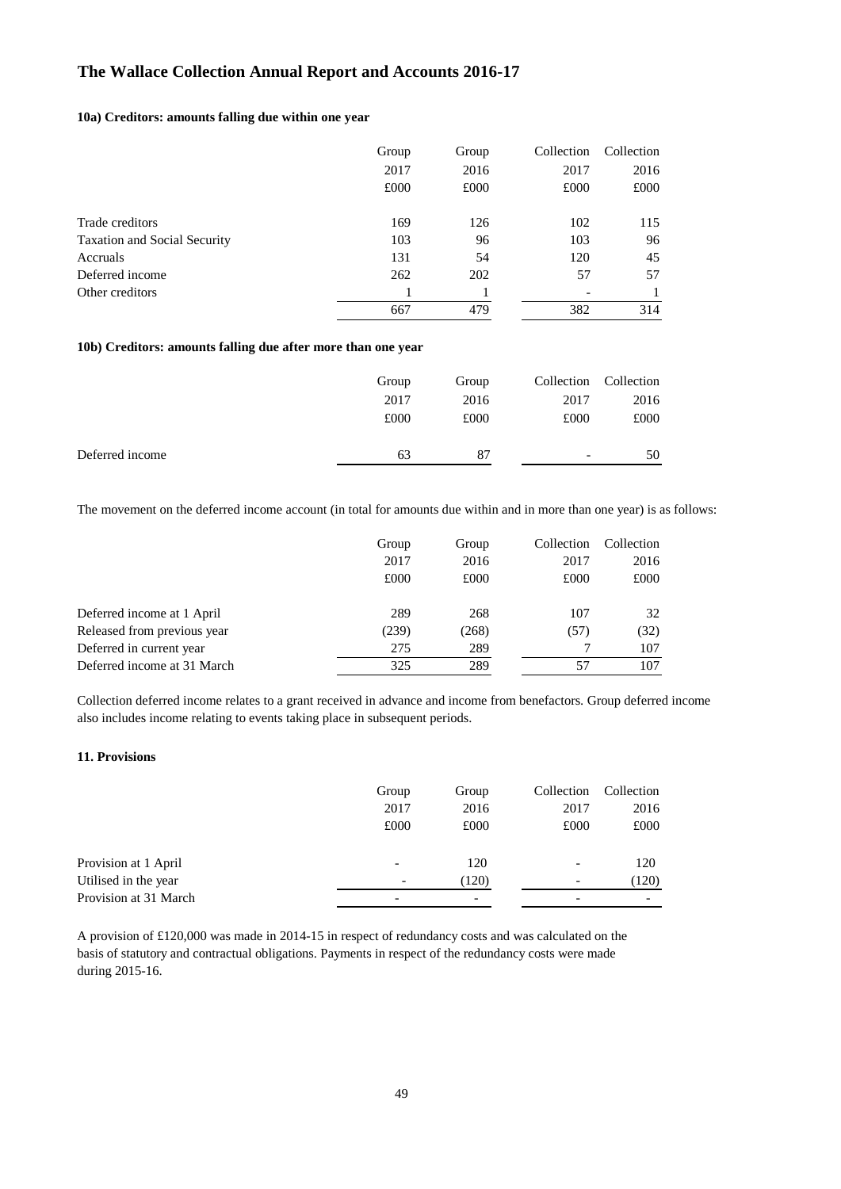#### 10a) Creditors: amounts falling due within one year

| | Group 2017 £000 | Group 2016 £000 | Collection 2017 £000 | Collection 2016 £000 |
|---|---|---|---|---|
| Trade creditors | 169 | 126 | 102 | 115 |
| Taxation and Social Security | 103 | 96 | 103 | 96 |
| Accruals | 131 | 54 | 120 | 45 |
| Deferred income | 262 | 202 | 57 | 57 |
| Other creditors | 1 | 1 | - | 1 |
| | 667 | 479 | 382 | 314 |

#### 10b) Creditors: amounts falling due after more than one year

| | Group 2017 £000 | Group 2016 £000 | Collection 2017 £000 | Collection 2016 £000 |
|---|---|---|---|---|
| Deferred income | 63 | 87 | - | 50 |

The movement on the deferred income account (in total for amounts due within and in more than one year) is as follows:

| | Group 2017 £000 | Group 2016 £000 | Collection 2017 £000 | Collection 2016 £000 |
|---|---|---|---|---|
| Deferred income at 1 April | 289 | 268 | 107 | 32 |
| Released from previous year | (239) | (268) | (57) | (32) |
| Deferred in current year | 275 | 289 | 7 | 107 |
| Deferred income at 31 March | 325 | 289 | 57 | 107 |

Collection deferred income relates to a grant received in advance and income from benefactors. Group deferred income also includes income relating to events taking place in subsequent periods.

#### 11. Provisions

| | Group 2017 £000 | Group 2016 £000 | Collection 2017 £000 | Collection 2016 £000 |
|---|---|---|---|---|
| Provision at 1 April | - | 120 | - | 120 |
| Utilised in the year | - | (120) | - | (120) |
| Provision at 31 March | - | - | - | - |

A provision of £120,000 was made in 2014-15 in respect of redundancy costs and was calculated on the basis of statutory and contractual obligations. Payments in respect of the redundancy costs were made during 2015-16.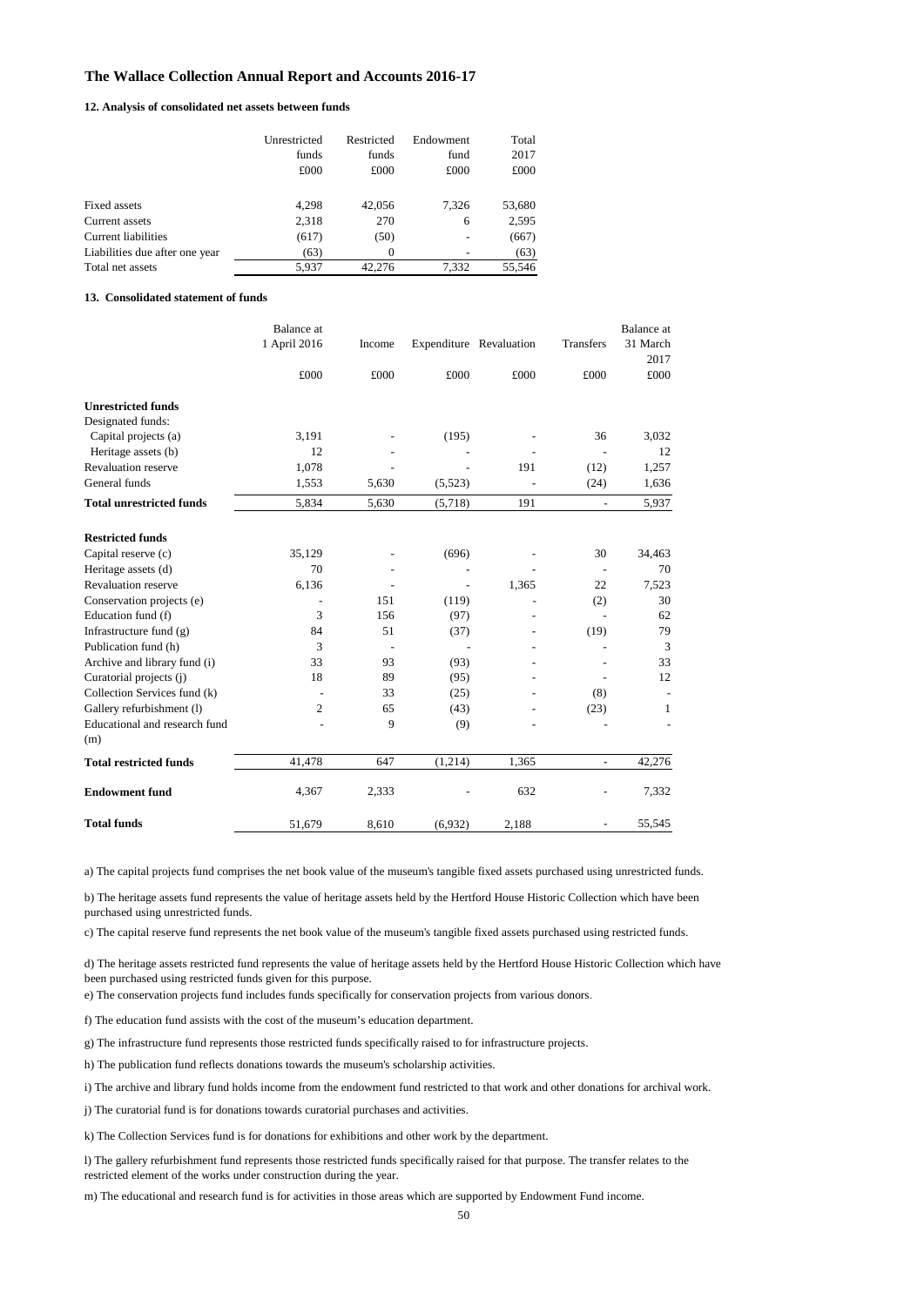**The Wallace Collection Annual Report and Accounts 2016-17**

#### 12. Analysis of consolidated net assets between funds

| | Unrestricted funds £000 | Restricted funds £000 | Endowment fund £000 | Total 2017 £000 |
|---|---|---|---|---|
| Fixed assets | 4,298 | 42,056 | 7,326 | 53,680 |
| Current assets | 2,318 | 270 | 6 | 2,595 |
| Current liabilities | (617) | (50) | - | (667) |
| Liabilities due after one year | (63) | 0 | - | (63) |
| Total net assets | 5,937 | 42,276 | 7,332 | 55,546 |

#### 13. Consolidated statement of funds

| | Balance at 1 April 2016 £000 | Income £000 | Expenditure £000 | Revaluation £000 | Transfers £000 | Balance at 31 March 2017 £000 |
|---|---|---|---|---|---|---|
| **Unrestricted funds** | | | | | | |
| Designated funds: | | | | | | |
| Capital projects (a) | 3,191 | - | (195) | - | 36 | 3,032 |
| Heritage assets (b) | 12 | - | - | - | - | 12 |
| Revaluation reserve | 1,078 | - | - | 191 | (12) | 1,257 |
| General funds | 1,553 | 5,630 | (5,523) | - | (24) | 1,636 |
| **Total unrestricted funds** | 5,834 | 5,630 | (5,718) | 191 | - | 5,937 |
| **Restricted funds** | | | | | | |
| Capital reserve (c) | 35,129 | - | (696) | - | 30 | 34,463 |
| Heritage assets (d) | 70 | - | - | - | - | 70 |
| Revaluation reserve | 6,136 | - | - | 1,365 | 22 | 7,523 |
| Conservation projects (e) | - | 151 | (119) | - | (2) | 30 |
| Education fund (f) | 3 | 156 | (97) | - | - | 62 |
| Infrastructure fund (g) | 84 | 51 | (37) | - | (19) | 79 |
| Publication fund (h) | 3 | - | - | - | - | 3 |
| Archive and library fund (i) | 33 | 93 | (93) | - | - | 33 |
| Curatorial projects (j) | 18 | 89 | (95) | - | - | 12 |
| Collection Services fund (k) | - | 33 | (25) | - | (8) | - |
| Gallery refurbishment (l) | 2 | 65 | (43) | - | (23) | 1 |
| Educational and research fund (m) | - | 9 | (9) | - | - | - |
| **Total restricted funds** | 41,478 | 647 | (1,214) | 1,365 | - | 42,276 |
| **Endowment fund** | 4,367 | 2,333 | - | 632 | - | 7,332 |
| **Total funds** | 51,679 | 8,610 | (6,932) | 2,188 | - | 55,545 |

a) The capital projects fund comprises the net book value of the museum's tangible fixed assets purchased using unrestricted funds.

b) The heritage assets fund represents the value of heritage assets held by the Hertford House Historic Collection which have been purchased using unrestricted funds.

c) The capital reserve fund represents the net book value of the museum's tangible fixed assets purchased using restricted funds.

d) The heritage assets restricted fund represents the value of heritage assets held by the Hertford House Historic Collection which have been purchased using restricted funds given for this purpose.

e) The conservation projects fund includes funds specifically for conservation projects from various donors.

f) The education fund assists with the cost of the museum's education department.

g) The infrastructure fund represents those restricted funds specifically raised to for infrastructure projects.

h) The publication fund reflects donations towards the museum's scholarship activities.

i) The archive and library fund holds income from the endowment fund restricted to that work and other donations for archival work.

j) The curatorial fund is for donations towards curatorial purchases and activities.

k) The Collection Services fund is for donations for exhibitions and other work by the department.

l) The gallery refurbishment fund represents those restricted funds specifically raised for that purpose. The transfer relates to the restricted element of the works under construction during the year.

m) The educational and research fund is for activities in those areas which are supported by Endowment Fund income.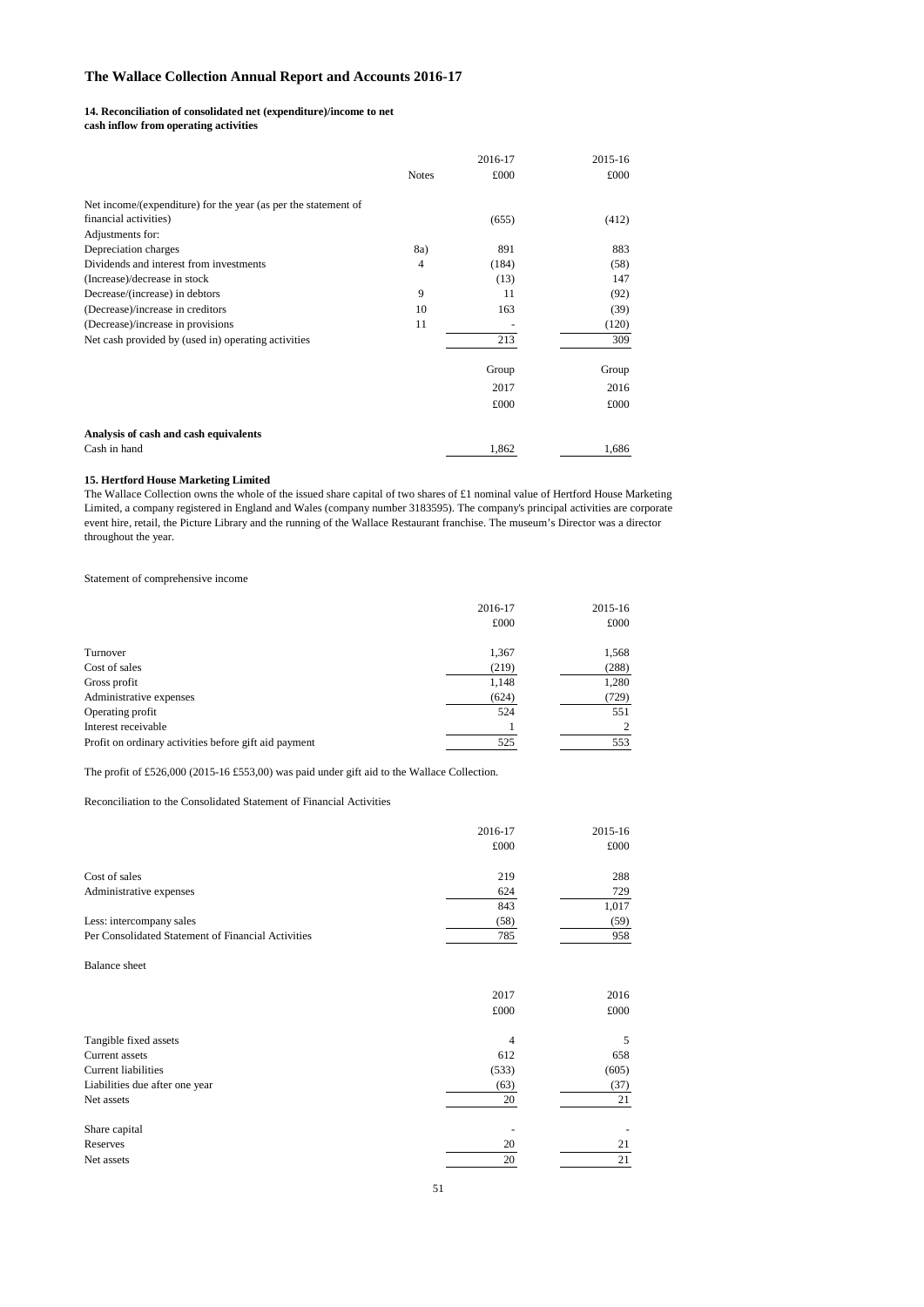### 14. Reconciliation of consolidated net (expenditure)/income to net cash inflow from operating activities

| | Notes | 2016-17 £000 | 2015-16 £000 |
|---|---|---|---|
| Net income/(expenditure) for the year (as per the statement of financial activities) | | (655) | (412) |
| Adjustments for: | | | |
| Depreciation charges | 8a) | 891 | 883 |
| Dividends and interest from investments | 4 | (184) | (58) |
| (Increase)/decrease in stock | | (13) | 147 |
| Decrease/(increase) in debtors | 9 | 11 | (92) |
| (Decrease)/increase in creditors | 10 | 163 | (39) |
| (Decrease)/increase in provisions | 11 | - | (120) |
| Net cash provided by (used in) operating activities | | 213 | 309 |

| | Group 2017 £000 | Group 2016 £000 |
|---|---|---|
| **Analysis of cash and cash equivalents** | | |
| Cash in hand | 1,862 | 1,686 |

### 15. Hertford House Marketing Limited

The Wallace Collection owns the whole of the issued share capital of two shares of £1 nominal value of Hertford House Marketing Limited, a company registered in England and Wales (company number 3183595). The company's principal activities are corporate event hire, retail, the Picture Library and the running of the Wallace Restaurant franchise. The museum's Director was a director throughout the year.

Statement of comprehensive income

| | 2016-17 £000 | 2015-16 £000 |
|---|---|---|
| Turnover | 1,367 | 1,568 |
| Cost of sales | (219) | (288) |
| Gross profit | 1,148 | 1,280 |
| Administrative expenses | (624) | (729) |
| Operating profit | 524 | 551 |
| Interest receivable | 1 | 2 |
| Profit on ordinary activities before gift aid payment | 525 | 553 |

The profit of £526,000 (2015-16 £553,00) was paid under gift aid to the Wallace Collection.

Reconciliation to the Consolidated Statement of Financial Activities

| | 2016-17 £000 | 2015-16 £000 |
|---|---|---|
| Cost of sales | 219 | 288 |
| Administrative expenses | 624 | 729 |
| | 843 | 1,017 |
| Less: intercompany sales | (58) | (59) |
| Per Consolidated Statement of Financial Activities | 785 | 958 |

Balance sheet

| | 2017 £000 | 2016 £000 |
|---|---|---|
| Tangible fixed assets | 4 | 5 |
| Current assets | 612 | 658 |
| Current liabilities | (533) | (605) |
| Liabilities due after one year | (63) | (37) |
| Net assets | 20 | 21 |
| | | |
| Share capital | - | - |
| Reserves | 20 | 21 |
| Net assets | 20 | 21 |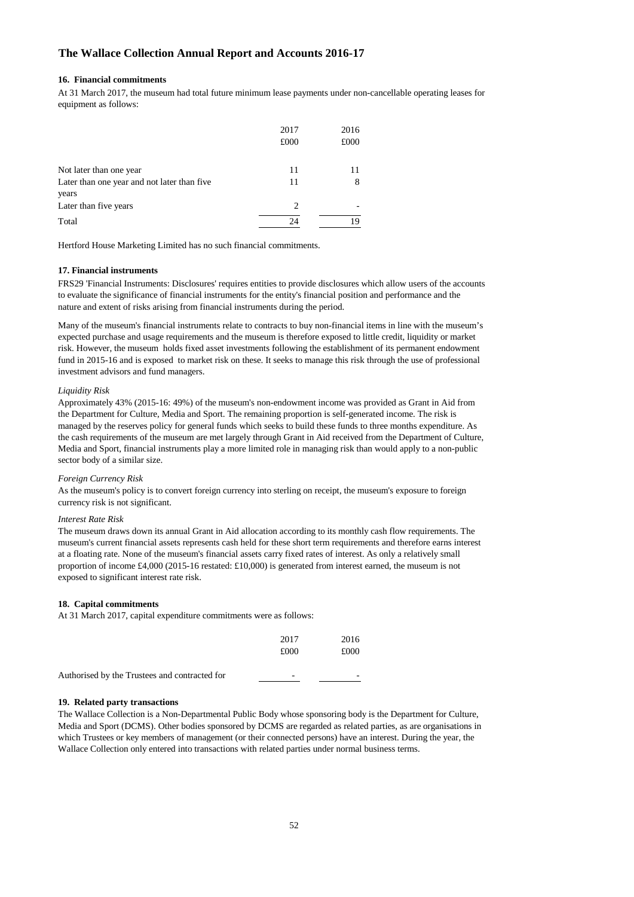# The Wallace Collection Annual Report and Accounts 2016-17

### 16. Financial commitments

At 31 March 2017, the museum had total future minimum lease payments under non-cancellable operating leases for equipment as follows:

| | 2017 | 2016 |
|---|---|---|
| | £000 | £000 |
| Not later than one year | 11 | 11 |
| Later than one year and not later than five years | 11 | 8 |
| Later than five years | 2 | - |
| Total | 24 | 19 |

Hertford House Marketing Limited has no such financial commitments.

### 17. Financial instruments

FRS29 'Financial Instruments: Disclosures' requires entities to provide disclosures which allow users of the accounts to evaluate the significance of financial instruments for the entity's financial position and performance and the nature and extent of risks arising from financial instruments during the period.

Many of the museum's financial instruments relate to contracts to buy non-financial items in line with the museum's expected purchase and usage requirements and the museum is therefore exposed to little credit, liquidity or market risk. However, the museum holds fixed asset investments following the establishment of its permanent endowment fund in 2015-16 and is exposed to market risk on these. It seeks to manage this risk through the use of professional investment advisors and fund managers.

*Liquidity Risk*

Approximately 43% (2015-16: 49%) of the museum's non-endowment income was provided as Grant in Aid from the Department for Culture, Media and Sport. The remaining proportion is self-generated income. The risk is managed by the reserves policy for general funds which seeks to build these funds to three months expenditure. As the cash requirements of the museum are met largely through Grant in Aid received from the Department of Culture, Media and Sport, financial instruments play a more limited role in managing risk than would apply to a non-public sector body of a similar size.

*Foreign Currency Risk*

As the museum's policy is to convert foreign currency into sterling on receipt, the museum's exposure to foreign currency risk is not significant.

*Interest Rate Risk*

The museum draws down its annual Grant in Aid allocation according to its monthly cash flow requirements. The museum's current financial assets represents cash held for these short term requirements and therefore earns interest at a floating rate. None of the museum's financial assets carry fixed rates of interest. As only a relatively small proportion of income £4,000 (2015-16 restated: £10,000) is generated from interest earned, the museum is not exposed to significant interest rate risk.

### 18. Capital commitments

At 31 March 2017, capital expenditure commitments were as follows:

| | 2017 | 2016 |
|---|---|---|
| | £000 | £000 |
| Authorised by the Trustees and contracted for | - | - |

### 19. Related party transactions

The Wallace Collection is a Non-Departmental Public Body whose sponsoring body is the Department for Culture, Media and Sport (DCMS). Other bodies sponsored by DCMS are regarded as related parties, as are organisations in which Trustees or key members of management (or their connected persons) have an interest. During the year, the Wallace Collection only entered into transactions with related parties under normal business terms.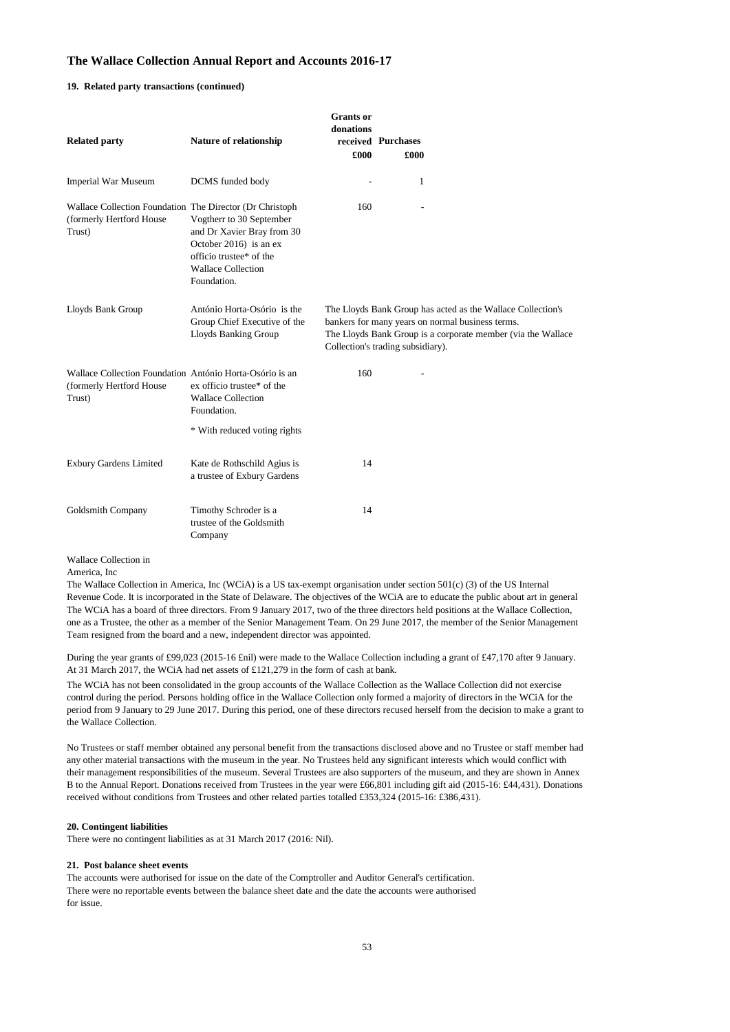## The Wallace Collection Annual Report and Accounts 2016-17

### 19. Related party transactions (continued)

| Related party | Nature of relationship | Grants or donations received £000 | Purchases £000 |
|---|---|---|---|
| Imperial War Museum | DCMS funded body | - | 1 |
| Wallace Collection Foundation (formerly Hertford House Trust) | The Director (Dr Christoph Vogtherr to 30 September and Dr Xavier Bray from 30 October 2016) is an ex officio trustee* of the Wallace Collection Foundation. | 160 | - |
| Lloyds Bank Group | António Horta-Osório is the Group Chief Executive of the Lloyds Banking Group | The Lloyds Bank Group has acted as the Wallace Collection's bankers for many years on normal business terms. The Lloyds Bank Group is a corporate member (via the Wallace Collection's trading subsidiary). | |
| Wallace Collection Foundation (formerly Hertford House Trust) | António Horta-Osório is an ex officio trustee* of the Wallace Collection Foundation.<br><br>* With reduced voting rights | 160 | - |
| Exbury Gardens Limited | Kate de Rothschild Agius is a trustee of Exbury Gardens | 14 | |
| Goldsmith Company | Timothy Schroder is a trustee of the Goldsmith Company | 14 | |

Wallace Collection in America, Inc

The Wallace Collection in America, Inc (WCiA) is a US tax-exempt organisation under section 501(c) (3) of the US Internal Revenue Code. It is incorporated in the State of Delaware. The objectives of the WCiA are to educate the public about art in general The WCiA has a board of three directors. From 9 January 2017, two of the three directors held positions at the Wallace Collection, one as a Trustee, the other as a member of the Senior Management Team. On 29 June 2017, the member of the Senior Management Team resigned from the board and a new, independent director was appointed.

During the year grants of £99,023 (2015-16 £nil) were made to the Wallace Collection including a grant of £47,170 after 9 January. At 31 March 2017, the WCiA had net assets of £121,279 in the form of cash at bank.

The WCiA has not been consolidated in the group accounts of the Wallace Collection as the Wallace Collection did not exercise control during the period. Persons holding office in the Wallace Collection only formed a majority of directors in the WCiA for the period from 9 January to 29 June 2017. During this period, one of these directors recused herself from the decision to make a grant to the Wallace Collection.

No Trustees or staff member obtained any personal benefit from the transactions disclosed above and no Trustee or staff member had any other material transactions with the museum in the year. No Trustees held any significant interests which would conflict with their management responsibilities of the museum. Several Trustees are also supporters of the museum, and they are shown in Annex B to the Annual Report. Donations received from Trustees in the year were £66,801 including gift aid (2015-16: £44,431). Donations received without conditions from Trustees and other related parties totalled £353,324 (2015-16: £386,431).

### 20. Contingent liabilities

There were no contingent liabilities as at 31 March 2017 (2016: Nil).

### 21. Post balance sheet events

The accounts were authorised for issue on the date of the Comptroller and Auditor General's certification. There were no reportable events between the balance sheet date and the date the accounts were authorised for issue.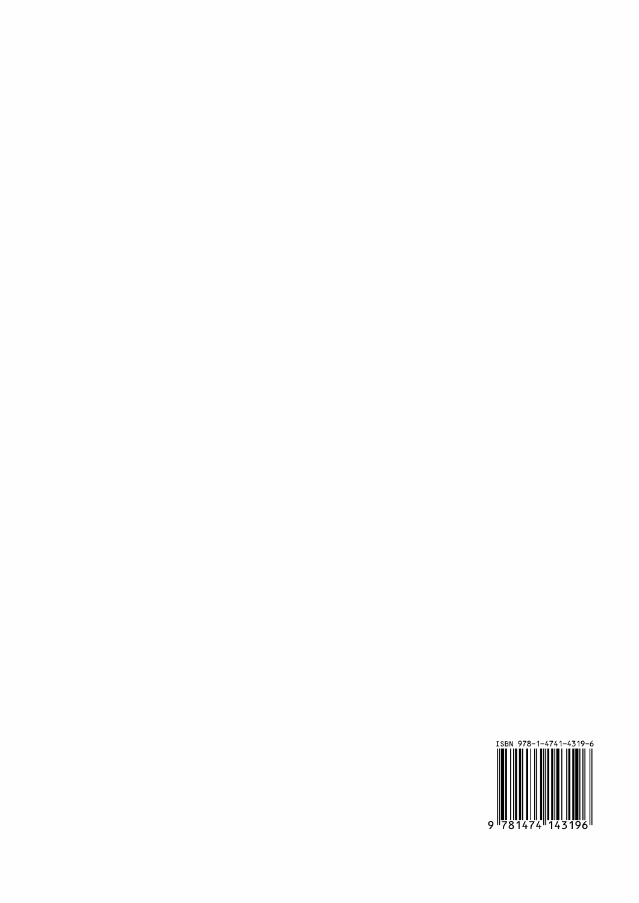ISBN 978-1-4741-4319-6

9 781474 143196